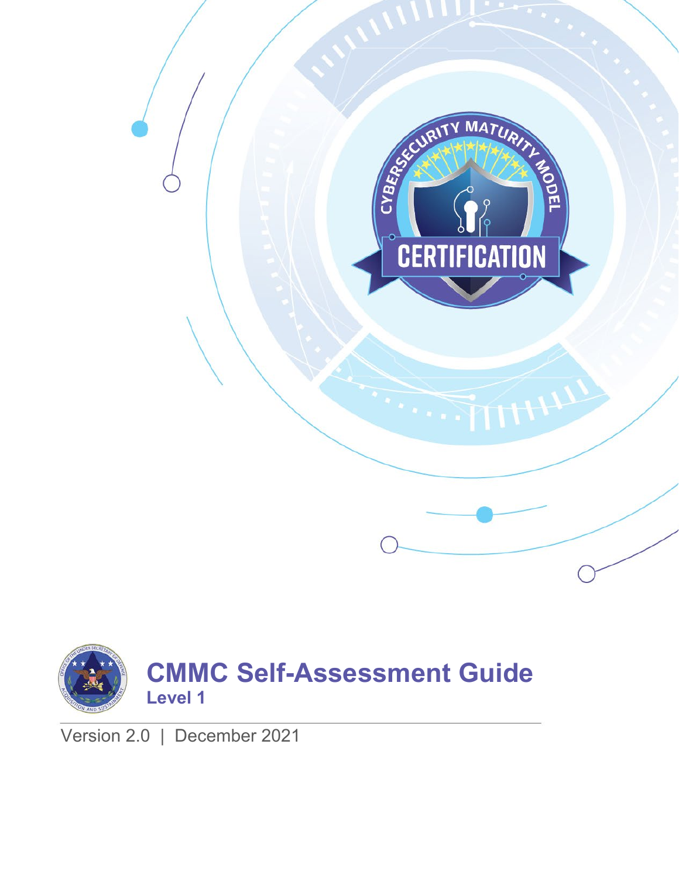# CMMC Self-Assessment Guide

## Level 1

Version 2.0 | December 2021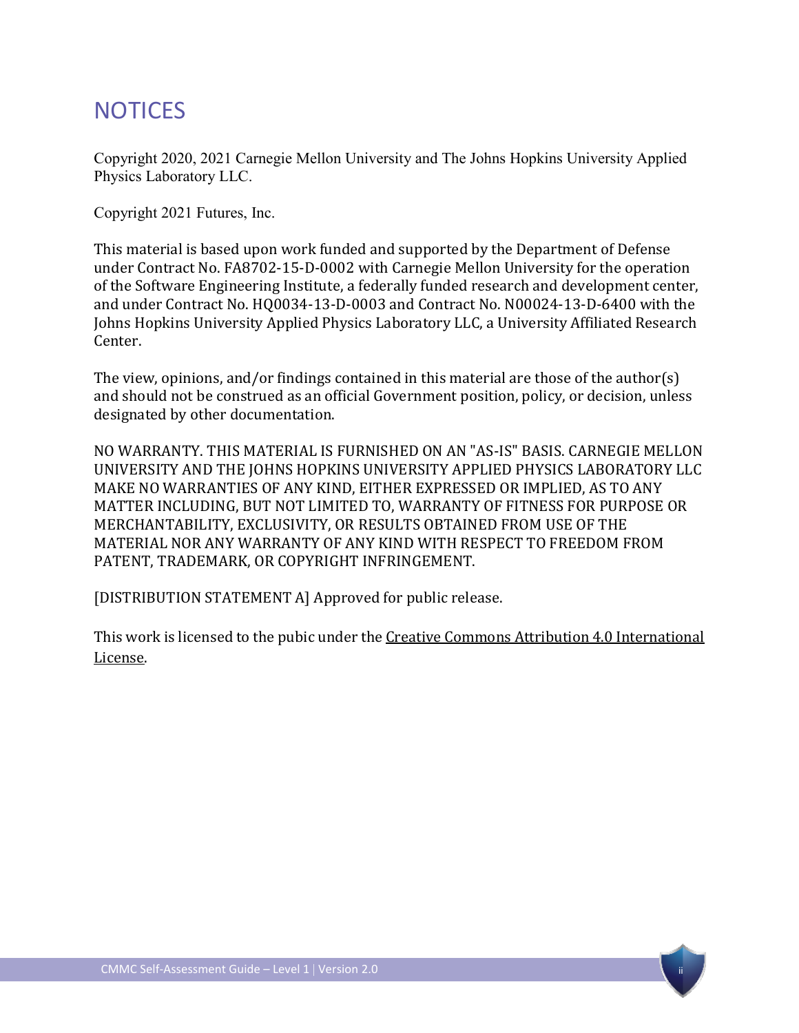# NOTICES

Copyright 2020, 2021 Carnegie Mellon University and The Johns Hopkins University Applied Physics Laboratory LLC.

Copyright 2021 Futures, Inc.

This material is based upon work funded and supported by the Department of Defense under Contract No. FA8702-15-D-0002 with Carnegie Mellon University for the operation of the Software Engineering Institute, a federally funded research and development center, and under Contract No. HQ0034-13-D-0003 and Contract No. N00024-13-D-6400 with the Johns Hopkins University Applied Physics Laboratory LLC, a University Affiliated Research Center.

The view, opinions, and/or findings contained in this material are those of the author(s) and should not be construed as an official Government position, policy, or decision, unless designated by other documentation.

NO WARRANTY. THIS MATERIAL IS FURNISHED ON AN "AS-IS" BASIS. CARNEGIE MELLON UNIVERSITY AND THE JOHNS HOPKINS UNIVERSITY APPLIED PHYSICS LABORATORY LLC MAKE NO WARRANTIES OF ANY KIND, EITHER EXPRESSED OR IMPLIED, AS TO ANY MATTER INCLUDING, BUT NOT LIMITED TO, WARRANTY OF FITNESS FOR PURPOSE OR MERCHANTABILITY, EXCLUSIVITY, OR RESULTS OBTAINED FROM USE OF THE MATERIAL NOR ANY WARRANTY OF ANY KIND WITH RESPECT TO FREEDOM FROM PATENT, TRADEMARK, OR COPYRIGHT INFRINGEMENT.

[DISTRIBUTION STATEMENT A] Approved for public release.

This work is licensed to the pubic under the Creative Commons Attribution 4.0 International License.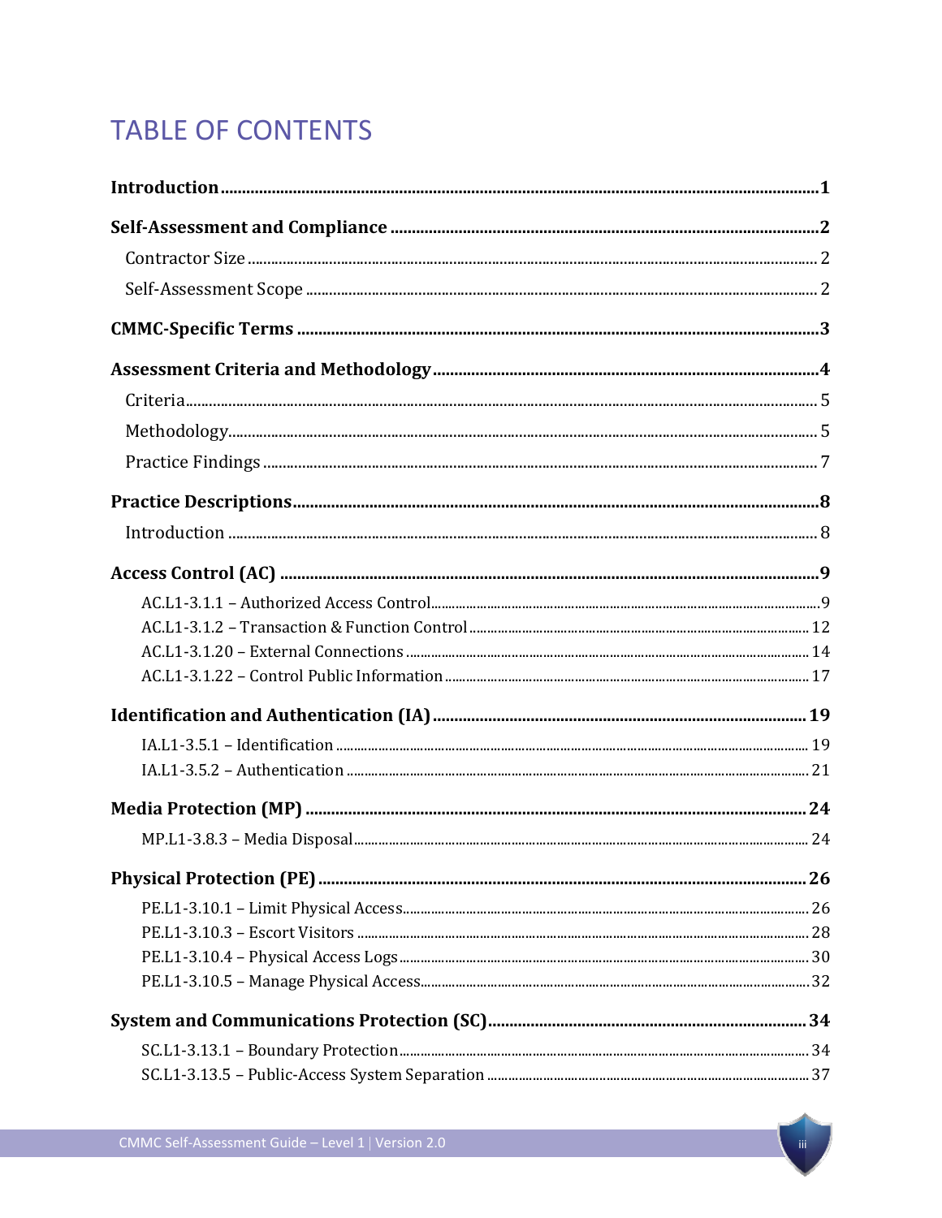# TABLE OF CONTENTS

**Introduction** ..... **1**

**Self-Assessment and Compliance** ..... **2**

- Contractor Size ..... 2
- Self-Assessment Scope ..... 2

**CMMC-Specific Terms** ..... **3**

**Assessment Criteria and Methodology** ..... **4**

- Criteria ..... 5
- Methodology ..... 5
- Practice Findings ..... 7

**Practice Descriptions** ..... **8**

- Introduction ..... 8

**Access Control (AC)** ..... **9**

- AC.L1-3.1.1 – Authorized Access Control ..... 9
- AC.L1-3.1.2 – Transaction & Function Control ..... 12
- AC.L1-3.1.20 – External Connections ..... 14
- AC.L1-3.1.22 – Control Public Information ..... 17

**Identification and Authentication (IA)** ..... **19**

- IA.L1-3.5.1 – Identification ..... 19
- IA.L1-3.5.2 – Authentication ..... 21

**Media Protection (MP)** ..... **24**

- MP.L1-3.8.3 – Media Disposal ..... 24

**Physical Protection (PE)** ..... **26**

- PE.L1-3.10.1 – Limit Physical Access ..... 26
- PE.L1-3.10.3 – Escort Visitors ..... 28
- PE.L1-3.10.4 – Physical Access Logs ..... 30
- PE.L1-3.10.5 – Manage Physical Access ..... 32

**System and Communications Protection (SC)** ..... **34**

- SC.L1-3.13.1 – Boundary Protection ..... 34
- SC.L1-3.13.5 – Public-Access System Separation ..... 37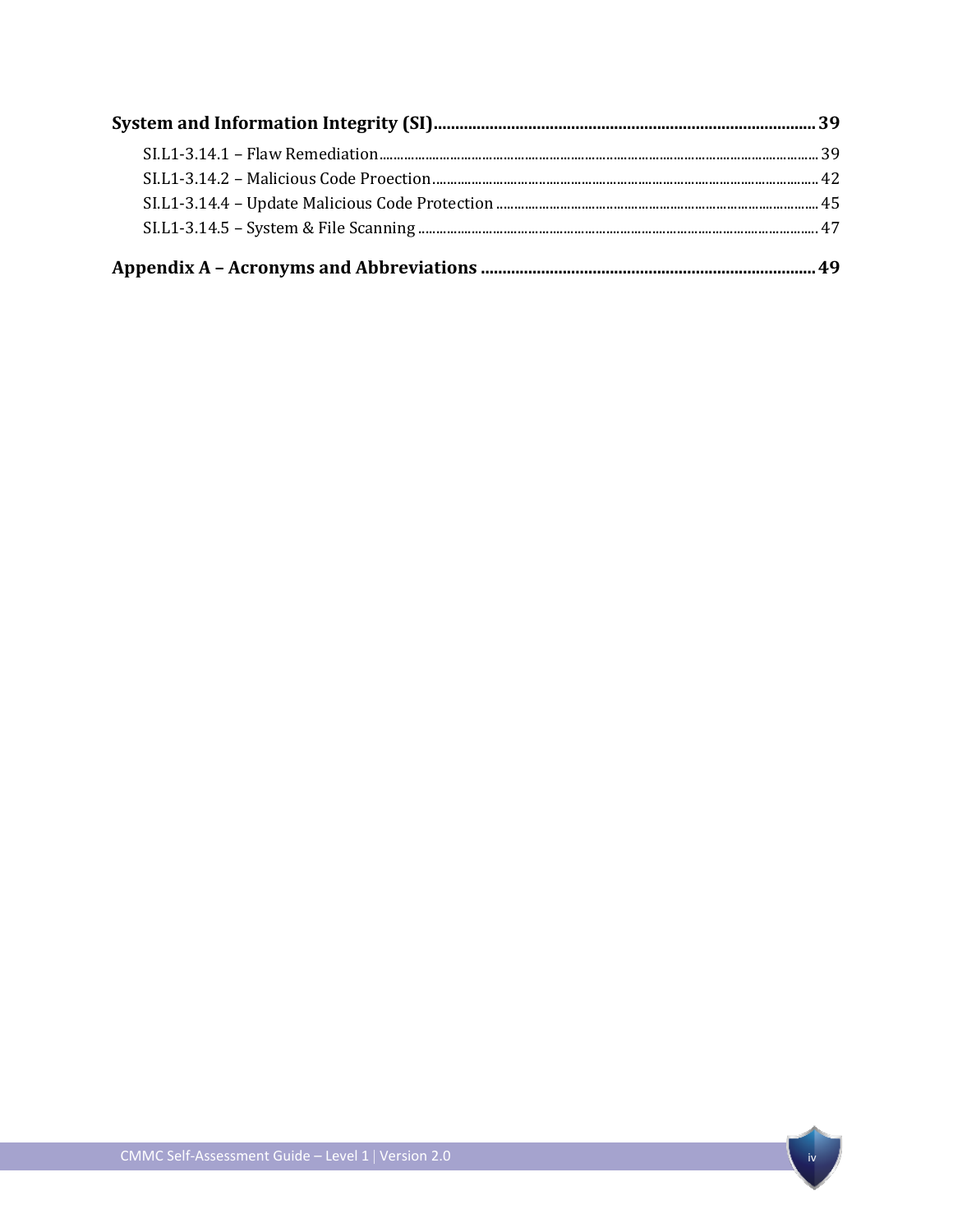**System and Information Integrity (SI)........................................................................................ 39**

SI.L1-3.14.1 – Flaw Remediation........................................................................................................................ 39

SI.L1-3.14.2 – Malicious Code Proection............................................................................................................ 42

SI.L1-3.14.4 – Update Malicious Code Protection ................................................................................................ 45

SI.L1-3.14.5 – System & File Scanning .................................................................................................................. 47

**Appendix A – Acronyms and Abbreviations .............................................................................. 49**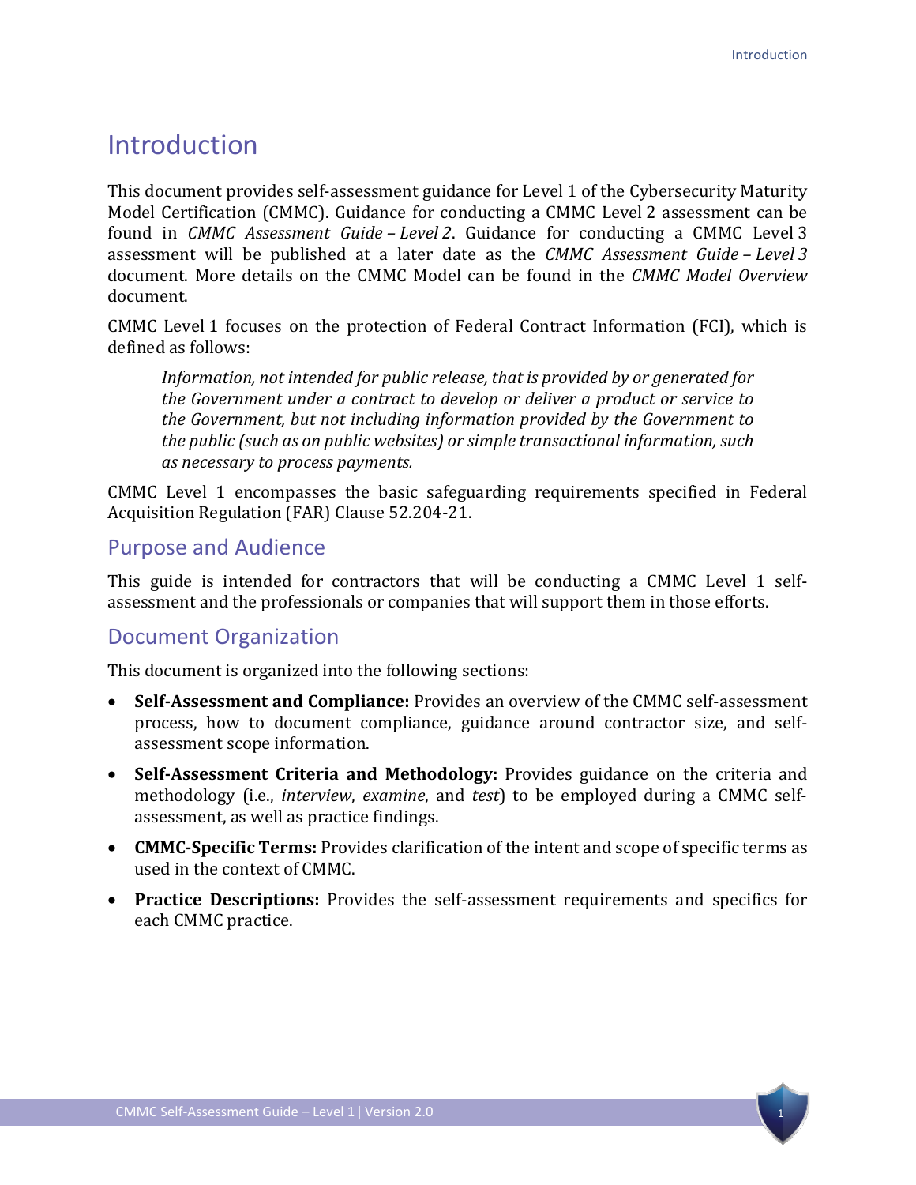# Introduction

This document provides self-assessment guidance for Level 1 of the Cybersecurity Maturity Model Certification (CMMC). Guidance for conducting a CMMC Level 2 assessment can be found in *CMMC Assessment Guide – Level 2*. Guidance for conducting a CMMC Level 3 assessment will be published at a later date as the *CMMC Assessment Guide – Level 3* document. More details on the CMMC Model can be found in the *CMMC Model Overview* document.

CMMC Level 1 focuses on the protection of Federal Contract Information (FCI), which is defined as follows:

> *Information, not intended for public release, that is provided by or generated for the Government under a contract to develop or deliver a product or service to the Government, but not including information provided by the Government to the public (such as on public websites) or simple transactional information, such as necessary to process payments.*

CMMC Level 1 encompasses the basic safeguarding requirements specified in Federal Acquisition Regulation (FAR) Clause 52.204-21.

## Purpose and Audience

This guide is intended for contractors that will be conducting a CMMC Level 1 self-assessment and the professionals or companies that will support them in those efforts.

## Document Organization

This document is organized into the following sections:

- **Self-Assessment and Compliance:** Provides an overview of the CMMC self-assessment process, how to document compliance, guidance around contractor size, and self-assessment scope information.
- **Self-Assessment Criteria and Methodology:** Provides guidance on the criteria and methodology (i.e., *interview*, *examine*, and *test*) to be employed during a CMMC self-assessment, as well as practice findings.
- **CMMC-Specific Terms:** Provides clarification of the intent and scope of specific terms as used in the context of CMMC.
- **Practice Descriptions:** Provides the self-assessment requirements and specifics for each CMMC practice.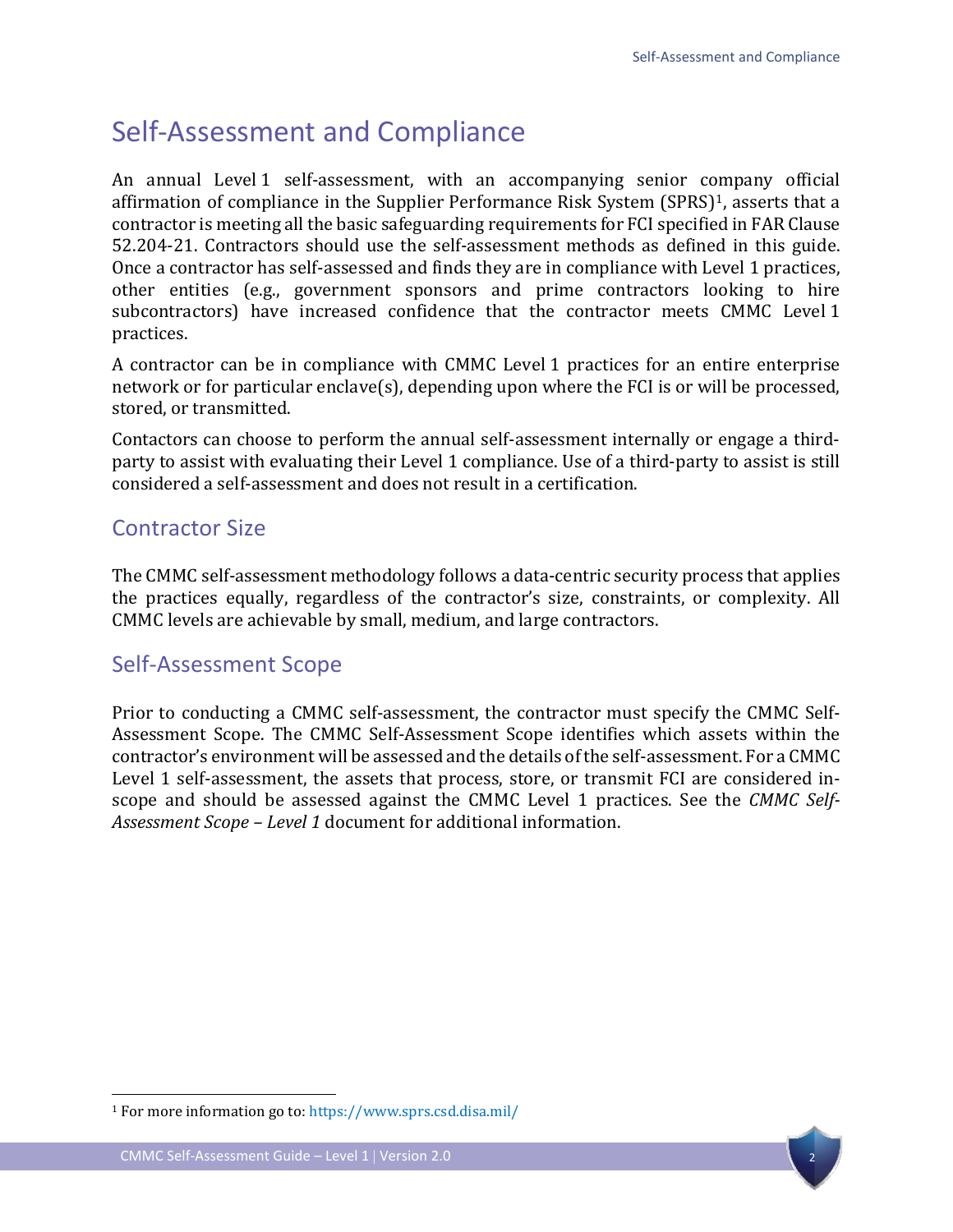# Self-Assessment and Compliance

An annual Level 1 self-assessment, with an accompanying senior company official affirmation of compliance in the Supplier Performance Risk System (SPRS)[1], asserts that a contractor is meeting all the basic safeguarding requirements for FCI specified in FAR Clause 52.204-21. Contractors should use the self-assessment methods as defined in this guide. Once a contractor has self-assessed and finds they are in compliance with Level 1 practices, other entities (e.g., government sponsors and prime contractors looking to hire subcontractors) have increased confidence that the contractor meets CMMC Level 1 practices.

A contractor can be in compliance with CMMC Level 1 practices for an entire enterprise network or for particular enclave(s), depending upon where the FCI is or will be processed, stored, or transmitted.

Contactors can choose to perform the annual self-assessment internally or engage a third-party to assist with evaluating their Level 1 compliance. Use of a third-party to assist is still considered a self-assessment and does not result in a certification.

## Contractor Size

The CMMC self-assessment methodology follows a data-centric security process that applies the practices equally, regardless of the contractor's size, constraints, or complexity. All CMMC levels are achievable by small, medium, and large contractors.

## Self-Assessment Scope

Prior to conducting a CMMC self-assessment, the contractor must specify the CMMC Self-Assessment Scope. The CMMC Self-Assessment Scope identifies which assets within the contractor's environment will be assessed and the details of the self-assessment. For a CMMC Level 1 self-assessment, the assets that process, store, or transmit FCI are considered in-scope and should be assessed against the CMMC Level 1 practices. See the *CMMC Self-Assessment Scope – Level 1* document for additional information.

---

[1] For more information go to: https://www.sprs.csd.disa.mil/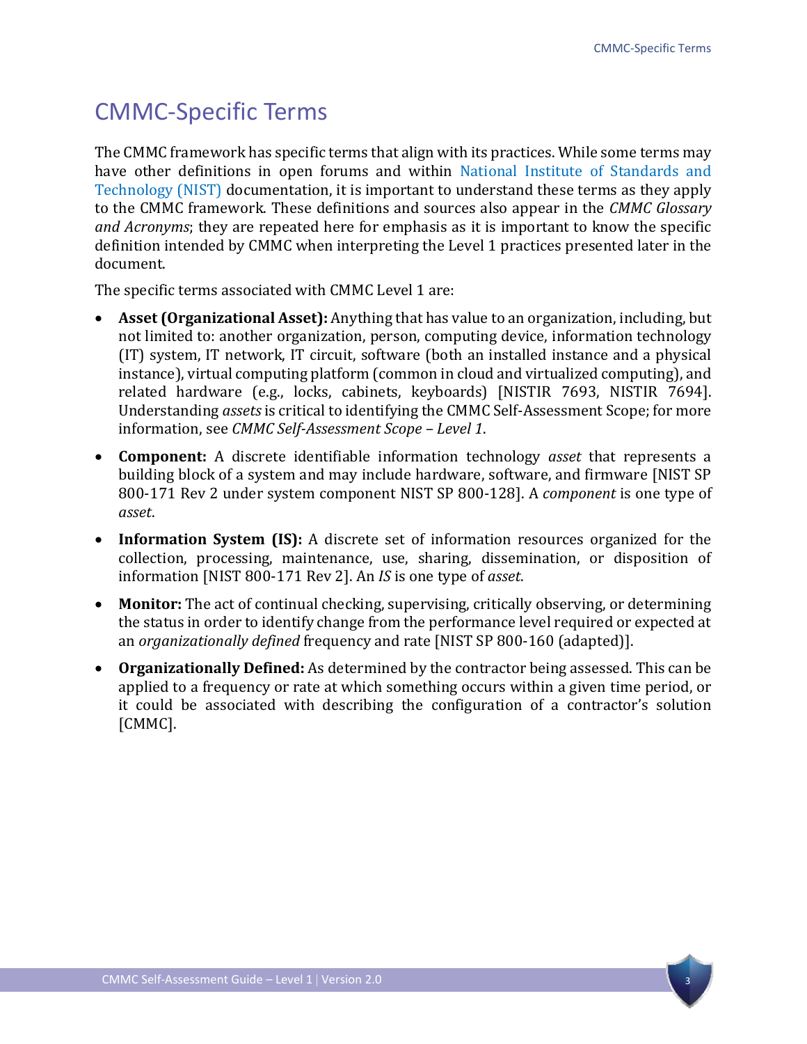# CMMC-Specific Terms

The CMMC framework has specific terms that align with its practices. While some terms may have other definitions in open forums and within National Institute of Standards and Technology (NIST) documentation, it is important to understand these terms as they apply to the CMMC framework. These definitions and sources also appear in the *CMMC Glossary and Acronyms*; they are repeated here for emphasis as it is important to know the specific definition intended by CMMC when interpreting the Level 1 practices presented later in the document.

The specific terms associated with CMMC Level 1 are:

- **Asset (Organizational Asset):** Anything that has value to an organization, including, but not limited to: another organization, person, computing device, information technology (IT) system, IT network, IT circuit, software (both an installed instance and a physical instance), virtual computing platform (common in cloud and virtualized computing), and related hardware (e.g., locks, cabinets, keyboards) [NISTIR 7693, NISTIR 7694]. Understanding *assets* is critical to identifying the CMMC Self-Assessment Scope; for more information, see *CMMC Self-Assessment Scope – Level 1*.
- **Component:** A discrete identifiable information technology *asset* that represents a building block of a system and may include hardware, software, and firmware [NIST SP 800-171 Rev 2 under system component NIST SP 800-128]. A *component* is one type of *asset*.
- **Information System (IS):** A discrete set of information resources organized for the collection, processing, maintenance, use, sharing, dissemination, or disposition of information [NIST 800-171 Rev 2]. An *IS* is one type of *asset*.
- **Monitor:** The act of continual checking, supervising, critically observing, or determining the status in order to identify change from the performance level required or expected at an *organizationally defined* frequency and rate [NIST SP 800-160 (adapted)].
- **Organizationally Defined:** As determined by the contractor being assessed. This can be applied to a frequency or rate at which something occurs within a given time period, or it could be associated with describing the configuration of a contractor's solution [CMMC].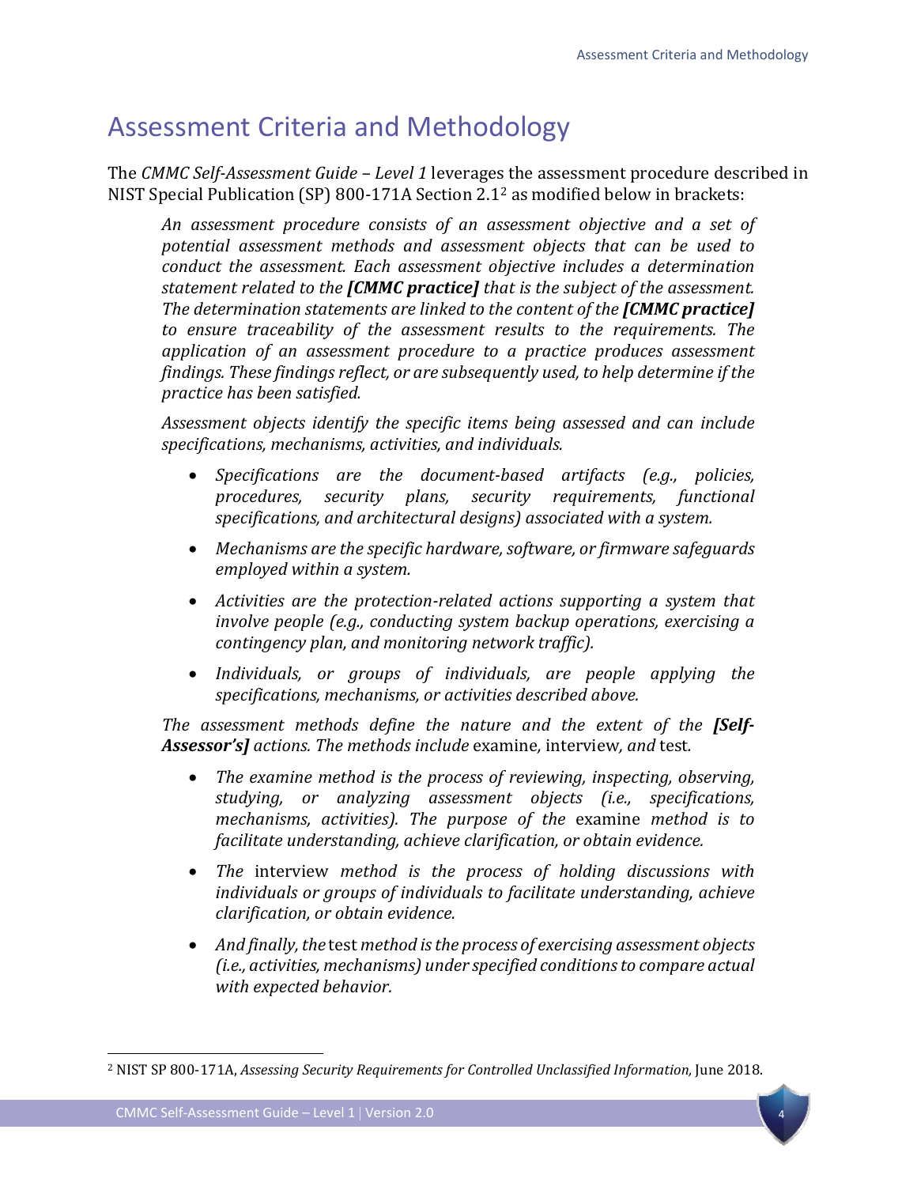# Assessment Criteria and Methodology

The *CMMC Self-Assessment Guide – Level 1* leverages the assessment procedure described in NIST Special Publication (SP) 800-171A Section 2.1[2] as modified below in brackets:

> *An assessment procedure consists of an assessment objective and a set of potential assessment methods and assessment objects that can be used to conduct the assessment. Each assessment objective includes a determination statement related to the* ***[CMMC practice]*** *that is the subject of the assessment. The determination statements are linked to the content of the* ***[CMMC practice]*** *to ensure traceability of the assessment results to the requirements. The application of an assessment procedure to a practice produces assessment findings. These findings reflect, or are subsequently used, to help determine if the practice has been satisfied.*
>
> *Assessment objects identify the specific items being assessed and can include specifications, mechanisms, activities, and individuals.*
>
> - *Specifications are the document-based artifacts (e.g., policies, procedures, security plans, security requirements, functional specifications, and architectural designs) associated with a system.*
> - *Mechanisms are the specific hardware, software, or firmware safeguards employed within a system.*
> - *Activities are the protection-related actions supporting a system that involve people (e.g., conducting system backup operations, exercising a contingency plan, and monitoring network traffic).*
> - *Individuals, or groups of individuals, are people applying the specifications, mechanisms, or activities described above.*
>
> *The assessment methods define the nature and the extent of the* ***[Self-Assessor's]*** *actions. The methods include* examine, interview, *and* test*.*
>
> - *The examine method is the process of reviewing, inspecting, observing, studying, or analyzing assessment objects (i.e., specifications, mechanisms, activities). The purpose of the* examine *method is to facilitate understanding, achieve clarification, or obtain evidence.*
> - *The* interview *method is the process of holding discussions with individuals or groups of individuals to facilitate understanding, achieve clarification, or obtain evidence.*
> - *And finally, the* test *method is the process of exercising assessment objects (i.e., activities, mechanisms) under specified conditions to compare actual with expected behavior.*

---

[2] NIST SP 800-171A, *Assessing Security Requirements for Controlled Unclassified Information,* June 2018.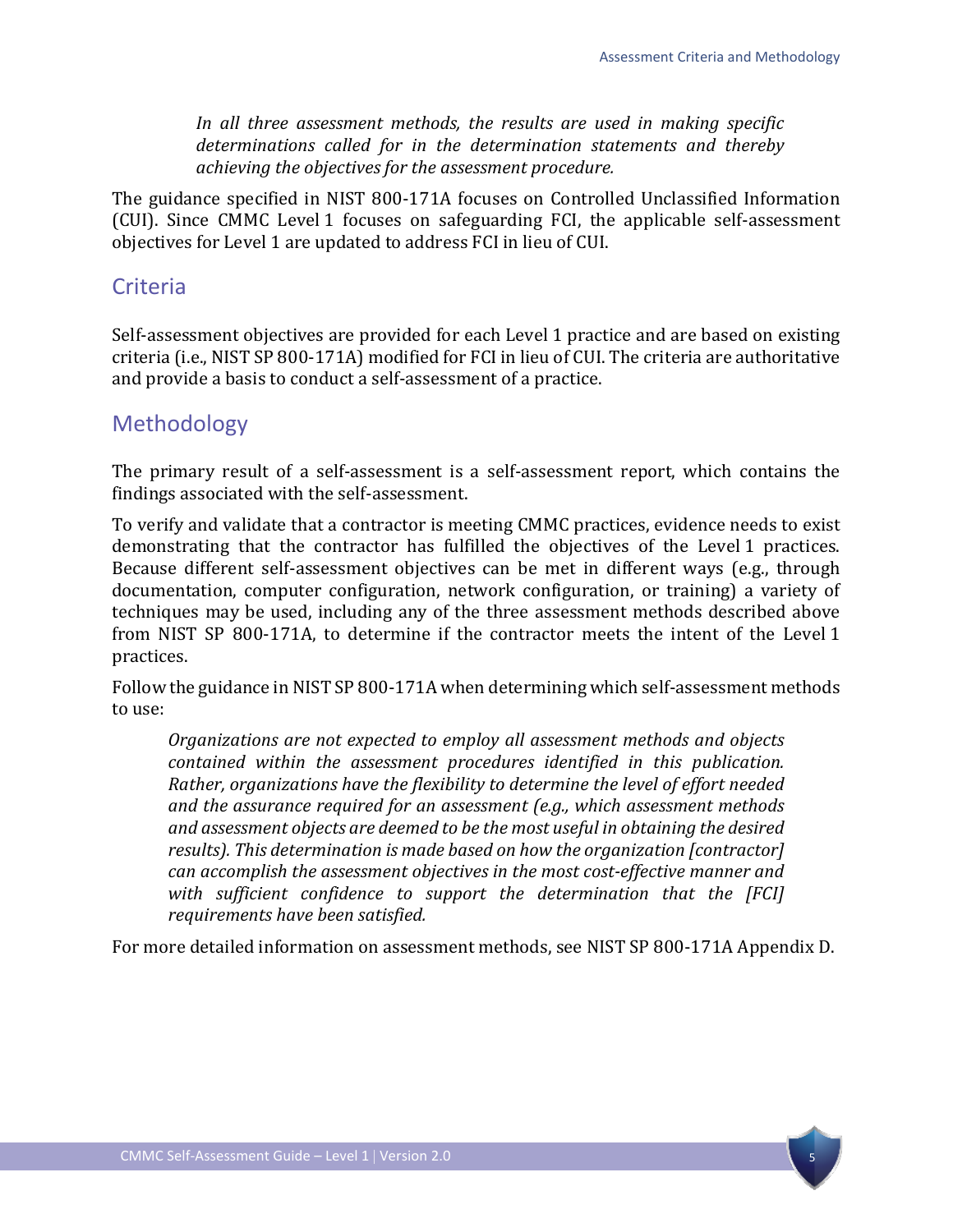*In all three assessment methods, the results are used in making specific determinations called for in the determination statements and thereby achieving the objectives for the assessment procedure.*

The guidance specified in NIST 800-171A focuses on Controlled Unclassified Information (CUI). Since CMMC Level 1 focuses on safeguarding FCI, the applicable self-assessment objectives for Level 1 are updated to address FCI in lieu of CUI.

## Criteria

Self-assessment objectives are provided for each Level 1 practice and are based on existing criteria (i.e., NIST SP 800-171A) modified for FCI in lieu of CUI. The criteria are authoritative and provide a basis to conduct a self-assessment of a practice.

## Methodology

The primary result of a self-assessment is a self-assessment report, which contains the findings associated with the self-assessment.

To verify and validate that a contractor is meeting CMMC practices, evidence needs to exist demonstrating that the contractor has fulfilled the objectives of the Level 1 practices. Because different self-assessment objectives can be met in different ways (e.g., through documentation, computer configuration, network configuration, or training) a variety of techniques may be used, including any of the three assessment methods described above from NIST SP 800-171A, to determine if the contractor meets the intent of the Level 1 practices.

Follow the guidance in NIST SP 800-171A when determining which self-assessment methods to use:

*Organizations are not expected to employ all assessment methods and objects contained within the assessment procedures identified in this publication. Rather, organizations have the flexibility to determine the level of effort needed and the assurance required for an assessment (e.g., which assessment methods and assessment objects are deemed to be the most useful in obtaining the desired results). This determination is made based on how the organization [contractor] can accomplish the assessment objectives in the most cost-effective manner and with sufficient confidence to support the determination that the [FCI] requirements have been satisfied.*

For more detailed information on assessment methods, see NIST SP 800-171A Appendix D.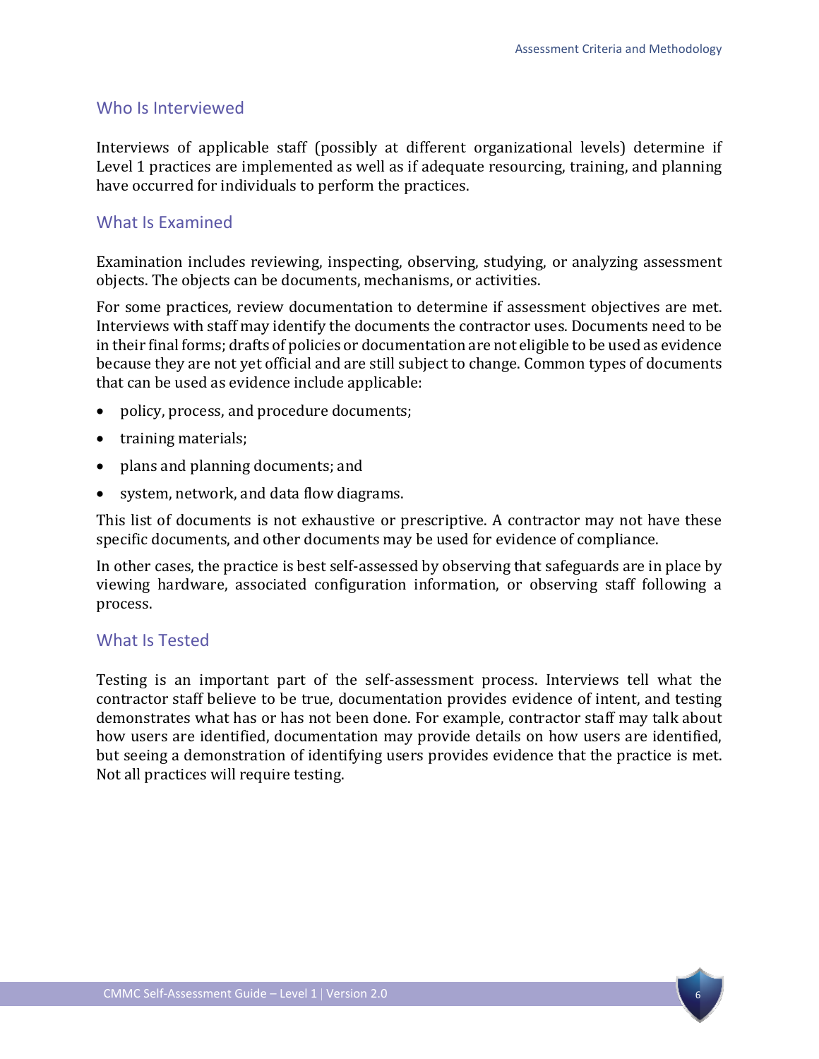## Who Is Interviewed

Interviews of applicable staff (possibly at different organizational levels) determine if Level 1 practices are implemented as well as if adequate resourcing, training, and planning have occurred for individuals to perform the practices.

## What Is Examined

Examination includes reviewing, inspecting, observing, studying, or analyzing assessment objects. The objects can be documents, mechanisms, or activities.

For some practices, review documentation to determine if assessment objectives are met. Interviews with staff may identify the documents the contractor uses. Documents need to be in their final forms; drafts of policies or documentation are not eligible to be used as evidence because they are not yet official and are still subject to change. Common types of documents that can be used as evidence include applicable:

- policy, process, and procedure documents;
- training materials;
- plans and planning documents; and
- system, network, and data flow diagrams.

This list of documents is not exhaustive or prescriptive. A contractor may not have these specific documents, and other documents may be used for evidence of compliance.

In other cases, the practice is best self-assessed by observing that safeguards are in place by viewing hardware, associated configuration information, or observing staff following a process.

## What Is Tested

Testing is an important part of the self-assessment process. Interviews tell what the contractor staff believe to be true, documentation provides evidence of intent, and testing demonstrates what has or has not been done. For example, contractor staff may talk about how users are identified, documentation may provide details on how users are identified, but seeing a demonstration of identifying users provides evidence that the practice is met. Not all practices will require testing.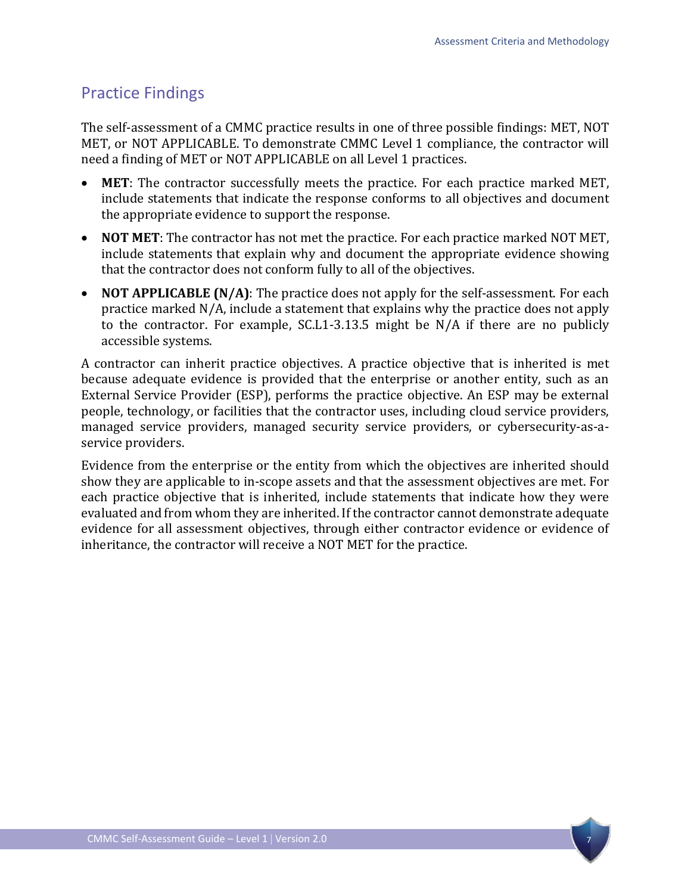## Practice Findings

The self-assessment of a CMMC practice results in one of three possible findings: MET, NOT MET, or NOT APPLICABLE. To demonstrate CMMC Level 1 compliance, the contractor will need a finding of MET or NOT APPLICABLE on all Level 1 practices.

- **MET**: The contractor successfully meets the practice. For each practice marked MET, include statements that indicate the response conforms to all objectives and document the appropriate evidence to support the response.
- **NOT MET**: The contractor has not met the practice. For each practice marked NOT MET, include statements that explain why and document the appropriate evidence showing that the contractor does not conform fully to all of the objectives.
- **NOT APPLICABLE (N/A)**: The practice does not apply for the self-assessment. For each practice marked N/A, include a statement that explains why the practice does not apply to the contractor. For example, SC.L1-3.13.5 might be N/A if there are no publicly accessible systems.

A contractor can inherit practice objectives. A practice objective that is inherited is met because adequate evidence is provided that the enterprise or another entity, such as an External Service Provider (ESP), performs the practice objective. An ESP may be external people, technology, or facilities that the contractor uses, including cloud service providers, managed service providers, managed security service providers, or cybersecurity-as-a-service providers.

Evidence from the enterprise or the entity from which the objectives are inherited should show they are applicable to in-scope assets and that the assessment objectives are met. For each practice objective that is inherited, include statements that indicate how they were evaluated and from whom they are inherited. If the contractor cannot demonstrate adequate evidence for all assessment objectives, through either contractor evidence or evidence of inheritance, the contractor will receive a NOT MET for the practice.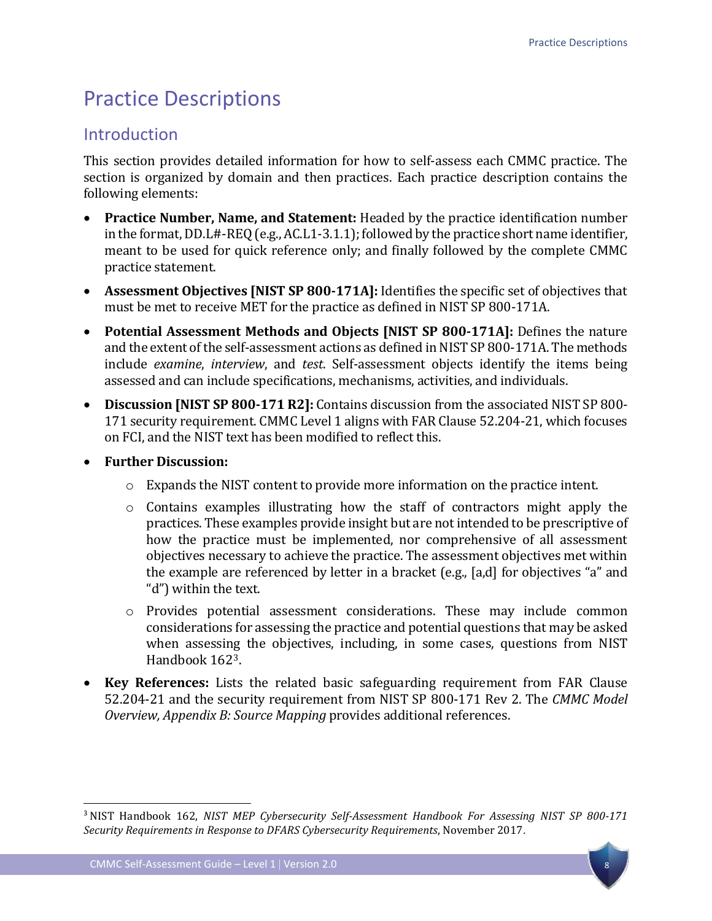# Practice Descriptions

## Introduction

This section provides detailed information for how to self-assess each CMMC practice. The section is organized by domain and then practices. Each practice description contains the following elements:

- **Practice Number, Name, and Statement:** Headed by the practice identification number in the format, DD.L#-REQ (e.g., AC.L1-3.1.1); followed by the practice short name identifier, meant to be used for quick reference only; and finally followed by the complete CMMC practice statement.
- **Assessment Objectives [NIST SP 800-171A]:** Identifies the specific set of objectives that must be met to receive MET for the practice as defined in NIST SP 800-171A.
- **Potential Assessment Methods and Objects [NIST SP 800-171A]:** Defines the nature and the extent of the self-assessment actions as defined in NIST SP 800-171A. The methods include *examine*, *interview*, and *test*. Self-assessment objects identify the items being assessed and can include specifications, mechanisms, activities, and individuals.
- **Discussion [NIST SP 800-171 R2]:** Contains discussion from the associated NIST SP 800-171 security requirement. CMMC Level 1 aligns with FAR Clause 52.204-21, which focuses on FCI, and the NIST text has been modified to reflect this.
- **Further Discussion:**
  - Expands the NIST content to provide more information on the practice intent.
  - Contains examples illustrating how the staff of contractors might apply the practices. These examples provide insight but are not intended to be prescriptive of how the practice must be implemented, nor comprehensive of all assessment objectives necessary to achieve the practice. The assessment objectives met within the example are referenced by letter in a bracket (e.g., [a,d] for objectives "a" and "d") within the text.
  - Provides potential assessment considerations. These may include common considerations for assessing the practice and potential questions that may be asked when assessing the objectives, including, in some cases, questions from NIST Handbook 162[3].
- **Key References:** Lists the related basic safeguarding requirement from FAR Clause 52.204-21 and the security requirement from NIST SP 800-171 Rev 2. The *CMMC Model Overview, Appendix B: Source Mapping* provides additional references.

[3] NIST Handbook 162, *NIST MEP Cybersecurity Self-Assessment Handbook For Assessing NIST SP 800-171 Security Requirements in Response to DFARS Cybersecurity Requirements*, November 2017.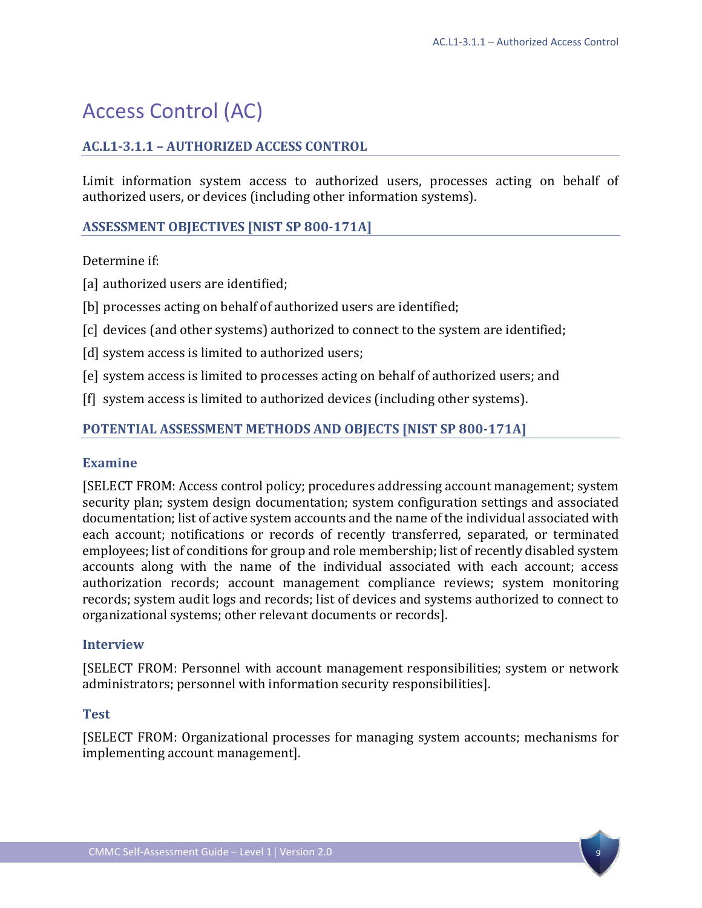# Access Control (AC)

## AC.L1-3.1.1 – AUTHORIZED ACCESS CONTROL

Limit information system access to authorized users, processes acting on behalf of authorized users, or devices (including other information systems).

### ASSESSMENT OBJECTIVES [NIST SP 800-171A]

Determine if:

[a] authorized users are identified;

[b] processes acting on behalf of authorized users are identified;

[c] devices (and other systems) authorized to connect to the system are identified;

[d] system access is limited to authorized users;

[e] system access is limited to processes acting on behalf of authorized users; and

[f] system access is limited to authorized devices (including other systems).

### POTENTIAL ASSESSMENT METHODS AND OBJECTS [NIST SP 800-171A]

#### Examine

[SELECT FROM: Access control policy; procedures addressing account management; system security plan; system design documentation; system configuration settings and associated documentation; list of active system accounts and the name of the individual associated with each account; notifications or records of recently transferred, separated, or terminated employees; list of conditions for group and role membership; list of recently disabled system accounts along with the name of the individual associated with each account; access authorization records; account management compliance reviews; system monitoring records; system audit logs and records; list of devices and systems authorized to connect to organizational systems; other relevant documents or records].

#### Interview

[SELECT FROM: Personnel with account management responsibilities; system or network administrators; personnel with information security responsibilities].

#### Test

[SELECT FROM: Organizational processes for managing system accounts; mechanisms for implementing account management].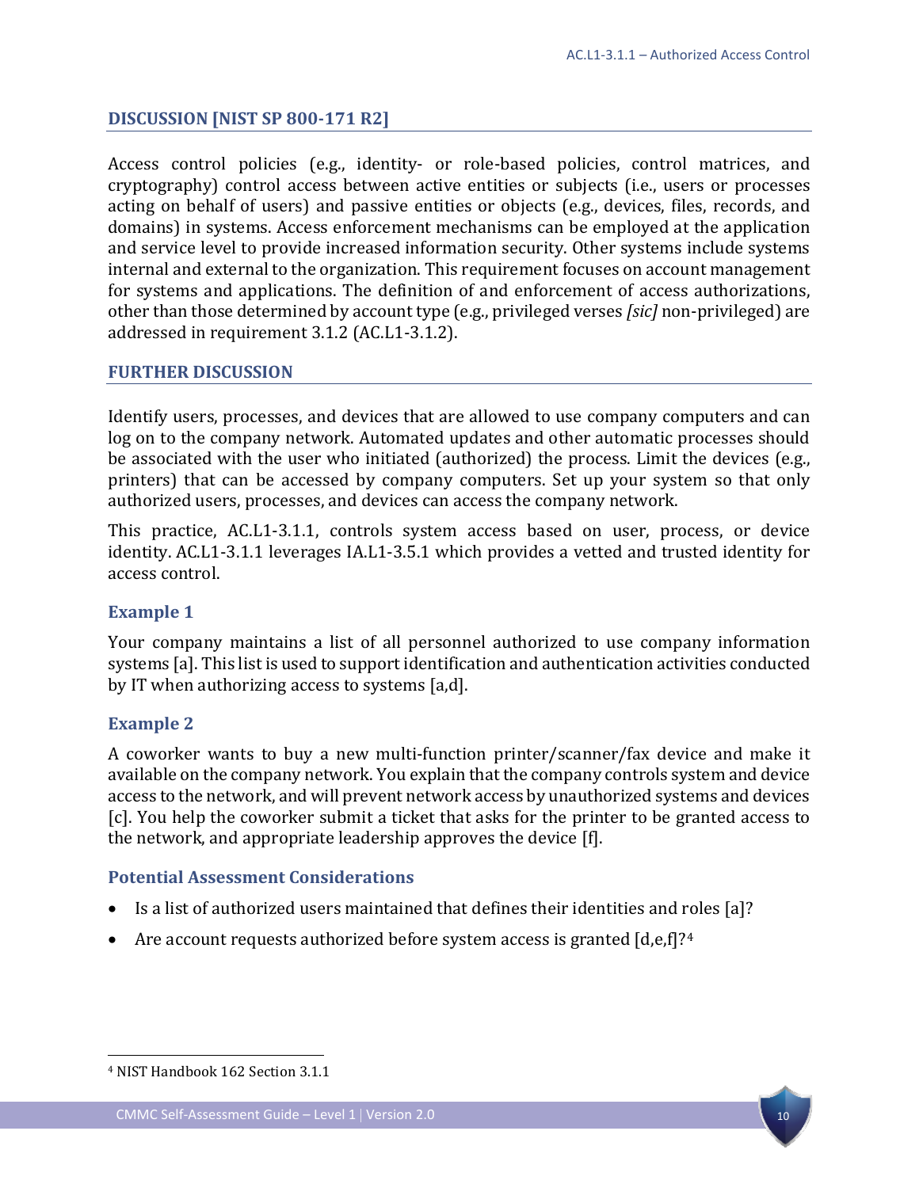## DISCUSSION [NIST SP 800-171 R2]

Access control policies (e.g., identity- or role-based policies, control matrices, and cryptography) control access between active entities or subjects (i.e., users or processes acting on behalf of users) and passive entities or objects (e.g., devices, files, records, and domains) in systems. Access enforcement mechanisms can be employed at the application and service level to provide increased information security. Other systems include systems internal and external to the organization. This requirement focuses on account management for systems and applications. The definition of and enforcement of access authorizations, other than those determined by account type (e.g., privileged verses *[sic]* non-privileged) are addressed in requirement 3.1.2 (AC.L1-3.1.2).

## FURTHER DISCUSSION

Identify users, processes, and devices that are allowed to use company computers and can log on to the company network. Automated updates and other automatic processes should be associated with the user who initiated (authorized) the process. Limit the devices (e.g., printers) that can be accessed by company computers. Set up your system so that only authorized users, processes, and devices can access the company network.

This practice, AC.L1-3.1.1, controls system access based on user, process, or device identity. AC.L1-3.1.1 leverages IA.L1-3.5.1 which provides a vetted and trusted identity for access control.

### Example 1

Your company maintains a list of all personnel authorized to use company information systems [a]. This list is used to support identification and authentication activities conducted by IT when authorizing access to systems [a,d].

### Example 2

A coworker wants to buy a new multi-function printer/scanner/fax device and make it available on the company network. You explain that the company controls system and device access to the network, and will prevent network access by unauthorized systems and devices [c]. You help the coworker submit a ticket that asks for the printer to be granted access to the network, and appropriate leadership approves the device [f].

### Potential Assessment Considerations

- Is a list of authorized users maintained that defines their identities and roles [a]?
- Are account requests authorized before system access is granted [d,e,f]?[4]

---

[4] NIST Handbook 162 Section 3.1.1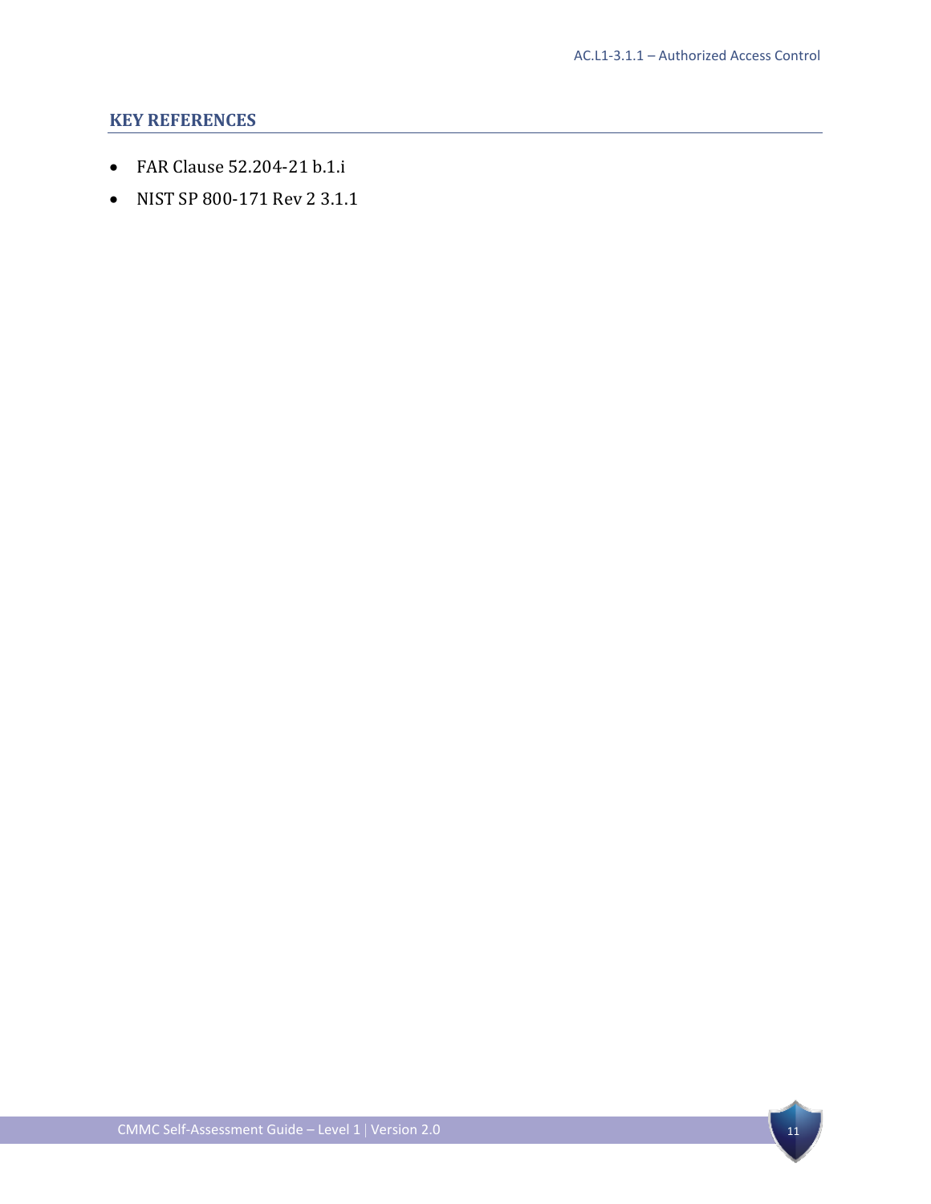## KEY REFERENCES

- FAR Clause 52.204-21 b.1.i
- NIST SP 800-171 Rev 2 3.1.1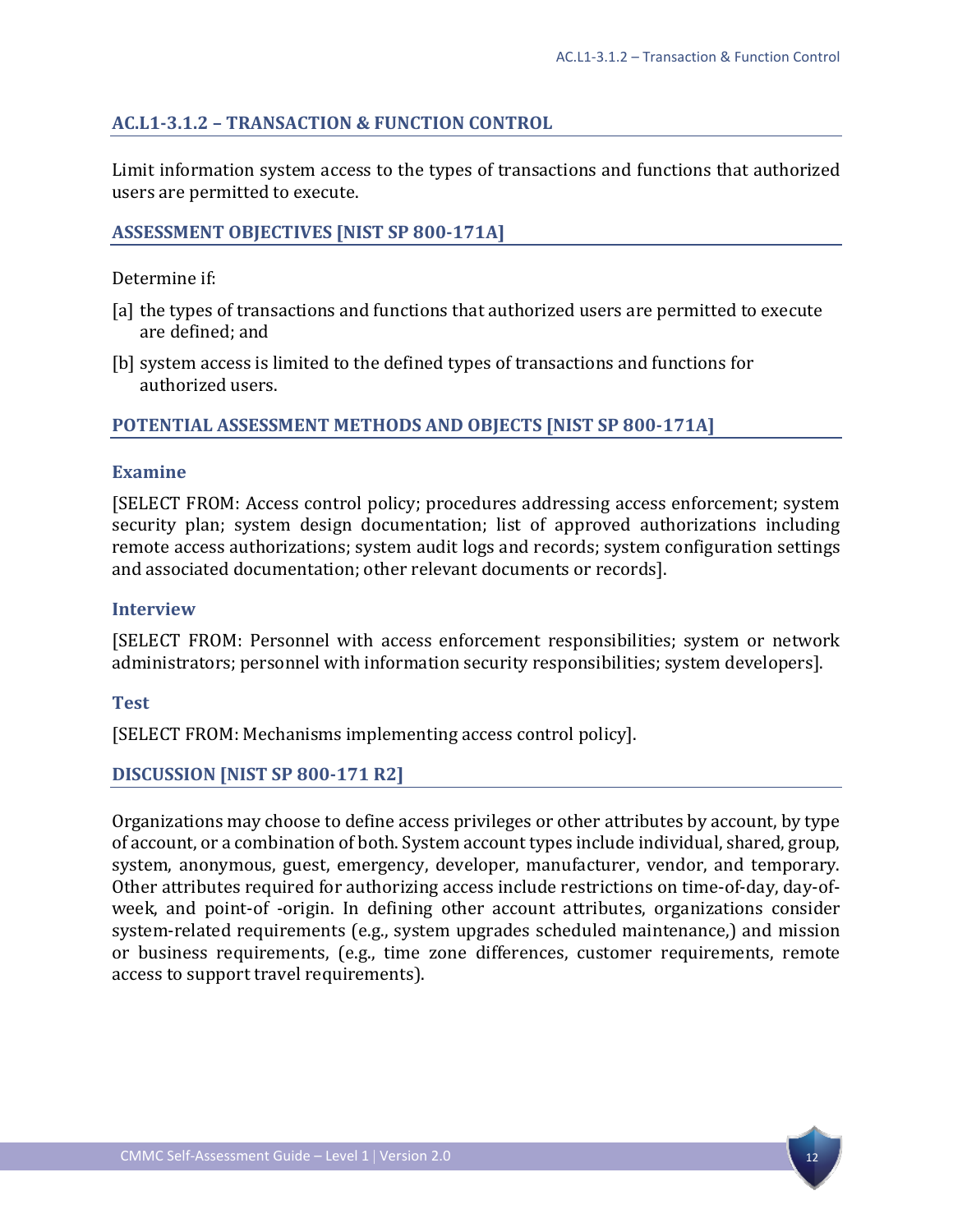## AC.L1-3.1.2 – TRANSACTION & FUNCTION CONTROL

Limit information system access to the types of transactions and functions that authorized users are permitted to execute.

### ASSESSMENT OBJECTIVES [NIST SP 800-171A]

Determine if:

[a] the types of transactions and functions that authorized users are permitted to execute are defined; and

[b] system access is limited to the defined types of transactions and functions for authorized users.

### POTENTIAL ASSESSMENT METHODS AND OBJECTS [NIST SP 800-171A]

#### Examine

[SELECT FROM: Access control policy; procedures addressing access enforcement; system security plan; system design documentation; list of approved authorizations including remote access authorizations; system audit logs and records; system configuration settings and associated documentation; other relevant documents or records].

#### Interview

[SELECT FROM: Personnel with access enforcement responsibilities; system or network administrators; personnel with information security responsibilities; system developers].

#### Test

[SELECT FROM: Mechanisms implementing access control policy].

### DISCUSSION [NIST SP 800-171 R2]

Organizations may choose to define access privileges or other attributes by account, by type of account, or a combination of both. System account types include individual, shared, group, system, anonymous, guest, emergency, developer, manufacturer, vendor, and temporary. Other attributes required for authorizing access include restrictions on time-of-day, day-of-week, and point-of -origin. In defining other account attributes, organizations consider system-related requirements (e.g., system upgrades scheduled maintenance,) and mission or business requirements, (e.g., time zone differences, customer requirements, remote access to support travel requirements).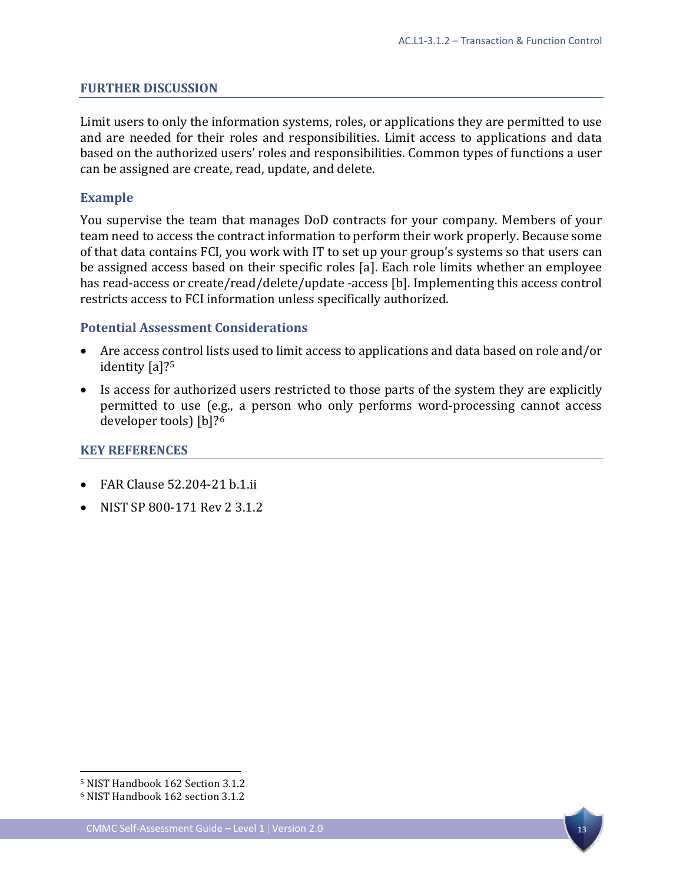## FURTHER DISCUSSION

Limit users to only the information systems, roles, or applications they are permitted to use and are needed for their roles and responsibilities. Limit access to applications and data based on the authorized users' roles and responsibilities. Common types of functions a user can be assigned are create, read, update, and delete.

### Example

You supervise the team that manages DoD contracts for your company. Members of your team need to access the contract information to perform their work properly. Because some of that data contains FCI, you work with IT to set up your group's systems so that users can be assigned access based on their specific roles [a]. Each role limits whether an employee has read-access or create/read/delete/update -access [b]. Implementing this access control restricts access to FCI information unless specifically authorized.

### Potential Assessment Considerations

- Are access control lists used to limit access to applications and data based on role and/or identity [a]?[5]
- Is access for authorized users restricted to those parts of the system they are explicitly permitted to use (e.g., a person who only performs word-processing cannot access developer tools) [b]?[6]

## KEY REFERENCES

- FAR Clause 52.204-21 b.1.ii
- NIST SP 800-171 Rev 2 3.1.2

[5] NIST Handbook 162 Section 3.1.2

[6] NIST Handbook 162 section 3.1.2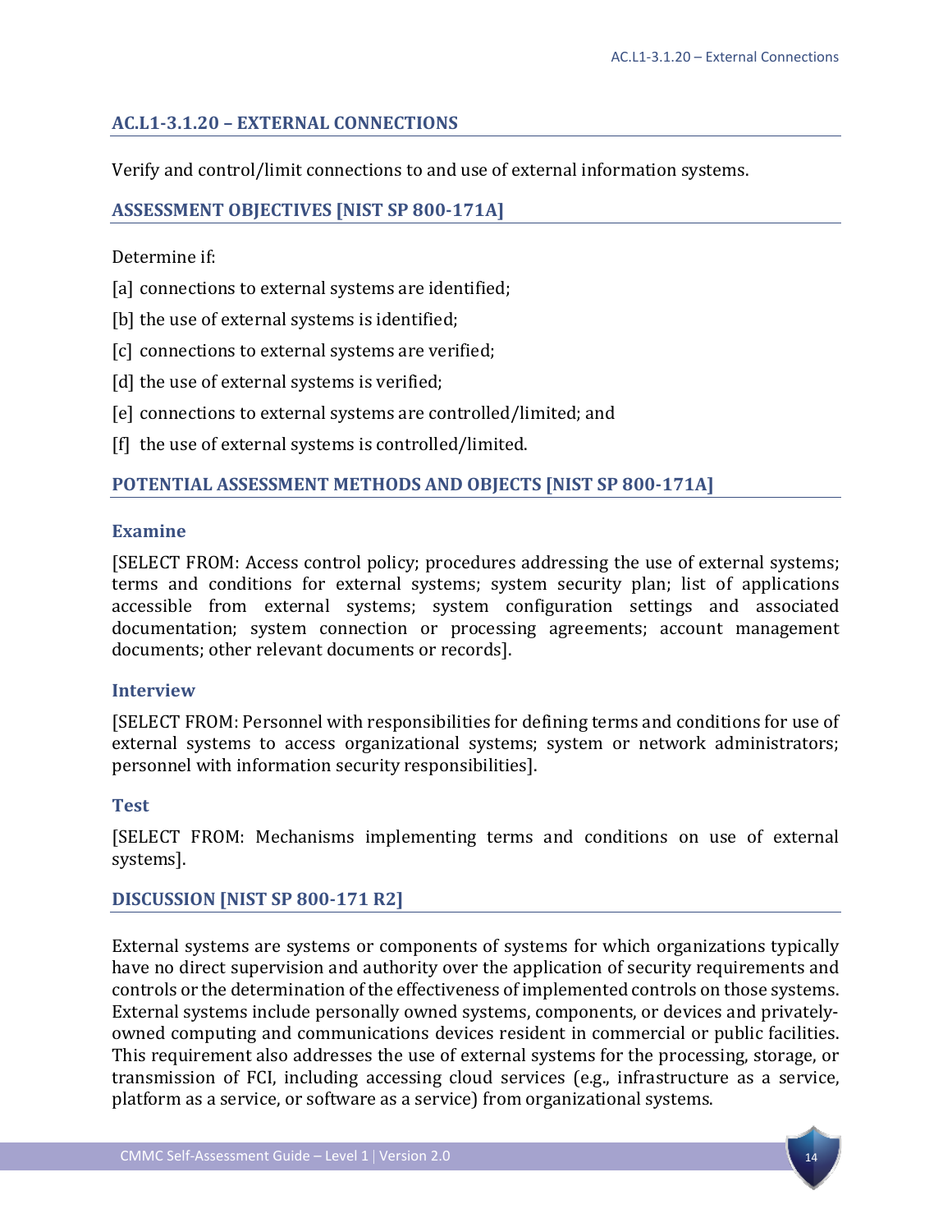## AC.L1-3.1.20 – EXTERNAL CONNECTIONS

Verify and control/limit connections to and use of external information systems.

### ASSESSMENT OBJECTIVES [NIST SP 800-171A]

Determine if:

[a] connections to external systems are identified;

[b] the use of external systems is identified;

[c] connections to external systems are verified;

[d] the use of external systems is verified;

[e] connections to external systems are controlled/limited; and

[f] the use of external systems is controlled/limited.

### POTENTIAL ASSESSMENT METHODS AND OBJECTS [NIST SP 800-171A]

#### Examine

[SELECT FROM: Access control policy; procedures addressing the use of external systems; terms and conditions for external systems; system security plan; list of applications accessible from external systems; system configuration settings and associated documentation; system connection or processing agreements; account management documents; other relevant documents or records].

#### Interview

[SELECT FROM: Personnel with responsibilities for defining terms and conditions for use of external systems to access organizational systems; system or network administrators; personnel with information security responsibilities].

#### Test

[SELECT FROM: Mechanisms implementing terms and conditions on use of external systems].

### DISCUSSION [NIST SP 800-171 R2]

External systems are systems or components of systems for which organizations typically have no direct supervision and authority over the application of security requirements and controls or the determination of the effectiveness of implemented controls on those systems. External systems include personally owned systems, components, or devices and privately-owned computing and communications devices resident in commercial or public facilities. This requirement also addresses the use of external systems for the processing, storage, or transmission of FCI, including accessing cloud services (e.g., infrastructure as a service, platform as a service, or software as a service) from organizational systems.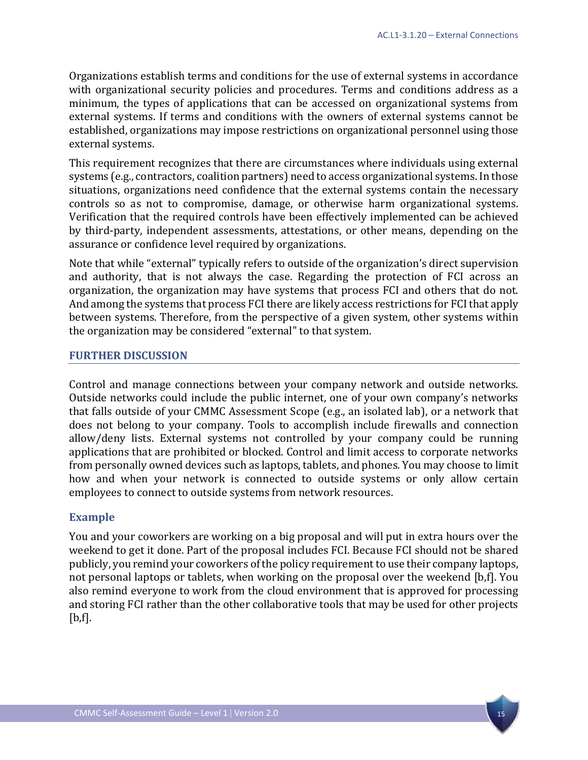Organizations establish terms and conditions for the use of external systems in accordance with organizational security policies and procedures. Terms and conditions address as a minimum, the types of applications that can be accessed on organizational systems from external systems. If terms and conditions with the owners of external systems cannot be established, organizations may impose restrictions on organizational personnel using those external systems.

This requirement recognizes that there are circumstances where individuals using external systems (e.g., contractors, coalition partners) need to access organizational systems. In those situations, organizations need confidence that the external systems contain the necessary controls so as not to compromise, damage, or otherwise harm organizational systems. Verification that the required controls have been effectively implemented can be achieved by third-party, independent assessments, attestations, or other means, depending on the assurance or confidence level required by organizations.

Note that while "external" typically refers to outside of the organization's direct supervision and authority, that is not always the case. Regarding the protection of FCI across an organization, the organization may have systems that process FCI and others that do not. And among the systems that process FCI there are likely access restrictions for FCI that apply between systems. Therefore, from the perspective of a given system, other systems within the organization may be considered "external" to that system.

## FURTHER DISCUSSION

Control and manage connections between your company network and outside networks. Outside networks could include the public internet, one of your own company's networks that falls outside of your CMMC Assessment Scope (e.g., an isolated lab), or a network that does not belong to your company. Tools to accomplish include firewalls and connection allow/deny lists. External systems not controlled by your company could be running applications that are prohibited or blocked. Control and limit access to corporate networks from personally owned devices such as laptops, tablets, and phones. You may choose to limit how and when your network is connected to outside systems or only allow certain employees to connect to outside systems from network resources.

### Example

You and your coworkers are working on a big proposal and will put in extra hours over the weekend to get it done. Part of the proposal includes FCI. Because FCI should not be shared publicly, you remind your coworkers of the policy requirement to use their company laptops, not personal laptops or tablets, when working on the proposal over the weekend [b,f]. You also remind everyone to work from the cloud environment that is approved for processing and storing FCI rather than the other collaborative tools that may be used for other projects [b,f].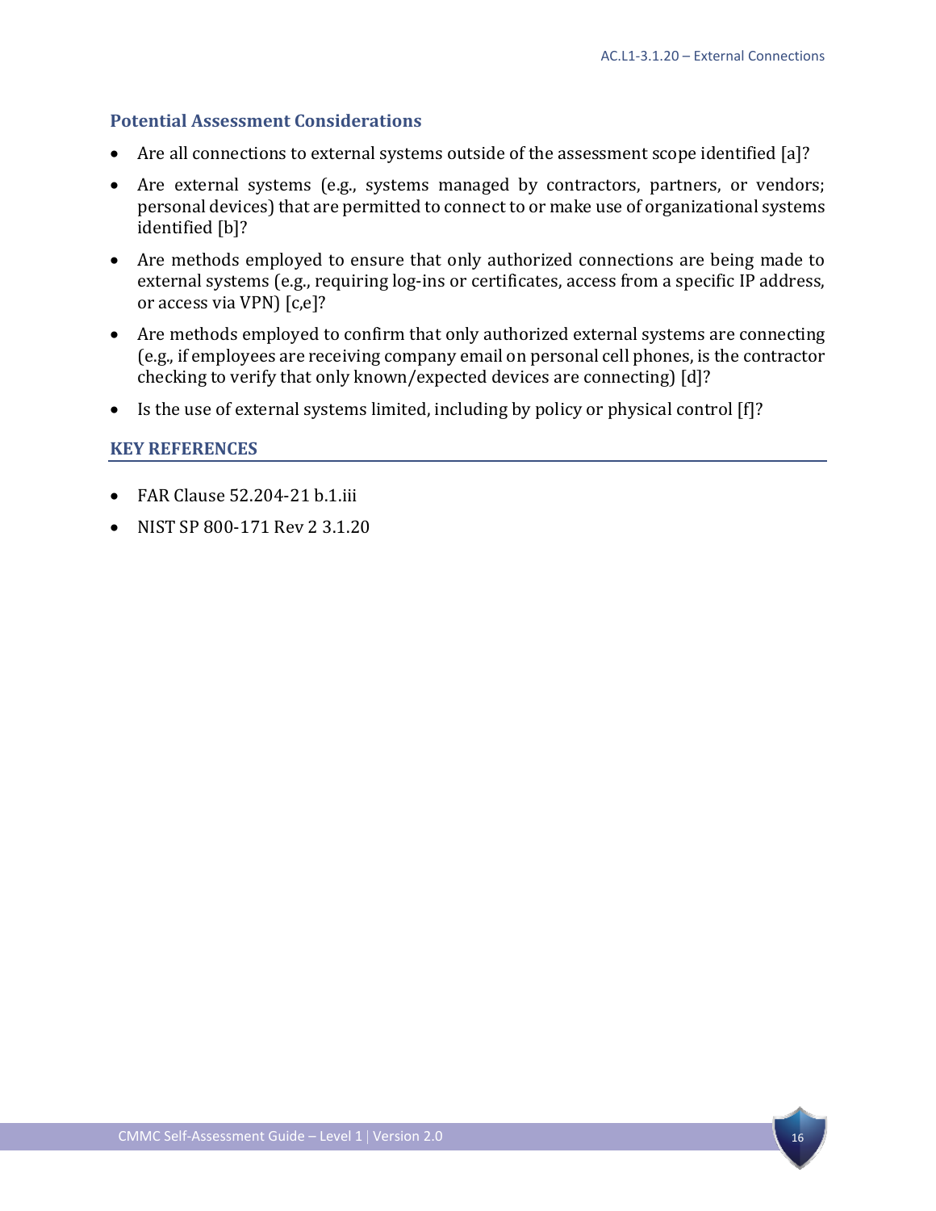### Potential Assessment Considerations

- Are all connections to external systems outside of the assessment scope identified [a]?
- Are external systems (e.g., systems managed by contractors, partners, or vendors; personal devices) that are permitted to connect to or make use of organizational systems identified [b]?
- Are methods employed to ensure that only authorized connections are being made to external systems (e.g., requiring log-ins or certificates, access from a specific IP address, or access via VPN) [c,e]?
- Are methods employed to confirm that only authorized external systems are connecting (e.g., if employees are receiving company email on personal cell phones, is the contractor checking to verify that only known/expected devices are connecting) [d]?
- Is the use of external systems limited, including by policy or physical control [f]?

## KEY REFERENCES

- FAR Clause 52.204-21 b.1.iii
- NIST SP 800-171 Rev 2 3.1.20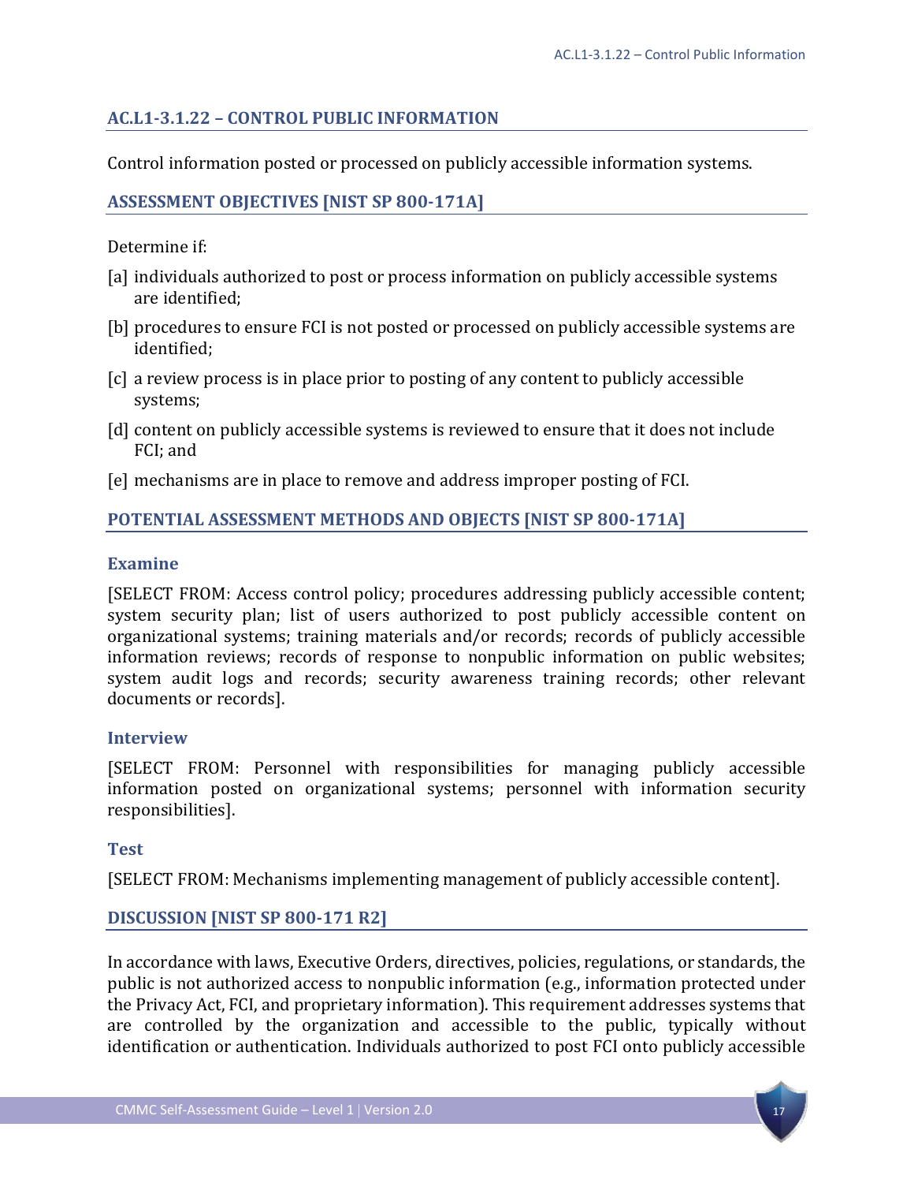## AC.L1-3.1.22 – CONTROL PUBLIC INFORMATION

Control information posted or processed on publicly accessible information systems.

### ASSESSMENT OBJECTIVES [NIST SP 800-171A]

Determine if:

[a] individuals authorized to post or process information on publicly accessible systems are identified;

[b] procedures to ensure FCI is not posted or processed on publicly accessible systems are identified;

[c] a review process is in place prior to posting of any content to publicly accessible systems;

[d] content on publicly accessible systems is reviewed to ensure that it does not include FCI; and

[e] mechanisms are in place to remove and address improper posting of FCI.

### POTENTIAL ASSESSMENT METHODS AND OBJECTS [NIST SP 800-171A]

#### Examine

[SELECT FROM: Access control policy; procedures addressing publicly accessible content; system security plan; list of users authorized to post publicly accessible content on organizational systems; training materials and/or records; records of publicly accessible information reviews; records of response to nonpublic information on public websites; system audit logs and records; security awareness training records; other relevant documents or records].

#### Interview

[SELECT FROM: Personnel with responsibilities for managing publicly accessible information posted on organizational systems; personnel with information security responsibilities].

#### Test

[SELECT FROM: Mechanisms implementing management of publicly accessible content].

### DISCUSSION [NIST SP 800-171 R2]

In accordance with laws, Executive Orders, directives, policies, regulations, or standards, the public is not authorized access to nonpublic information (e.g., information protected under the Privacy Act, FCI, and proprietary information). This requirement addresses systems that are controlled by the organization and accessible to the public, typically without identification or authentication. Individuals authorized to post FCI onto publicly accessible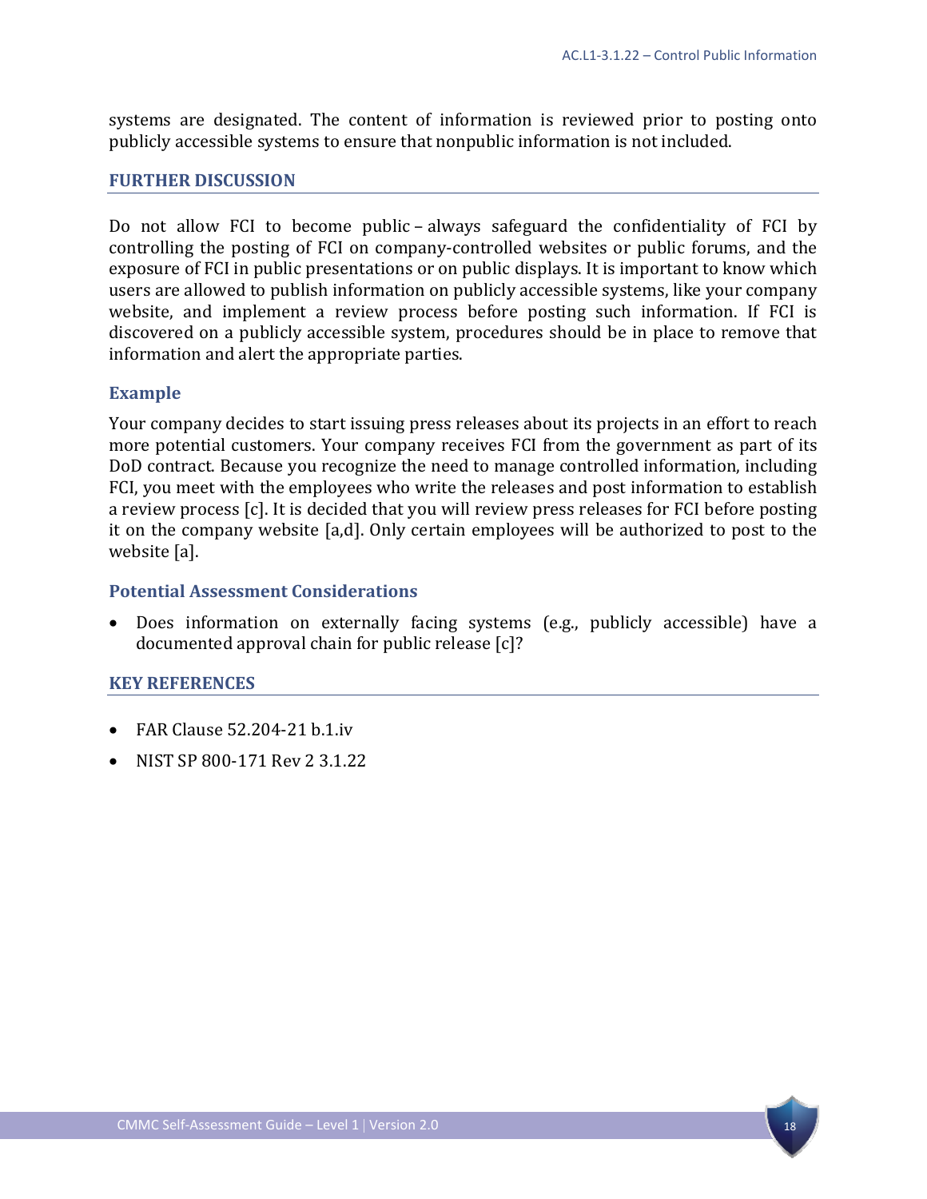systems are designated. The content of information is reviewed prior to posting onto publicly accessible systems to ensure that nonpublic information is not included.

## FURTHER DISCUSSION

Do not allow FCI to become public – always safeguard the confidentiality of FCI by controlling the posting of FCI on company-controlled websites or public forums, and the exposure of FCI in public presentations or on public displays. It is important to know which users are allowed to publish information on publicly accessible systems, like your company website, and implement a review process before posting such information. If FCI is discovered on a publicly accessible system, procedures should be in place to remove that information and alert the appropriate parties.

### Example

Your company decides to start issuing press releases about its projects in an effort to reach more potential customers. Your company receives FCI from the government as part of its DoD contract. Because you recognize the need to manage controlled information, including FCI, you meet with the employees who write the releases and post information to establish a review process [c]. It is decided that you will review press releases for FCI before posting it on the company website [a,d]. Only certain employees will be authorized to post to the website [a].

### Potential Assessment Considerations

- Does information on externally facing systems (e.g., publicly accessible) have a documented approval chain for public release [c]?

## KEY REFERENCES

- FAR Clause 52.204-21 b.1.iv
- NIST SP 800-171 Rev 2 3.1.22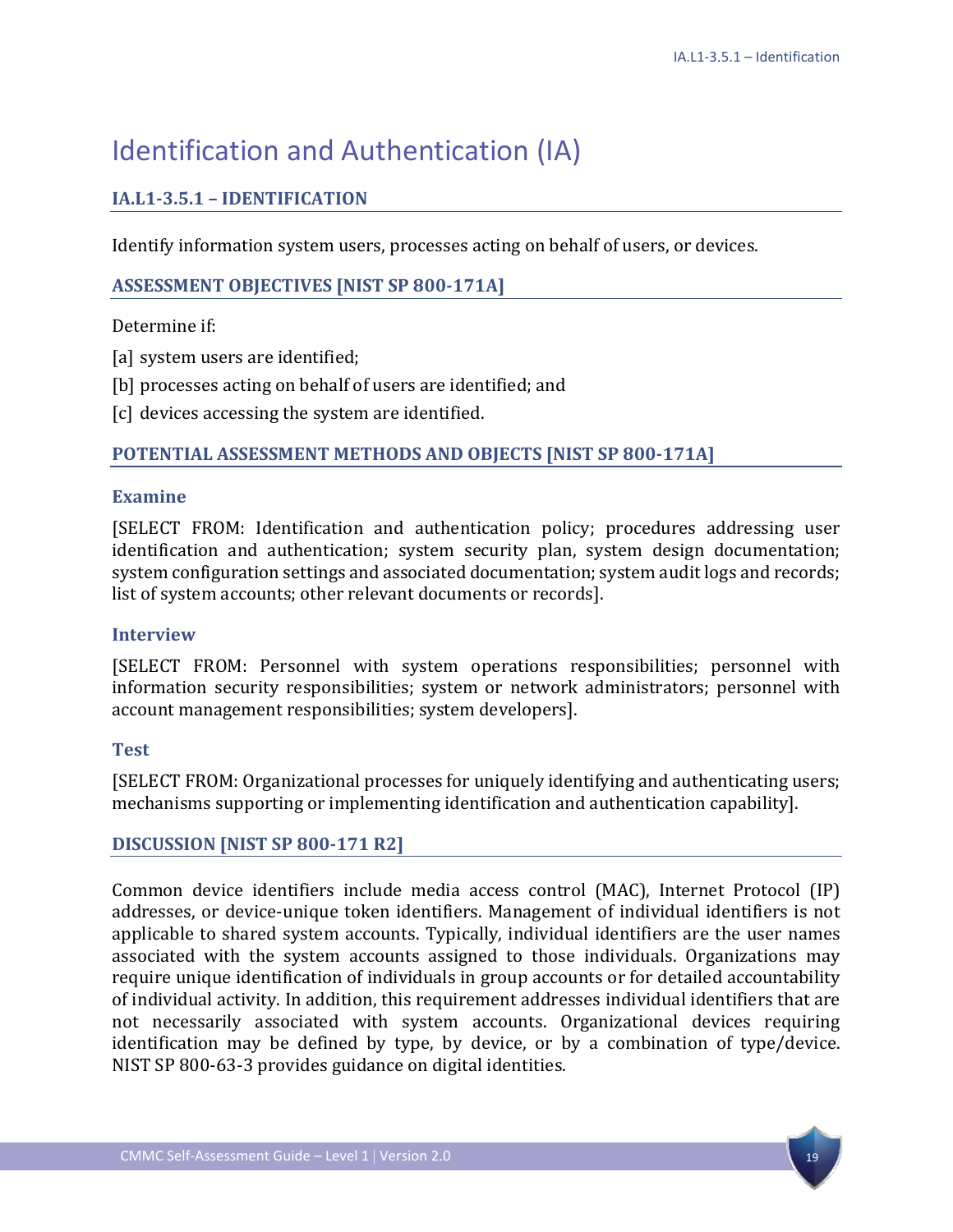# Identification and Authentication (IA)

## IA.L1-3.5.1 – IDENTIFICATION

Identify information system users, processes acting on behalf of users, or devices.

### ASSESSMENT OBJECTIVES [NIST SP 800-171A]

Determine if:

[a] system users are identified;

[b] processes acting on behalf of users are identified; and

[c] devices accessing the system are identified.

### POTENTIAL ASSESSMENT METHODS AND OBJECTS [NIST SP 800-171A]

#### Examine

[SELECT FROM: Identification and authentication policy; procedures addressing user identification and authentication; system security plan, system design documentation; system configuration settings and associated documentation; system audit logs and records; list of system accounts; other relevant documents or records].

#### Interview

[SELECT FROM: Personnel with system operations responsibilities; personnel with information security responsibilities; system or network administrators; personnel with account management responsibilities; system developers].

#### Test

[SELECT FROM: Organizational processes for uniquely identifying and authenticating users; mechanisms supporting or implementing identification and authentication capability].

### DISCUSSION [NIST SP 800-171 R2]

Common device identifiers include media access control (MAC), Internet Protocol (IP) addresses, or device-unique token identifiers. Management of individual identifiers is not applicable to shared system accounts. Typically, individual identifiers are the user names associated with the system accounts assigned to those individuals. Organizations may require unique identification of individuals in group accounts or for detailed accountability of individual activity. In addition, this requirement addresses individual identifiers that are not necessarily associated with system accounts. Organizational devices requiring identification may be defined by type, by device, or by a combination of type/device. NIST SP 800-63-3 provides guidance on digital identities.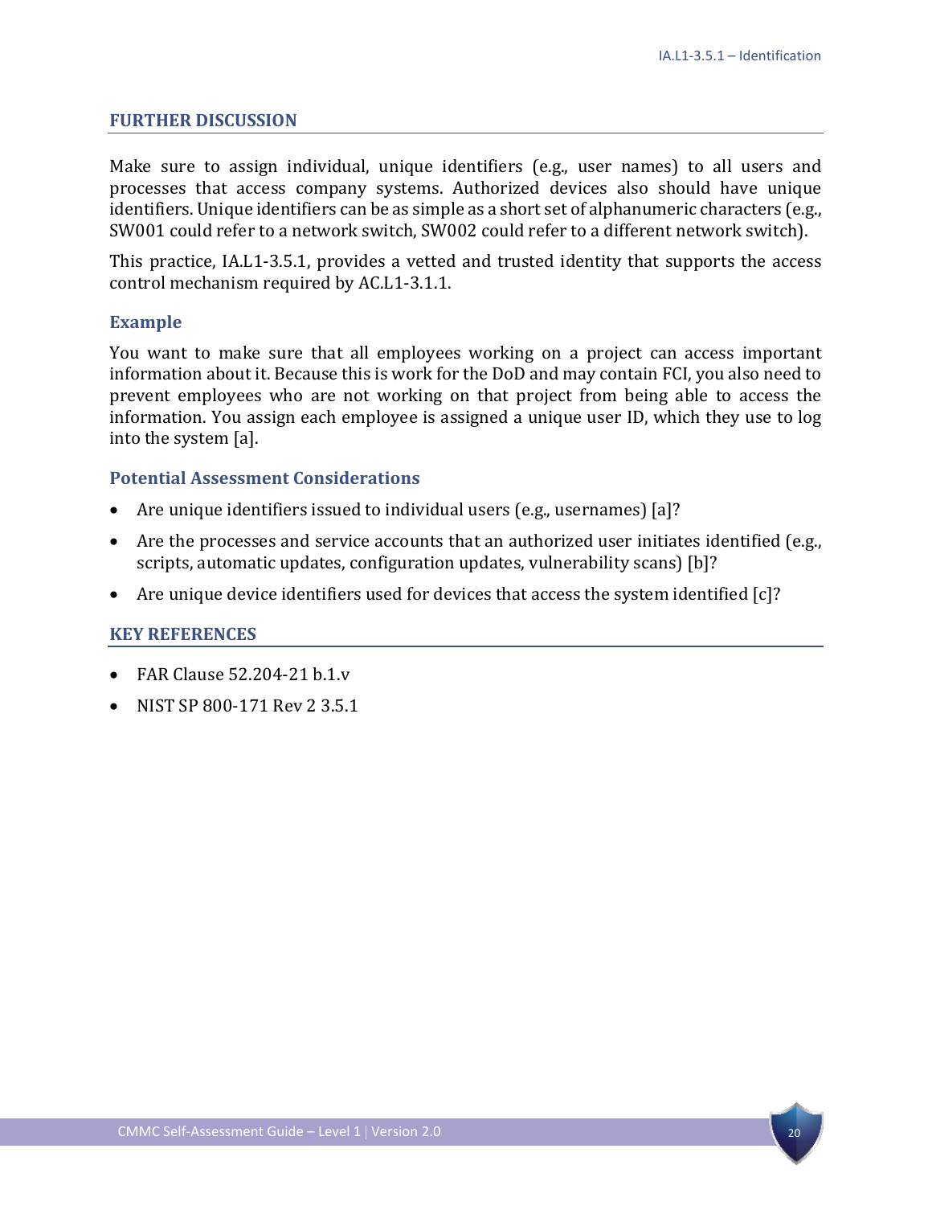## FURTHER DISCUSSION

Make sure to assign individual, unique identifiers (e.g., user names) to all users and processes that access company systems. Authorized devices also should have unique identifiers. Unique identifiers can be as simple as a short set of alphanumeric characters (e.g., SW001 could refer to a network switch, SW002 could refer to a different network switch).

This practice, IA.L1-3.5.1, provides a vetted and trusted identity that supports the access control mechanism required by AC.L1-3.1.1.

### Example

You want to make sure that all employees working on a project can access important information about it. Because this is work for the DoD and may contain FCI, you also need to prevent employees who are not working on that project from being able to access the information. You assign each employee is assigned a unique user ID, which they use to log into the system [a].

### Potential Assessment Considerations

- Are unique identifiers issued to individual users (e.g., usernames) [a]?
- Are the processes and service accounts that an authorized user initiates identified (e.g., scripts, automatic updates, configuration updates, vulnerability scans) [b]?
- Are unique device identifiers used for devices that access the system identified [c]?

## KEY REFERENCES

- FAR Clause 52.204-21 b.1.v
- NIST SP 800-171 Rev 2 3.5.1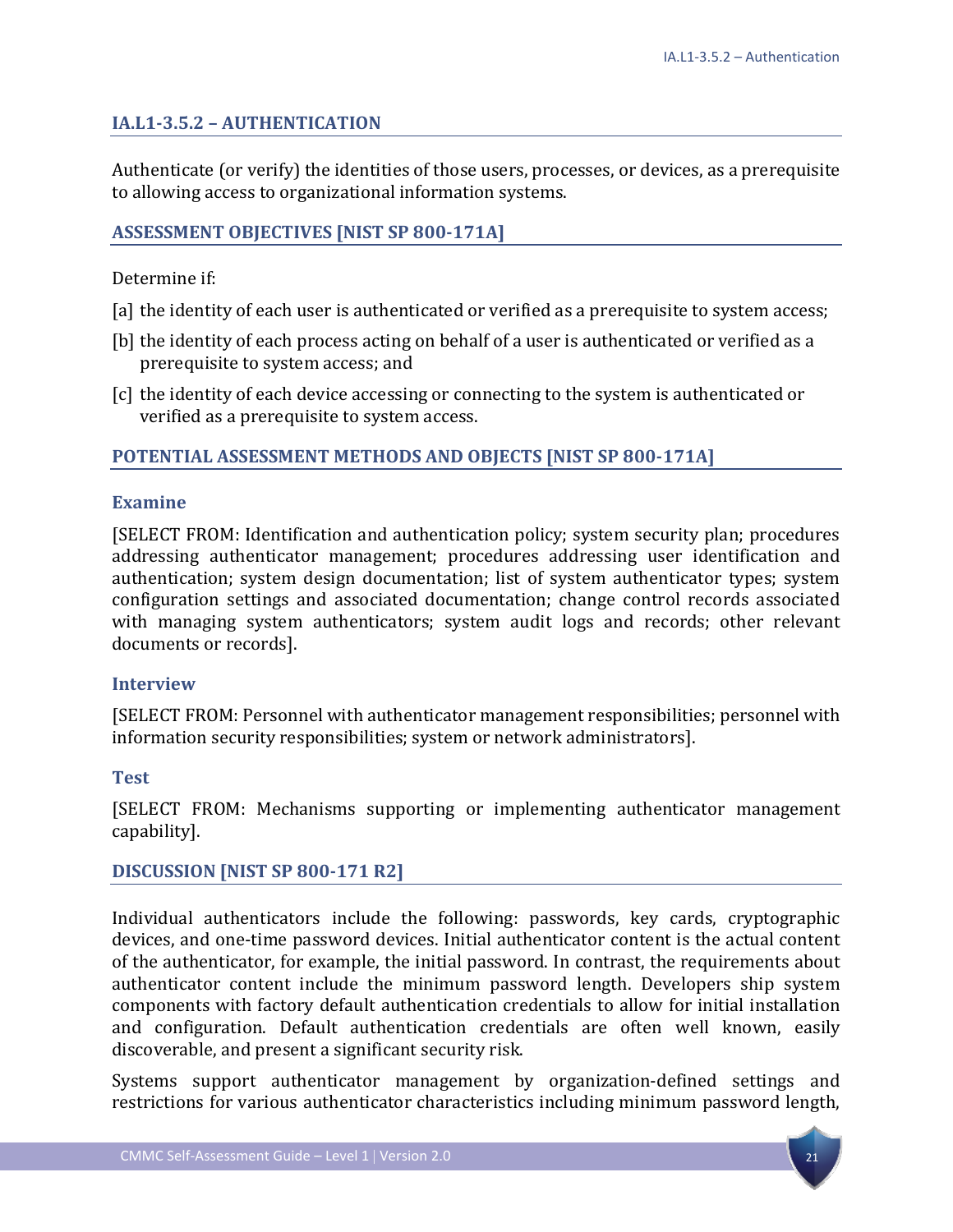## IA.L1-3.5.2 – AUTHENTICATION

Authenticate (or verify) the identities of those users, processes, or devices, as a prerequisite to allowing access to organizational information systems.

### ASSESSMENT OBJECTIVES [NIST SP 800-171A]

Determine if:

[a] the identity of each user is authenticated or verified as a prerequisite to system access;

[b] the identity of each process acting on behalf of a user is authenticated or verified as a prerequisite to system access; and

[c] the identity of each device accessing or connecting to the system is authenticated or verified as a prerequisite to system access.

### POTENTIAL ASSESSMENT METHODS AND OBJECTS [NIST SP 800-171A]

#### Examine

[SELECT FROM: Identification and authentication policy; system security plan; procedures addressing authenticator management; procedures addressing user identification and authentication; system design documentation; list of system authenticator types; system configuration settings and associated documentation; change control records associated with managing system authenticators; system audit logs and records; other relevant documents or records].

#### Interview

[SELECT FROM: Personnel with authenticator management responsibilities; personnel with information security responsibilities; system or network administrators].

#### Test

[SELECT FROM: Mechanisms supporting or implementing authenticator management capability].

### DISCUSSION [NIST SP 800-171 R2]

Individual authenticators include the following: passwords, key cards, cryptographic devices, and one-time password devices. Initial authenticator content is the actual content of the authenticator, for example, the initial password. In contrast, the requirements about authenticator content include the minimum password length. Developers ship system components with factory default authentication credentials to allow for initial installation and configuration. Default authentication credentials are often well known, easily discoverable, and present a significant security risk.

Systems support authenticator management by organization-defined settings and restrictions for various authenticator characteristics including minimum password length,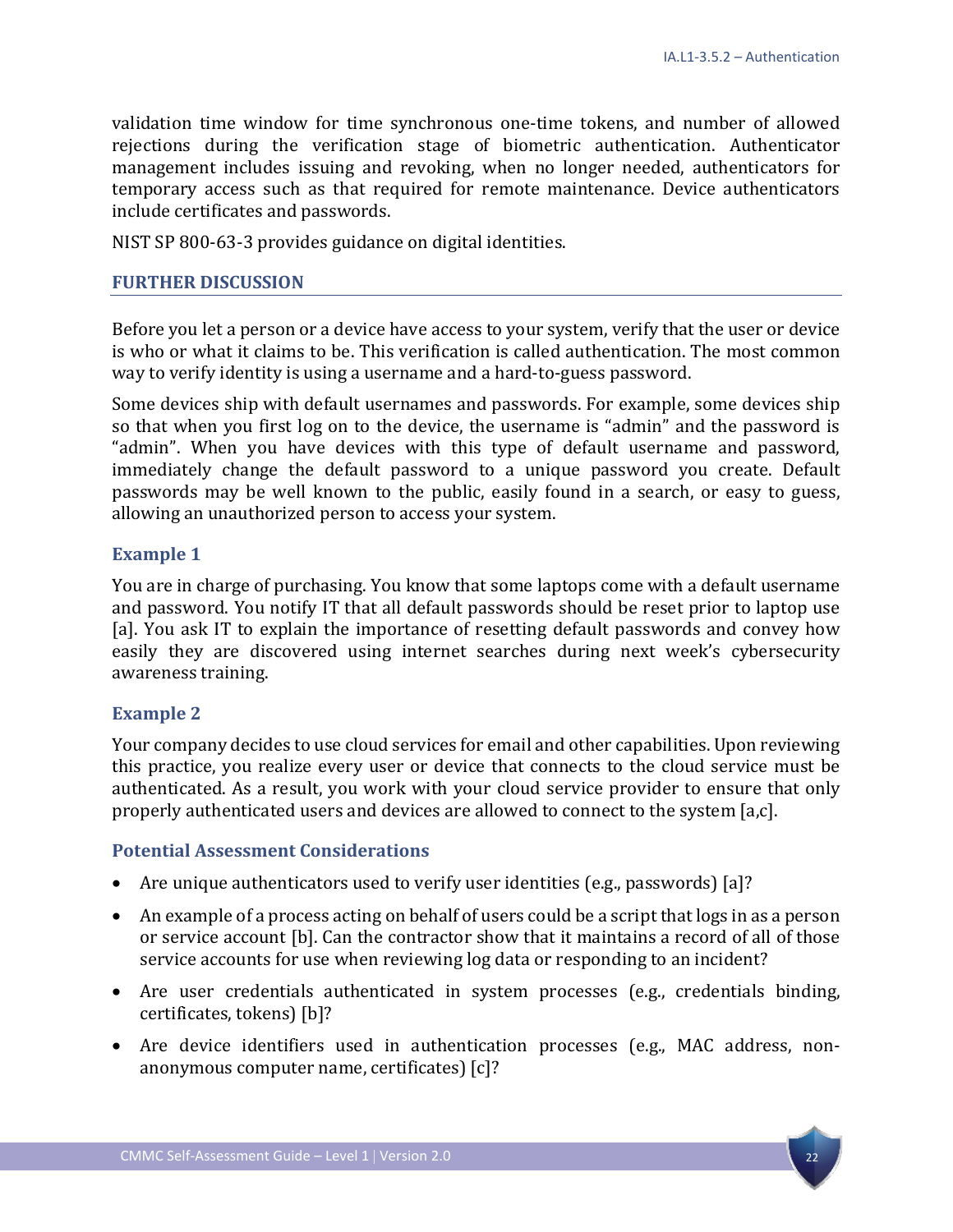validation time window for time synchronous one-time tokens, and number of allowed rejections during the verification stage of biometric authentication. Authenticator management includes issuing and revoking, when no longer needed, authenticators for temporary access such as that required for remote maintenance. Device authenticators include certificates and passwords.

NIST SP 800-63-3 provides guidance on digital identities.

## FURTHER DISCUSSION

Before you let a person or a device have access to your system, verify that the user or device is who or what it claims to be. This verification is called authentication. The most common way to verify identity is using a username and a hard-to-guess password.

Some devices ship with default usernames and passwords. For example, some devices ship so that when you first log on to the device, the username is "admin" and the password is "admin". When you have devices with this type of default username and password, immediately change the default password to a unique password you create. Default passwords may be well known to the public, easily found in a search, or easy to guess, allowing an unauthorized person to access your system.

### Example 1

You are in charge of purchasing. You know that some laptops come with a default username and password. You notify IT that all default passwords should be reset prior to laptop use [a]. You ask IT to explain the importance of resetting default passwords and convey how easily they are discovered using internet searches during next week's cybersecurity awareness training.

### Example 2

Your company decides to use cloud services for email and other capabilities. Upon reviewing this practice, you realize every user or device that connects to the cloud service must be authenticated. As a result, you work with your cloud service provider to ensure that only properly authenticated users and devices are allowed to connect to the system [a,c].

### Potential Assessment Considerations

- Are unique authenticators used to verify user identities (e.g., passwords) [a]?
- An example of a process acting on behalf of users could be a script that logs in as a person or service account [b]. Can the contractor show that it maintains a record of all of those service accounts for use when reviewing log data or responding to an incident?
- Are user credentials authenticated in system processes (e.g., credentials binding, certificates, tokens) [b]?
- Are device identifiers used in authentication processes (e.g., MAC address, non-anonymous computer name, certificates) [c]?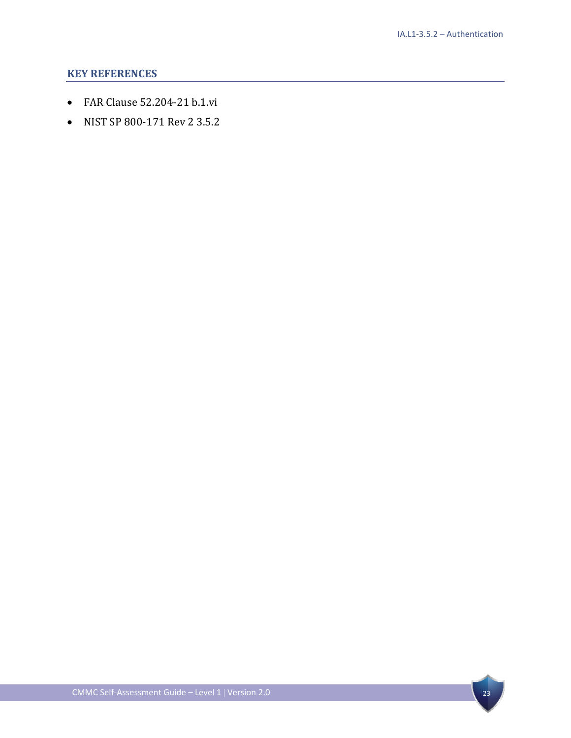### KEY REFERENCES

- FAR Clause 52.204-21 b.1.vi
- NIST SP 800-171 Rev 2 3.5.2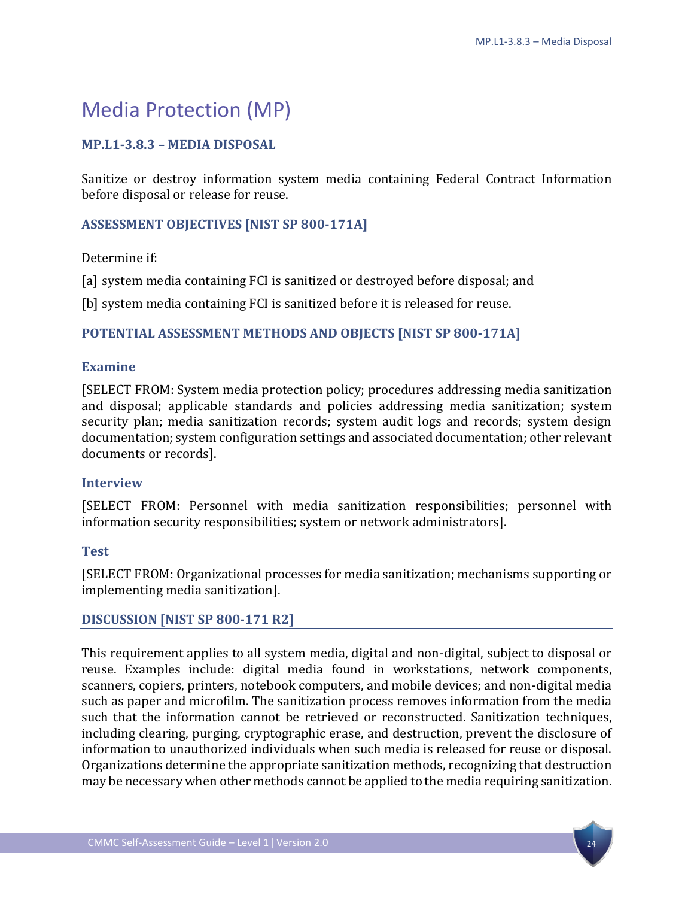# Media Protection (MP)

## MP.L1-3.8.3 – MEDIA DISPOSAL

Sanitize or destroy information system media containing Federal Contract Information before disposal or release for reuse.

### ASSESSMENT OBJECTIVES [NIST SP 800-171A]

Determine if:

[a] system media containing FCI is sanitized or destroyed before disposal; and

[b] system media containing FCI is sanitized before it is released for reuse.

### POTENTIAL ASSESSMENT METHODS AND OBJECTS [NIST SP 800-171A]

#### Examine

[SELECT FROM: System media protection policy; procedures addressing media sanitization and disposal; applicable standards and policies addressing media sanitization; system security plan; media sanitization records; system audit logs and records; system design documentation; system configuration settings and associated documentation; other relevant documents or records].

#### Interview

[SELECT FROM: Personnel with media sanitization responsibilities; personnel with information security responsibilities; system or network administrators].

#### Test

[SELECT FROM: Organizational processes for media sanitization; mechanisms supporting or implementing media sanitization].

### DISCUSSION [NIST SP 800-171 R2]

This requirement applies to all system media, digital and non-digital, subject to disposal or reuse. Examples include: digital media found in workstations, network components, scanners, copiers, printers, notebook computers, and mobile devices; and non-digital media such as paper and microfilm. The sanitization process removes information from the media such that the information cannot be retrieved or reconstructed. Sanitization techniques, including clearing, purging, cryptographic erase, and destruction, prevent the disclosure of information to unauthorized individuals when such media is released for reuse or disposal. Organizations determine the appropriate sanitization methods, recognizing that destruction may be necessary when other methods cannot be applied to the media requiring sanitization.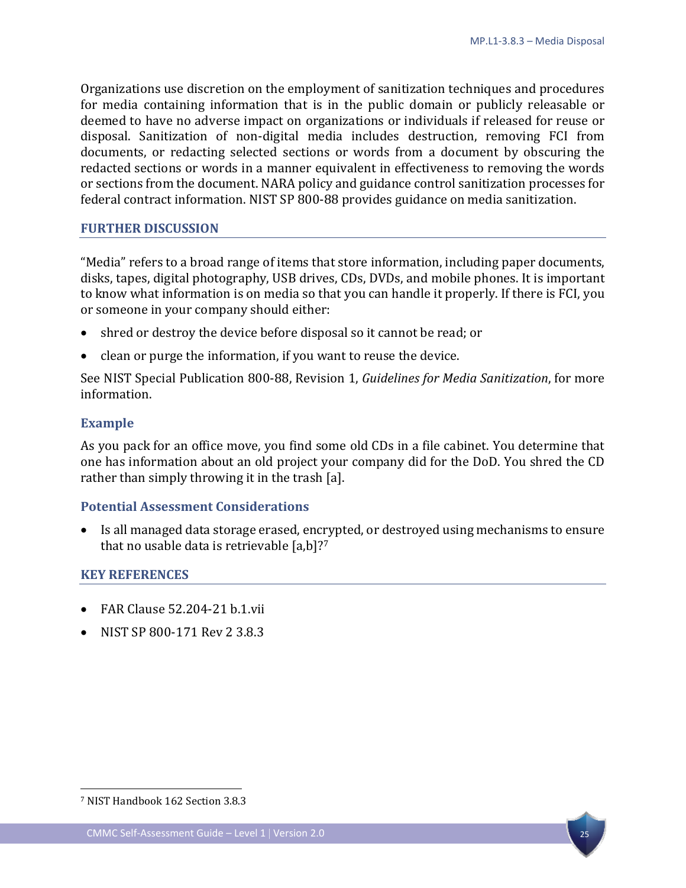Organizations use discretion on the employment of sanitization techniques and procedures for media containing information that is in the public domain or publicly releasable or deemed to have no adverse impact on organizations or individuals if released for reuse or disposal. Sanitization of non-digital media includes destruction, removing FCI from documents, or redacting selected sections or words from a document by obscuring the redacted sections or words in a manner equivalent in effectiveness to removing the words or sections from the document. NARA policy and guidance control sanitization processes for federal contract information. NIST SP 800-88 provides guidance on media sanitization.

## FURTHER DISCUSSION

"Media" refers to a broad range of items that store information, including paper documents, disks, tapes, digital photography, USB drives, CDs, DVDs, and mobile phones. It is important to know what information is on media so that you can handle it properly. If there is FCI, you or someone in your company should either:

- shred or destroy the device before disposal so it cannot be read; or
- clean or purge the information, if you want to reuse the device.

See NIST Special Publication 800-88, Revision 1, *Guidelines for Media Sanitization*, for more information.

### Example

As you pack for an office move, you find some old CDs in a file cabinet. You determine that one has information about an old project your company did for the DoD. You shred the CD rather than simply throwing it in the trash [a].

### Potential Assessment Considerations

- Is all managed data storage erased, encrypted, or destroyed using mechanisms to ensure that no usable data is retrievable [a,b]?[7]

## KEY REFERENCES

- FAR Clause 52.204-21 b.1.vii
- NIST SP 800-171 Rev 2 3.8.3

[7] NIST Handbook 162 Section 3.8.3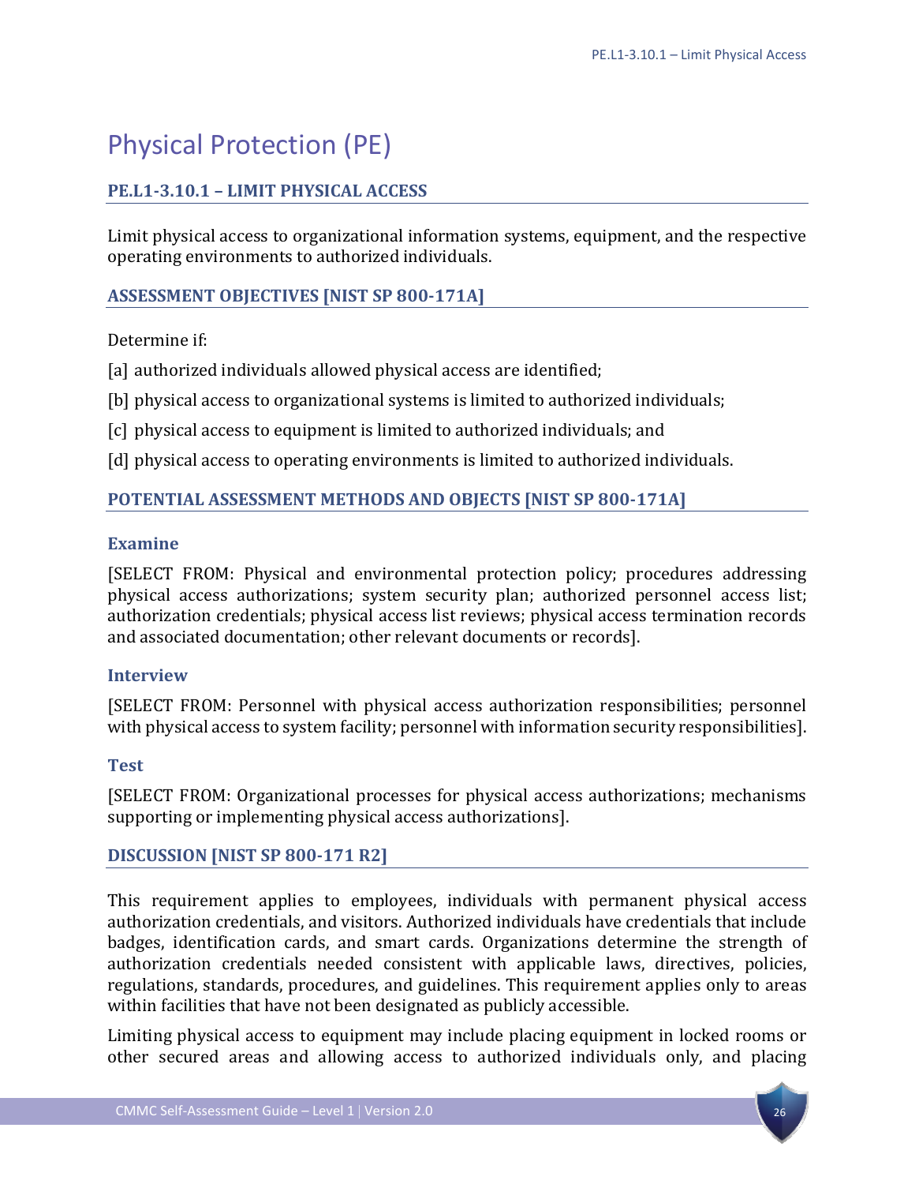# Physical Protection (PE)

## PE.L1-3.10.1 – LIMIT PHYSICAL ACCESS

Limit physical access to organizational information systems, equipment, and the respective operating environments to authorized individuals.

### ASSESSMENT OBJECTIVES [NIST SP 800-171A]

Determine if:

[a] authorized individuals allowed physical access are identified;

[b] physical access to organizational systems is limited to authorized individuals;

[c] physical access to equipment is limited to authorized individuals; and

[d] physical access to operating environments is limited to authorized individuals.

### POTENTIAL ASSESSMENT METHODS AND OBJECTS [NIST SP 800-171A]

#### Examine

[SELECT FROM: Physical and environmental protection policy; procedures addressing physical access authorizations; system security plan; authorized personnel access list; authorization credentials; physical access list reviews; physical access termination records and associated documentation; other relevant documents or records].

#### Interview

[SELECT FROM: Personnel with physical access authorization responsibilities; personnel with physical access to system facility; personnel with information security responsibilities].

#### Test

[SELECT FROM: Organizational processes for physical access authorizations; mechanisms supporting or implementing physical access authorizations].

### DISCUSSION [NIST SP 800-171 R2]

This requirement applies to employees, individuals with permanent physical access authorization credentials, and visitors. Authorized individuals have credentials that include badges, identification cards, and smart cards. Organizations determine the strength of authorization credentials needed consistent with applicable laws, directives, policies, regulations, standards, procedures, and guidelines. This requirement applies only to areas within facilities that have not been designated as publicly accessible.

Limiting physical access to equipment may include placing equipment in locked rooms or other secured areas and allowing access to authorized individuals only, and placing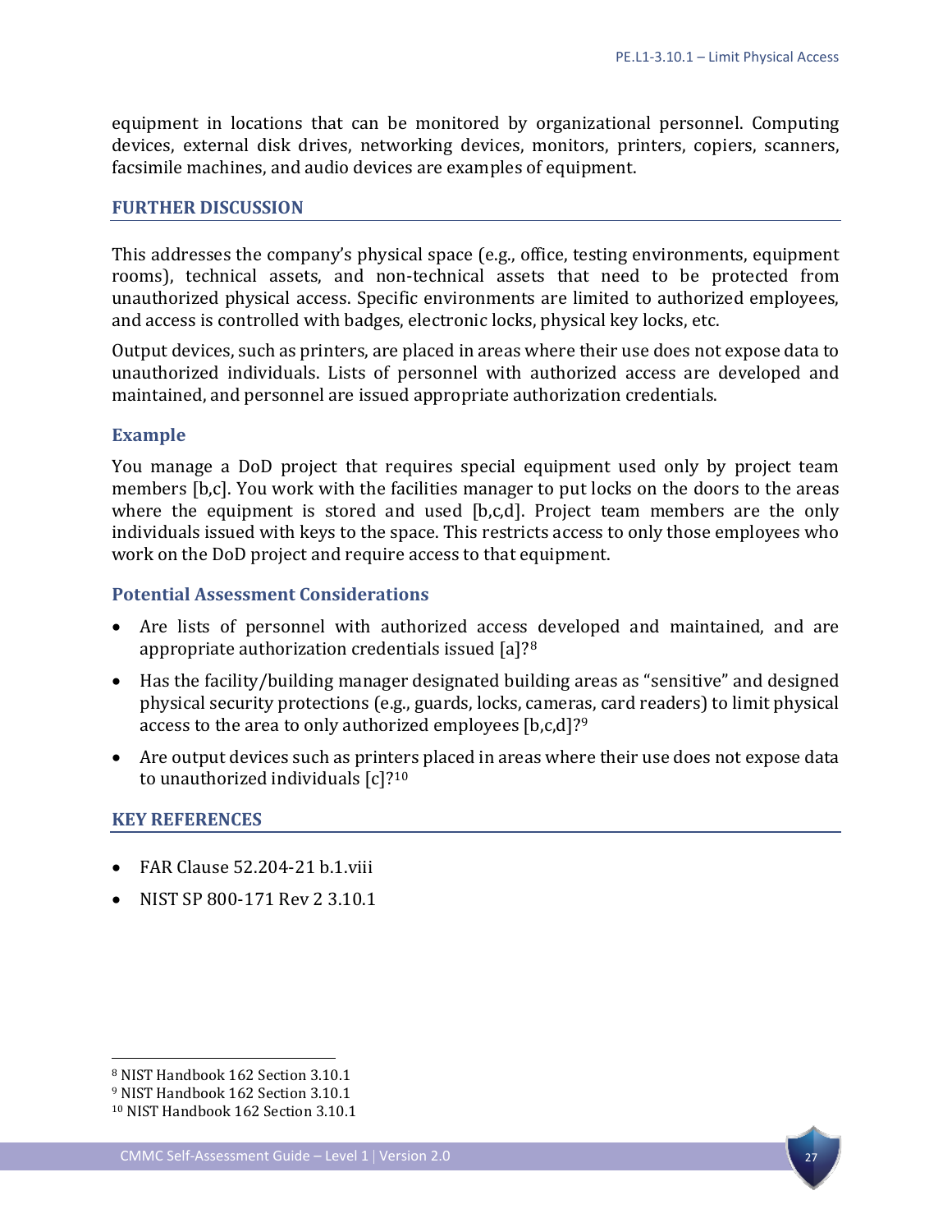equipment in locations that can be monitored by organizational personnel. Computing devices, external disk drives, networking devices, monitors, printers, copiers, scanners, facsimile machines, and audio devices are examples of equipment.

## FURTHER DISCUSSION

This addresses the company's physical space (e.g., office, testing environments, equipment rooms), technical assets, and non-technical assets that need to be protected from unauthorized physical access. Specific environments are limited to authorized employees, and access is controlled with badges, electronic locks, physical key locks, etc.

Output devices, such as printers, are placed in areas where their use does not expose data to unauthorized individuals. Lists of personnel with authorized access are developed and maintained, and personnel are issued appropriate authorization credentials.

### Example

You manage a DoD project that requires special equipment used only by project team members [b,c]. You work with the facilities manager to put locks on the doors to the areas where the equipment is stored and used [b,c,d]. Project team members are the only individuals issued with keys to the space. This restricts access to only those employees who work on the DoD project and require access to that equipment.

### Potential Assessment Considerations

- Are lists of personnel with authorized access developed and maintained, and are appropriate authorization credentials issued [a]?[8]
- Has the facility/building manager designated building areas as "sensitive" and designed physical security protections (e.g., guards, locks, cameras, card readers) to limit physical access to the area to only authorized employees [b,c,d]?[9]
- Are output devices such as printers placed in areas where their use does not expose data to unauthorized individuals [c]?[10]

## KEY REFERENCES

- FAR Clause 52.204-21 b.1.viii
- NIST SP 800-171 Rev 2 3.10.1

[8] NIST Handbook 162 Section 3.10.1
[9] NIST Handbook 162 Section 3.10.1
[10] NIST Handbook 162 Section 3.10.1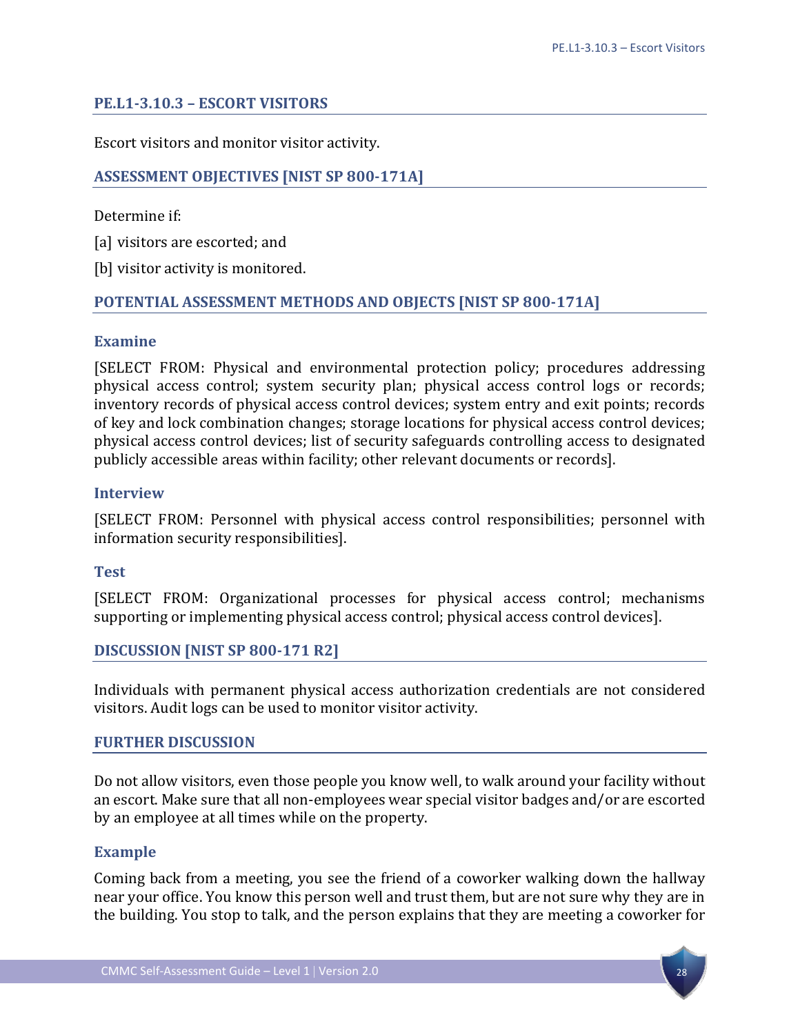## PE.L1-3.10.3 – ESCORT VISITORS

Escort visitors and monitor visitor activity.

### ASSESSMENT OBJECTIVES [NIST SP 800-171A]

Determine if:

[a] visitors are escorted; and

[b] visitor activity is monitored.

### POTENTIAL ASSESSMENT METHODS AND OBJECTS [NIST SP 800-171A]

#### Examine

[SELECT FROM: Physical and environmental protection policy; procedures addressing physical access control; system security plan; physical access control logs or records; inventory records of physical access control devices; system entry and exit points; records of key and lock combination changes; storage locations for physical access control devices; physical access control devices; list of security safeguards controlling access to designated publicly accessible areas within facility; other relevant documents or records].

#### Interview

[SELECT FROM: Personnel with physical access control responsibilities; personnel with information security responsibilities].

#### Test

[SELECT FROM: Organizational processes for physical access control; mechanisms supporting or implementing physical access control; physical access control devices].

### DISCUSSION [NIST SP 800-171 R2]

Individuals with permanent physical access authorization credentials are not considered visitors. Audit logs can be used to monitor visitor activity.

### FURTHER DISCUSSION

Do not allow visitors, even those people you know well, to walk around your facility without an escort. Make sure that all non-employees wear special visitor badges and/or are escorted by an employee at all times while on the property.

#### Example

Coming back from a meeting, you see the friend of a coworker walking down the hallway near your office. You know this person well and trust them, but are not sure why they are in the building. You stop to talk, and the person explains that they are meeting a coworker for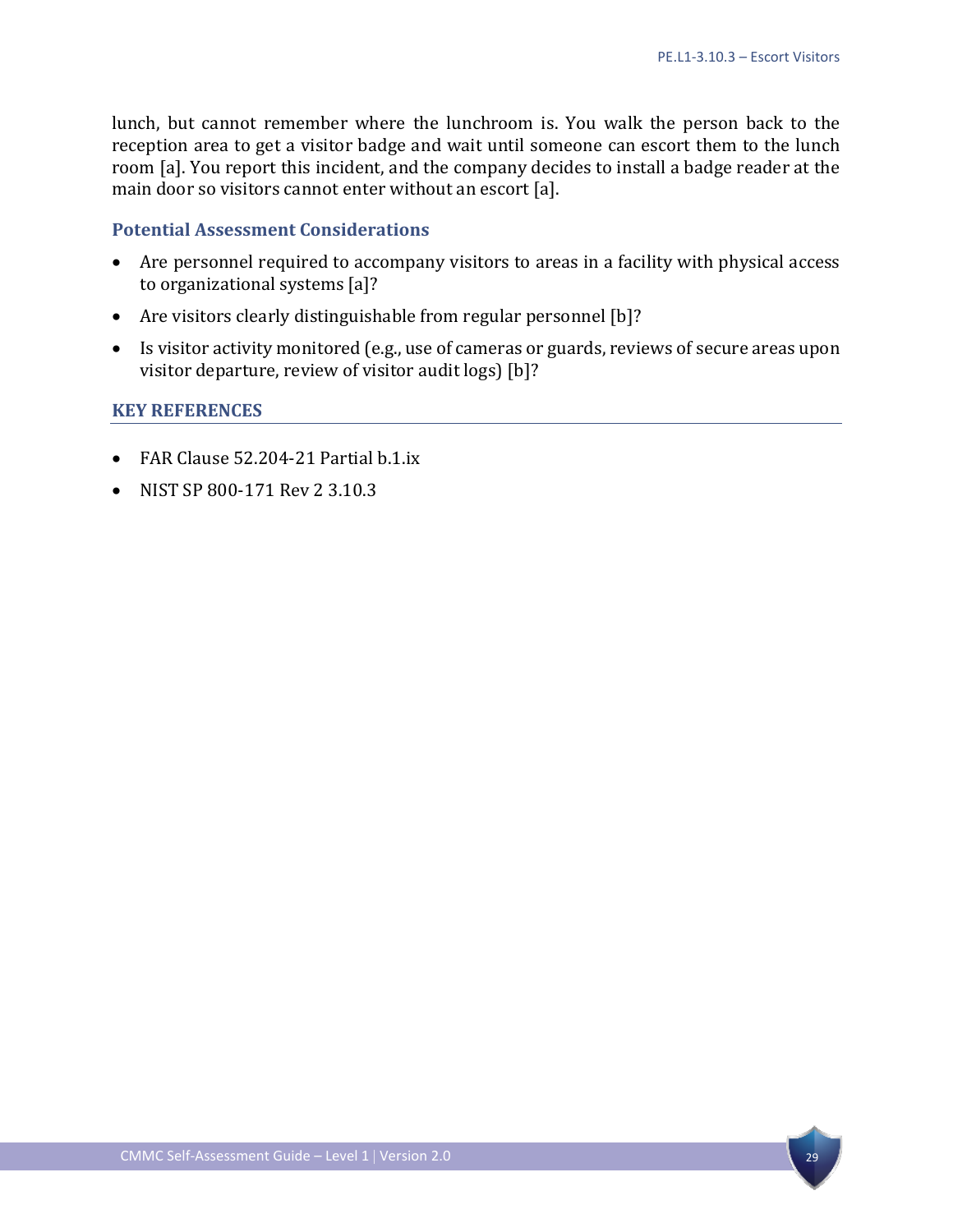lunch, but cannot remember where the lunchroom is. You walk the person back to the reception area to get a visitor badge and wait until someone can escort them to the lunch room [a]. You report this incident, and the company decides to install a badge reader at the main door so visitors cannot enter without an escort [a].

### Potential Assessment Considerations

- Are personnel required to accompany visitors to areas in a facility with physical access to organizational systems [a]?
- Are visitors clearly distinguishable from regular personnel [b]?
- Is visitor activity monitored (e.g., use of cameras or guards, reviews of secure areas upon visitor departure, review of visitor audit logs) [b]?

### KEY REFERENCES

- FAR Clause 52.204-21 Partial b.1.ix
- NIST SP 800-171 Rev 2 3.10.3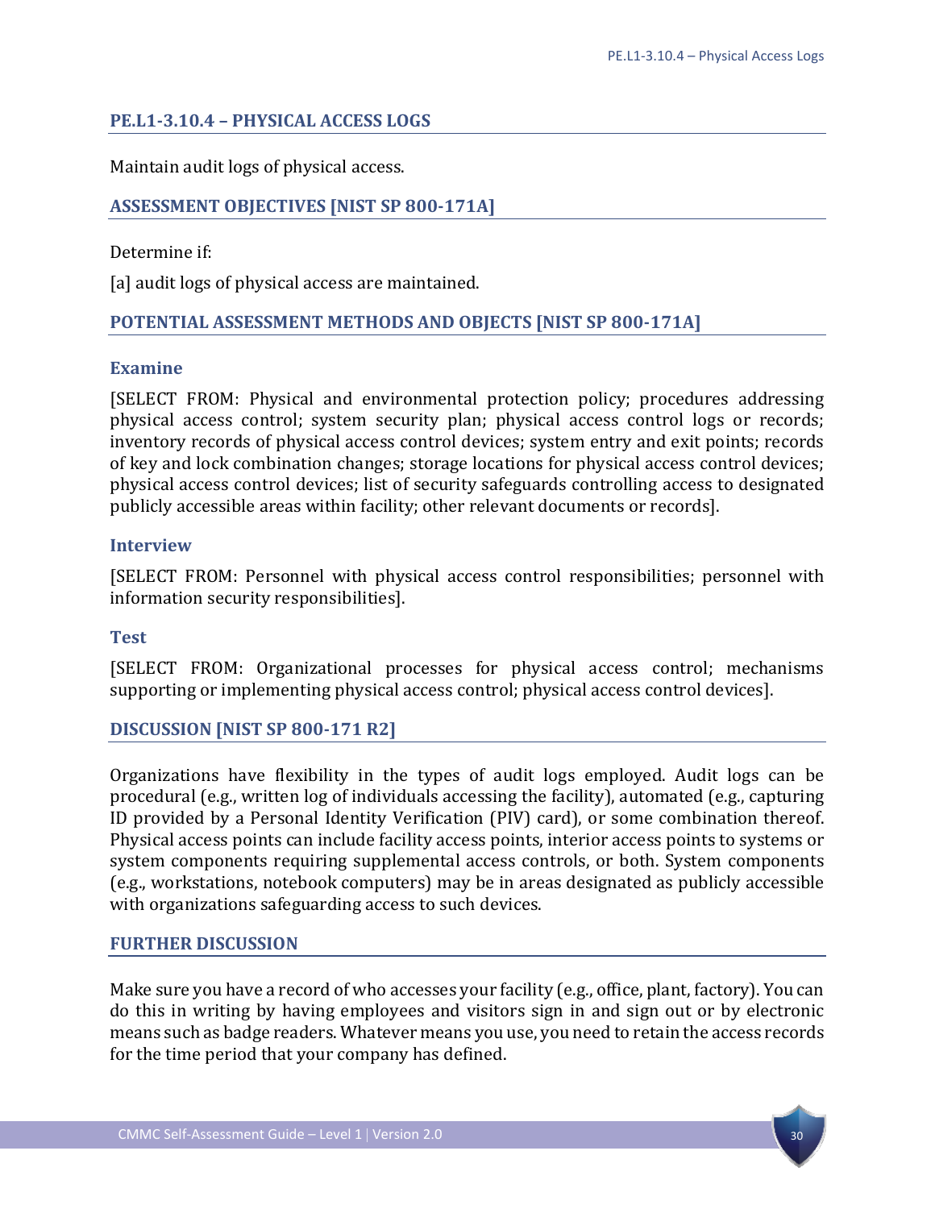## PE.L1-3.10.4 – PHYSICAL ACCESS LOGS

Maintain audit logs of physical access.

### ASSESSMENT OBJECTIVES [NIST SP 800-171A]

Determine if:

[a] audit logs of physical access are maintained.

### POTENTIAL ASSESSMENT METHODS AND OBJECTS [NIST SP 800-171A]

#### Examine

[SELECT FROM: Physical and environmental protection policy; procedures addressing physical access control; system security plan; physical access control logs or records; inventory records of physical access control devices; system entry and exit points; records of key and lock combination changes; storage locations for physical access control devices; physical access control devices; list of security safeguards controlling access to designated publicly accessible areas within facility; other relevant documents or records].

#### Interview

[SELECT FROM: Personnel with physical access control responsibilities; personnel with information security responsibilities].

#### Test

[SELECT FROM: Organizational processes for physical access control; mechanisms supporting or implementing physical access control; physical access control devices].

### DISCUSSION [NIST SP 800-171 R2]

Organizations have flexibility in the types of audit logs employed. Audit logs can be procedural (e.g., written log of individuals accessing the facility), automated (e.g., capturing ID provided by a Personal Identity Verification (PIV) card), or some combination thereof. Physical access points can include facility access points, interior access points to systems or system components requiring supplemental access controls, or both. System components (e.g., workstations, notebook computers) may be in areas designated as publicly accessible with organizations safeguarding access to such devices.

### FURTHER DISCUSSION

Make sure you have a record of who accesses your facility (e.g., office, plant, factory). You can do this in writing by having employees and visitors sign in and sign out or by electronic means such as badge readers. Whatever means you use, you need to retain the access records for the time period that your company has defined.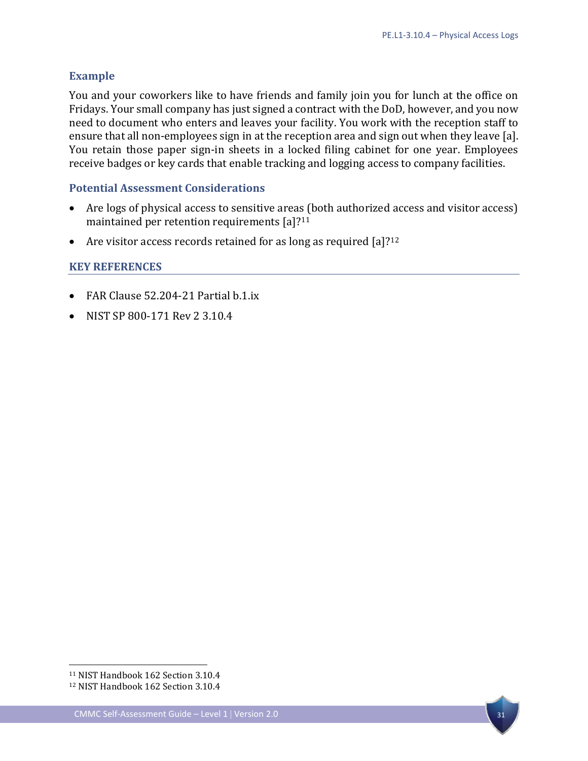### Example

You and your coworkers like to have friends and family join you for lunch at the office on Fridays. Your small company has just signed a contract with the DoD, however, and you now need to document who enters and leaves your facility. You work with the reception staff to ensure that all non-employees sign in at the reception area and sign out when they leave [a]. You retain those paper sign-in sheets in a locked filing cabinet for one year. Employees receive badges or key cards that enable tracking and logging access to company facilities.

### Potential Assessment Considerations

- Are logs of physical access to sensitive areas (both authorized access and visitor access) maintained per retention requirements [a]?[11]
- Are visitor access records retained for as long as required [a]?[12]

## KEY REFERENCES

- FAR Clause 52.204-21 Partial b.1.ix
- NIST SP 800-171 Rev 2 3.10.4

---

[11] NIST Handbook 162 Section 3.10.4

[12] NIST Handbook 162 Section 3.10.4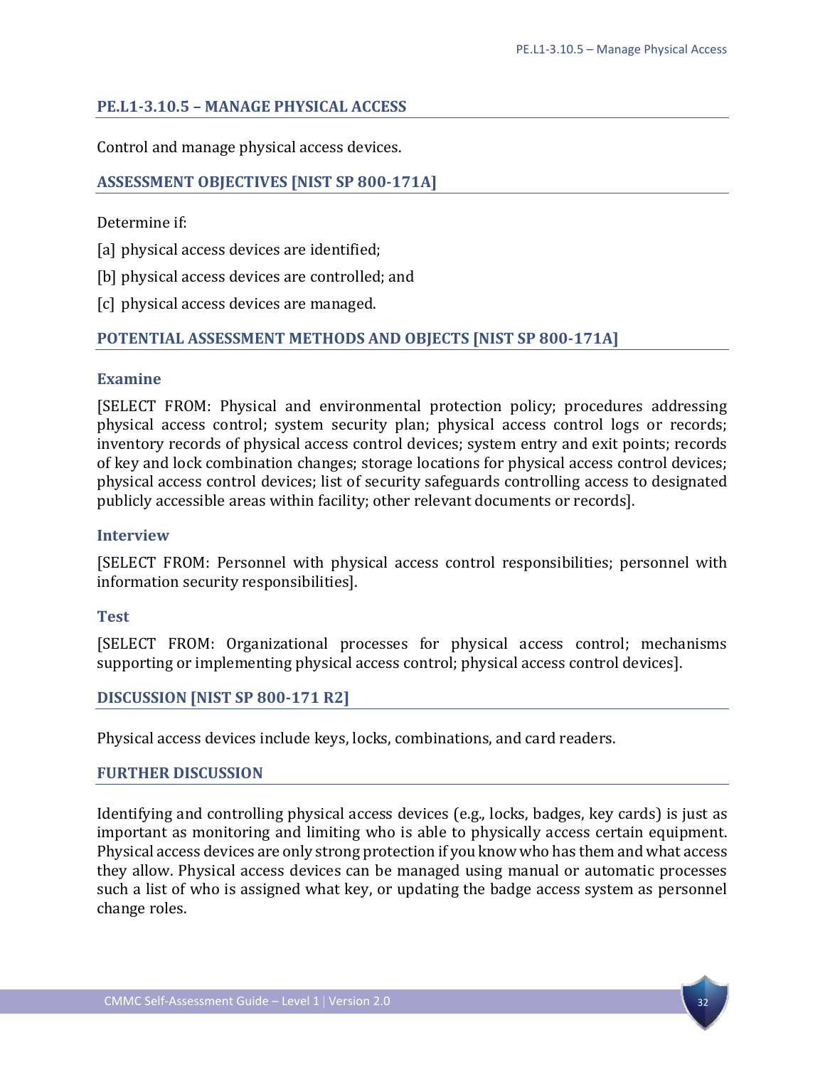## PE.L1-3.10.5 – MANAGE PHYSICAL ACCESS

Control and manage physical access devices.

### ASSESSMENT OBJECTIVES [NIST SP 800-171A]

Determine if:

[a] physical access devices are identified;

[b] physical access devices are controlled; and

[c] physical access devices are managed.

### POTENTIAL ASSESSMENT METHODS AND OBJECTS [NIST SP 800-171A]

#### Examine

[SELECT FROM: Physical and environmental protection policy; procedures addressing physical access control; system security plan; physical access control logs or records; inventory records of physical access control devices; system entry and exit points; records of key and lock combination changes; storage locations for physical access control devices; physical access control devices; list of security safeguards controlling access to designated publicly accessible areas within facility; other relevant documents or records].

#### Interview

[SELECT FROM: Personnel with physical access control responsibilities; personnel with information security responsibilities].

#### Test

[SELECT FROM: Organizational processes for physical access control; mechanisms supporting or implementing physical access control; physical access control devices].

### DISCUSSION [NIST SP 800-171 R2]

Physical access devices include keys, locks, combinations, and card readers.

### FURTHER DISCUSSION

Identifying and controlling physical access devices (e.g., locks, badges, key cards) is just as important as monitoring and limiting who is able to physically access certain equipment. Physical access devices are only strong protection if you know who has them and what access they allow. Physical access devices can be managed using manual or automatic processes such a list of who is assigned what key, or updating the badge access system as personnel change roles.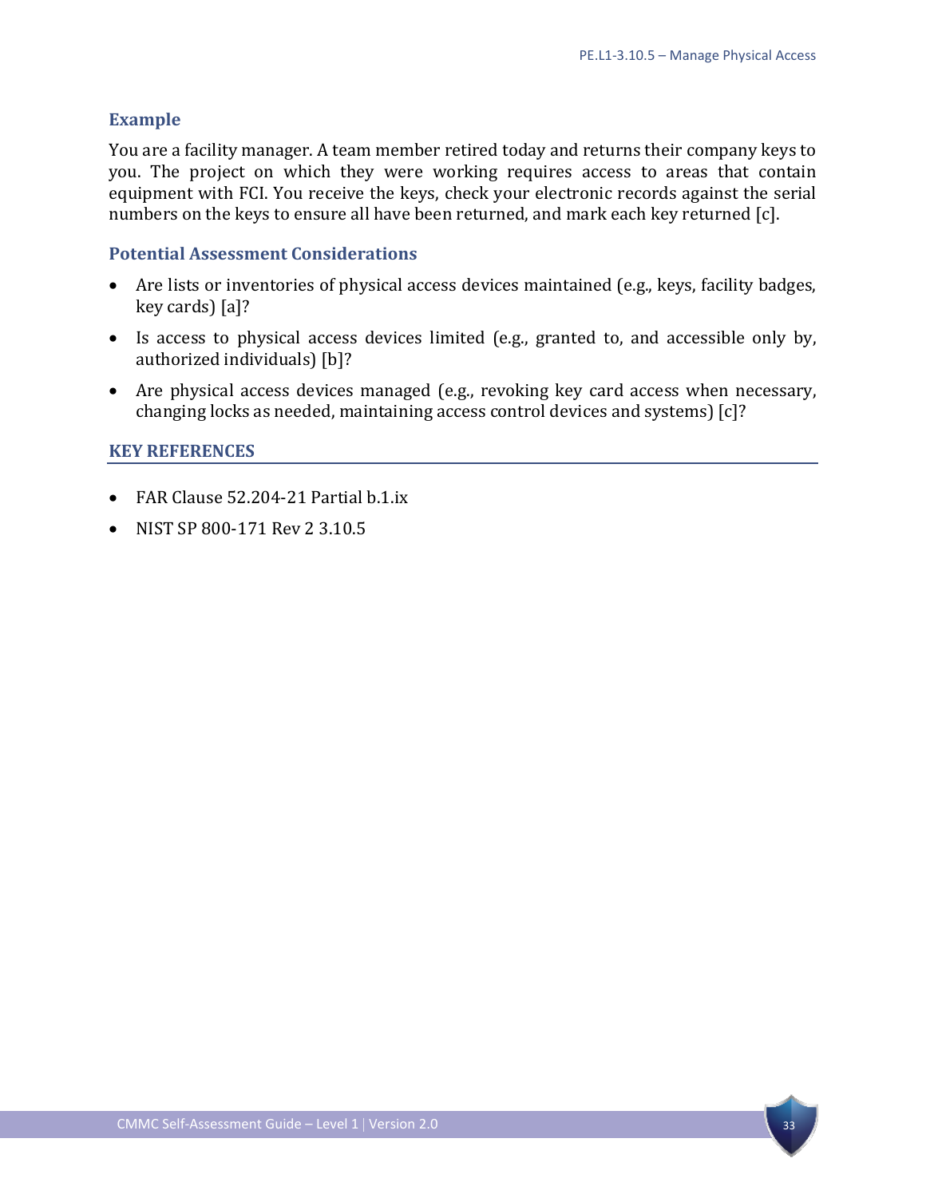### Example

You are a facility manager. A team member retired today and returns their company keys to you. The project on which they were working requires access to areas that contain equipment with FCI. You receive the keys, check your electronic records against the serial numbers on the keys to ensure all have been returned, and mark each key returned [c].

### Potential Assessment Considerations

- Are lists or inventories of physical access devices maintained (e.g., keys, facility badges, key cards) [a]?
- Is access to physical access devices limited (e.g., granted to, and accessible only by, authorized individuals) [b]?
- Are physical access devices managed (e.g., revoking key card access when necessary, changing locks as needed, maintaining access control devices and systems) [c]?

## KEY REFERENCES

- FAR Clause 52.204-21 Partial b.1.ix
- NIST SP 800-171 Rev 2 3.10.5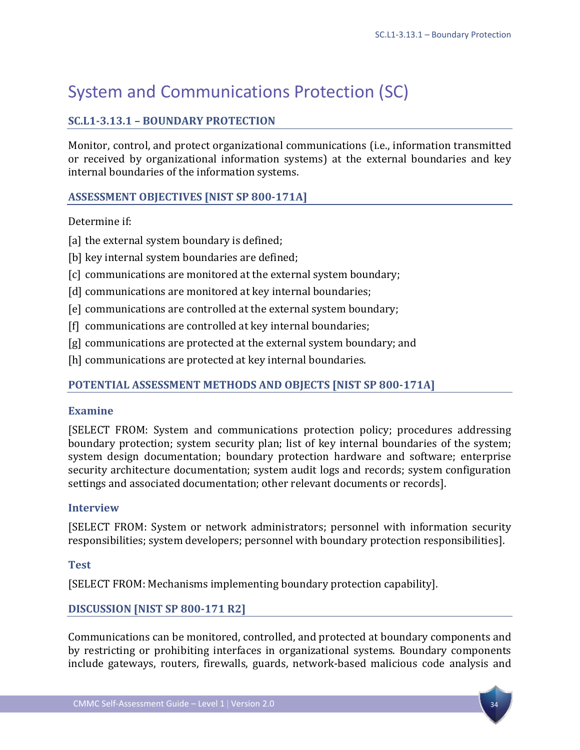# System and Communications Protection (SC)

## SC.L1-3.13.1 – BOUNDARY PROTECTION

Monitor, control, and protect organizational communications (i.e., information transmitted or received by organizational information systems) at the external boundaries and key internal boundaries of the information systems.

### ASSESSMENT OBJECTIVES [NIST SP 800-171A]

Determine if:

[a] the external system boundary is defined;

[b] key internal system boundaries are defined;

[c] communications are monitored at the external system boundary;

[d] communications are monitored at key internal boundaries;

[e] communications are controlled at the external system boundary;

[f] communications are controlled at key internal boundaries;

[g] communications are protected at the external system boundary; and

[h] communications are protected at key internal boundaries.

### POTENTIAL ASSESSMENT METHODS AND OBJECTS [NIST SP 800-171A]

#### Examine

[SELECT FROM: System and communications protection policy; procedures addressing boundary protection; system security plan; list of key internal boundaries of the system; system design documentation; boundary protection hardware and software; enterprise security architecture documentation; system audit logs and records; system configuration settings and associated documentation; other relevant documents or records].

#### Interview

[SELECT FROM: System or network administrators; personnel with information security responsibilities; system developers; personnel with boundary protection responsibilities].

#### Test

[SELECT FROM: Mechanisms implementing boundary protection capability].

### DISCUSSION [NIST SP 800-171 R2]

Communications can be monitored, controlled, and protected at boundary components and by restricting or prohibiting interfaces in organizational systems. Boundary components include gateways, routers, firewalls, guards, network-based malicious code analysis and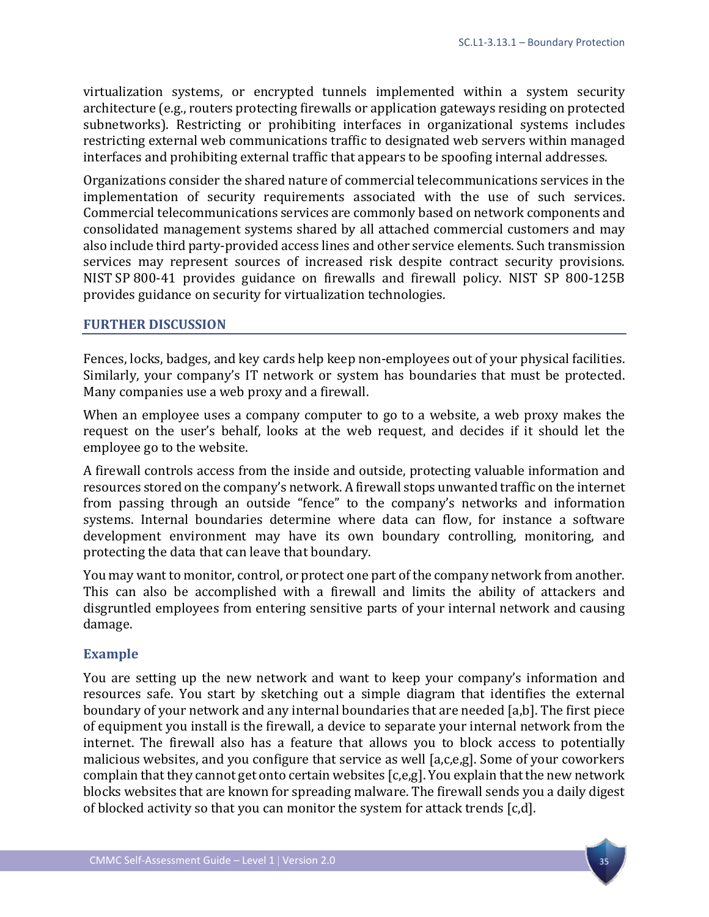virtualization systems, or encrypted tunnels implemented within a system security architecture (e.g., routers protecting firewalls or application gateways residing on protected subnetworks). Restricting or prohibiting interfaces in organizational systems includes restricting external web communications traffic to designated web servers within managed interfaces and prohibiting external traffic that appears to be spoofing internal addresses.

Organizations consider the shared nature of commercial telecommunications services in the implementation of security requirements associated with the use of such services. Commercial telecommunications services are commonly based on network components and consolidated management systems shared by all attached commercial customers and may also include third party-provided access lines and other service elements. Such transmission services may represent sources of increased risk despite contract security provisions. NIST SP 800-41 provides guidance on firewalls and firewall policy. NIST SP 800-125B provides guidance on security for virtualization technologies.

## FURTHER DISCUSSION

Fences, locks, badges, and key cards help keep non-employees out of your physical facilities. Similarly, your company's IT network or system has boundaries that must be protected. Many companies use a web proxy and a firewall.

When an employee uses a company computer to go to a website, a web proxy makes the request on the user's behalf, looks at the web request, and decides if it should let the employee go to the website.

A firewall controls access from the inside and outside, protecting valuable information and resources stored on the company's network. A firewall stops unwanted traffic on the internet from passing through an outside "fence" to the company's networks and information systems. Internal boundaries determine where data can flow, for instance a software development environment may have its own boundary controlling, monitoring, and protecting the data that can leave that boundary.

You may want to monitor, control, or protect one part of the company network from another. This can also be accomplished with a firewall and limits the ability of attackers and disgruntled employees from entering sensitive parts of your internal network and causing damage.

### Example

You are setting up the new network and want to keep your company's information and resources safe. You start by sketching out a simple diagram that identifies the external boundary of your network and any internal boundaries that are needed [a,b]. The first piece of equipment you install is the firewall, a device to separate your internal network from the internet. The firewall also has a feature that allows you to block access to potentially malicious websites, and you configure that service as well [a,c,e,g]. Some of your coworkers complain that they cannot get onto certain websites [c,e,g]. You explain that the new network blocks websites that are known for spreading malware. The firewall sends you a daily digest of blocked activity so that you can monitor the system for attack trends [c,d].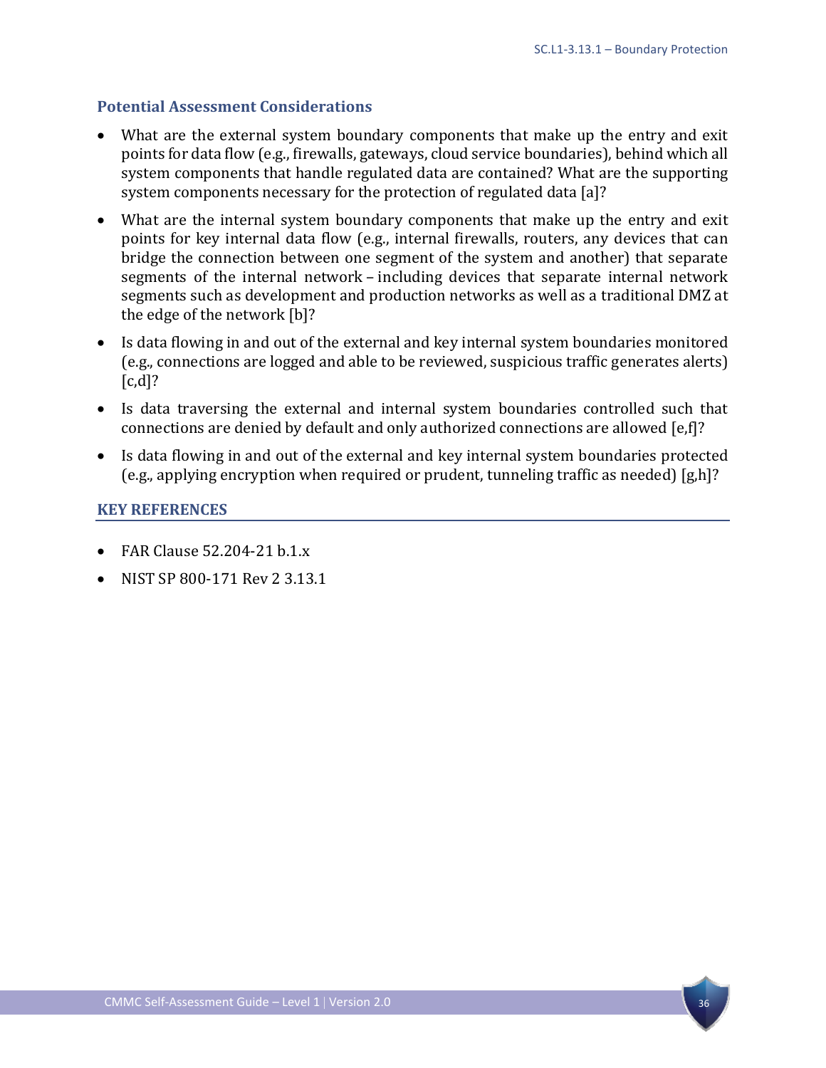### Potential Assessment Considerations

- What are the external system boundary components that make up the entry and exit points for data flow (e.g., firewalls, gateways, cloud service boundaries), behind which all system components that handle regulated data are contained? What are the supporting system components necessary for the protection of regulated data [a]?
- What are the internal system boundary components that make up the entry and exit points for key internal data flow (e.g., internal firewalls, routers, any devices that can bridge the connection between one segment of the system and another) that separate segments of the internal network – including devices that separate internal network segments such as development and production networks as well as a traditional DMZ at the edge of the network [b]?
- Is data flowing in and out of the external and key internal system boundaries monitored (e.g., connections are logged and able to be reviewed, suspicious traffic generates alerts) [c,d]?
- Is data traversing the external and internal system boundaries controlled such that connections are denied by default and only authorized connections are allowed [e,f]?
- Is data flowing in and out of the external and key internal system boundaries protected (e.g., applying encryption when required or prudent, tunneling traffic as needed) [g,h]?

### KEY REFERENCES

- FAR Clause 52.204-21 b.1.x
- NIST SP 800-171 Rev 2 3.13.1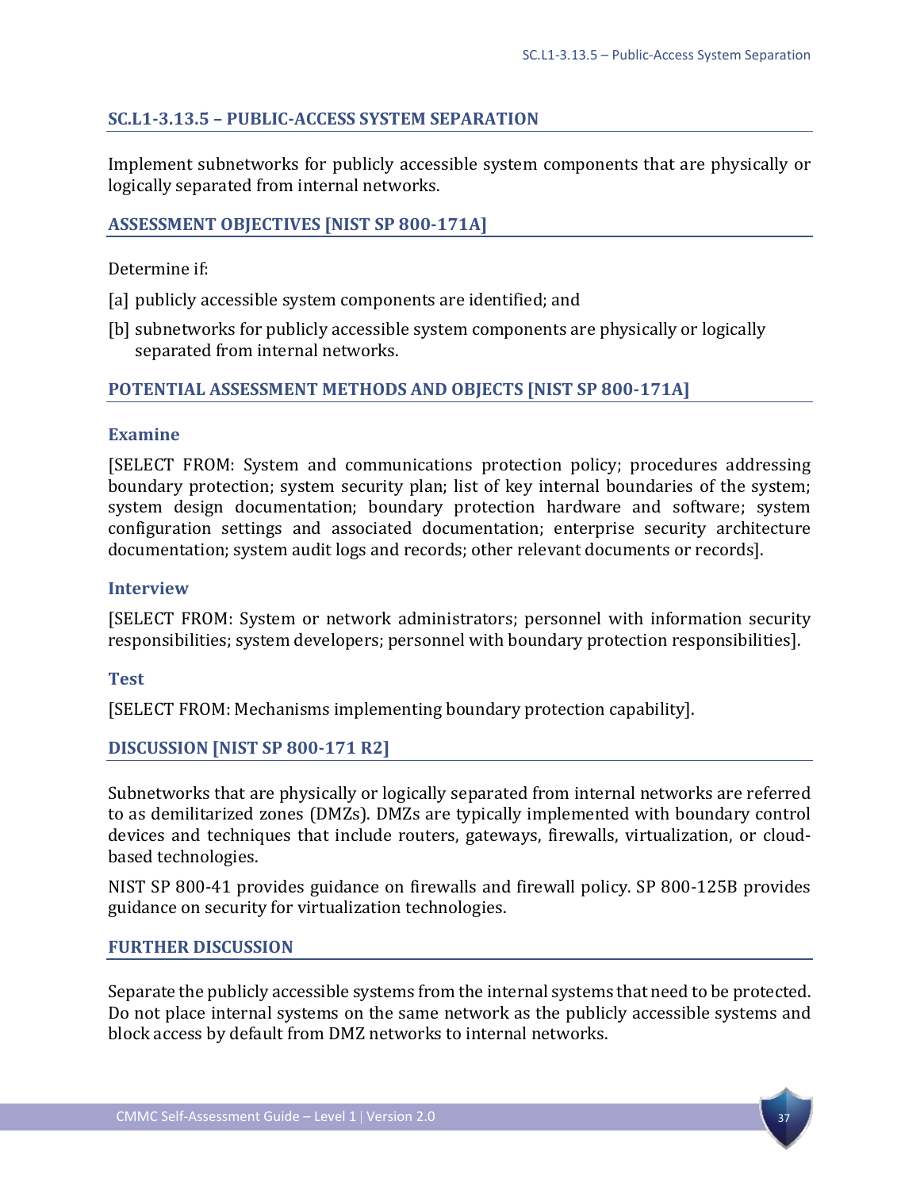## SC.L1-3.13.5 – PUBLIC-ACCESS SYSTEM SEPARATION

Implement subnetworks for publicly accessible system components that are physically or logically separated from internal networks.

### ASSESSMENT OBJECTIVES [NIST SP 800-171A]

Determine if:

[a] publicly accessible system components are identified; and

[b] subnetworks for publicly accessible system components are physically or logically separated from internal networks.

### POTENTIAL ASSESSMENT METHODS AND OBJECTS [NIST SP 800-171A]

#### Examine

[SELECT FROM: System and communications protection policy; procedures addressing boundary protection; system security plan; list of key internal boundaries of the system; system design documentation; boundary protection hardware and software; system configuration settings and associated documentation; enterprise security architecture documentation; system audit logs and records; other relevant documents or records].

#### Interview

[SELECT FROM: System or network administrators; personnel with information security responsibilities; system developers; personnel with boundary protection responsibilities].

#### Test

[SELECT FROM: Mechanisms implementing boundary protection capability].

### DISCUSSION [NIST SP 800-171 R2]

Subnetworks that are physically or logically separated from internal networks are referred to as demilitarized zones (DMZs). DMZs are typically implemented with boundary control devices and techniques that include routers, gateways, firewalls, virtualization, or cloud-based technologies.

NIST SP 800-41 provides guidance on firewalls and firewall policy. SP 800-125B provides guidance on security for virtualization technologies.

### FURTHER DISCUSSION

Separate the publicly accessible systems from the internal systems that need to be protected. Do not place internal systems on the same network as the publicly accessible systems and block access by default from DMZ networks to internal networks.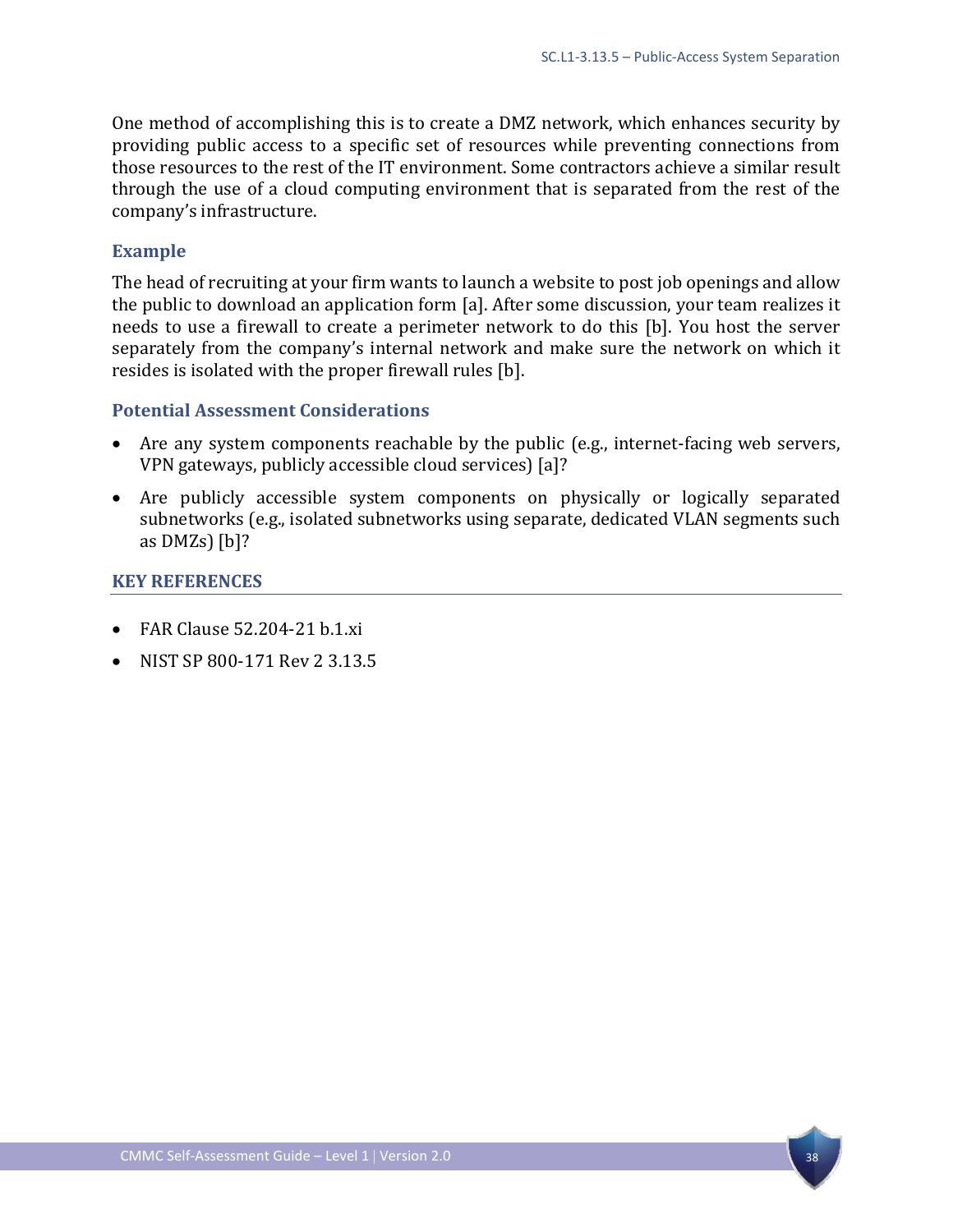One method of accomplishing this is to create a DMZ network, which enhances security by providing public access to a specific set of resources while preventing connections from those resources to the rest of the IT environment. Some contractors achieve a similar result through the use of a cloud computing environment that is separated from the rest of the company's infrastructure.

### Example

The head of recruiting at your firm wants to launch a website to post job openings and allow the public to download an application form [a]. After some discussion, your team realizes it needs to use a firewall to create a perimeter network to do this [b]. You host the server separately from the company's internal network and make sure the network on which it resides is isolated with the proper firewall rules [b].

### Potential Assessment Considerations

- Are any system components reachable by the public (e.g., internet-facing web servers, VPN gateways, publicly accessible cloud services) [a]?
- Are publicly accessible system components on physically or logically separated subnetworks (e.g., isolated subnetworks using separate, dedicated VLAN segments such as DMZs) [b]?

## KEY REFERENCES

- FAR Clause 52.204-21 b.1.xi
- NIST SP 800-171 Rev 2 3.13.5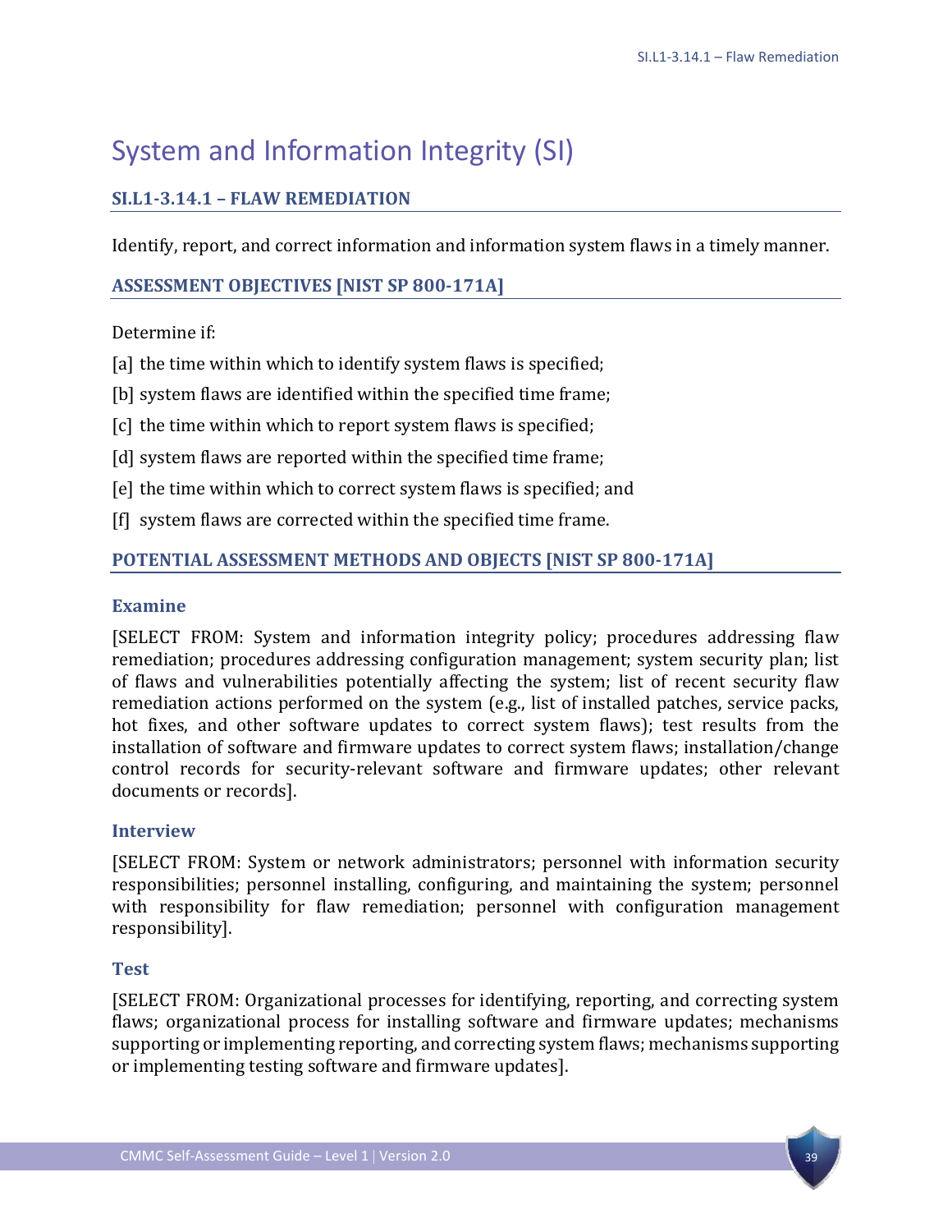# System and Information Integrity (SI)

## SI.L1-3.14.1 – FLAW REMEDIATION

Identify, report, and correct information and information system flaws in a timely manner.

### ASSESSMENT OBJECTIVES [NIST SP 800-171A]

Determine if:

[a] the time within which to identify system flaws is specified;

[b] system flaws are identified within the specified time frame;

[c] the time within which to report system flaws is specified;

[d] system flaws are reported within the specified time frame;

[e] the time within which to correct system flaws is specified; and

[f] system flaws are corrected within the specified time frame.

### POTENTIAL ASSESSMENT METHODS AND OBJECTS [NIST SP 800-171A]

#### Examine

[SELECT FROM: System and information integrity policy; procedures addressing flaw remediation; procedures addressing configuration management; system security plan; list of flaws and vulnerabilities potentially affecting the system; list of recent security flaw remediation actions performed on the system (e.g., list of installed patches, service packs, hot fixes, and other software updates to correct system flaws); test results from the installation of software and firmware updates to correct system flaws; installation/change control records for security-relevant software and firmware updates; other relevant documents or records].

#### Interview

[SELECT FROM: System or network administrators; personnel with information security responsibilities; personnel installing, configuring, and maintaining the system; personnel with responsibility for flaw remediation; personnel with configuration management responsibility].

#### Test

[SELECT FROM: Organizational processes for identifying, reporting, and correcting system flaws; organizational process for installing software and firmware updates; mechanisms supporting or implementing reporting, and correcting system flaws; mechanisms supporting or implementing testing software and firmware updates].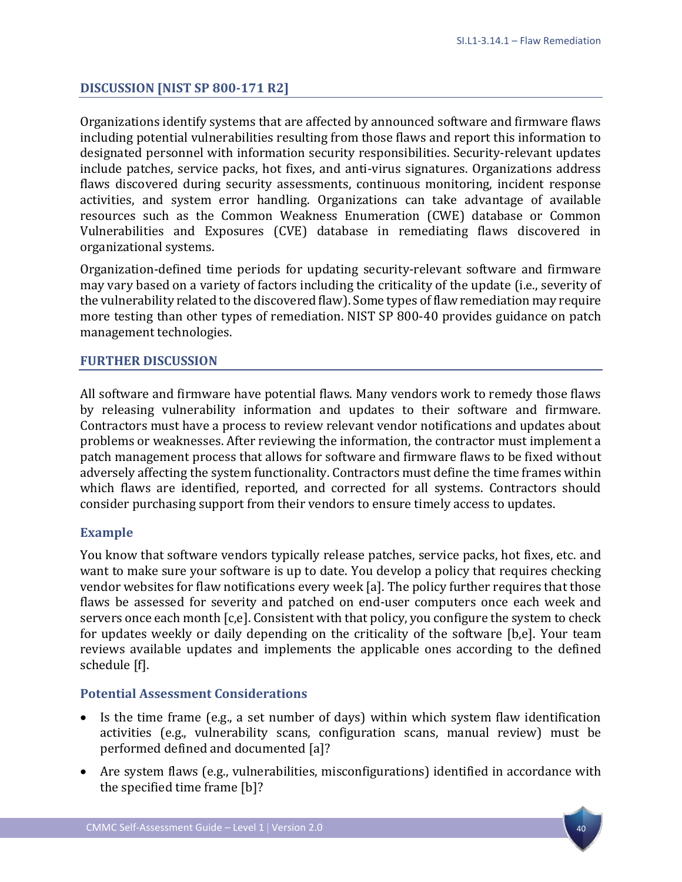## DISCUSSION [NIST SP 800-171 R2]

Organizations identify systems that are affected by announced software and firmware flaws including potential vulnerabilities resulting from those flaws and report this information to designated personnel with information security responsibilities. Security-relevant updates include patches, service packs, hot fixes, and anti-virus signatures. Organizations address flaws discovered during security assessments, continuous monitoring, incident response activities, and system error handling. Organizations can take advantage of available resources such as the Common Weakness Enumeration (CWE) database or Common Vulnerabilities and Exposures (CVE) database in remediating flaws discovered in organizational systems.

Organization-defined time periods for updating security-relevant software and firmware may vary based on a variety of factors including the criticality of the update (i.e., severity of the vulnerability related to the discovered flaw). Some types of flaw remediation may require more testing than other types of remediation. NIST SP 800-40 provides guidance on patch management technologies.

## FURTHER DISCUSSION

All software and firmware have potential flaws. Many vendors work to remedy those flaws by releasing vulnerability information and updates to their software and firmware. Contractors must have a process to review relevant vendor notifications and updates about problems or weaknesses. After reviewing the information, the contractor must implement a patch management process that allows for software and firmware flaws to be fixed without adversely affecting the system functionality. Contractors must define the time frames within which flaws are identified, reported, and corrected for all systems. Contractors should consider purchasing support from their vendors to ensure timely access to updates.

### Example

You know that software vendors typically release patches, service packs, hot fixes, etc. and want to make sure your software is up to date. You develop a policy that requires checking vendor websites for flaw notifications every week [a]. The policy further requires that those flaws be assessed for severity and patched on end-user computers once each week and servers once each month [c,e]. Consistent with that policy, you configure the system to check for updates weekly or daily depending on the criticality of the software [b,e]. Your team reviews available updates and implements the applicable ones according to the defined schedule [f].

### Potential Assessment Considerations

- Is the time frame (e.g., a set number of days) within which system flaw identification activities (e.g., vulnerability scans, configuration scans, manual review) must be performed defined and documented [a]?
- Are system flaws (e.g., vulnerabilities, misconfigurations) identified in accordance with the specified time frame [b]?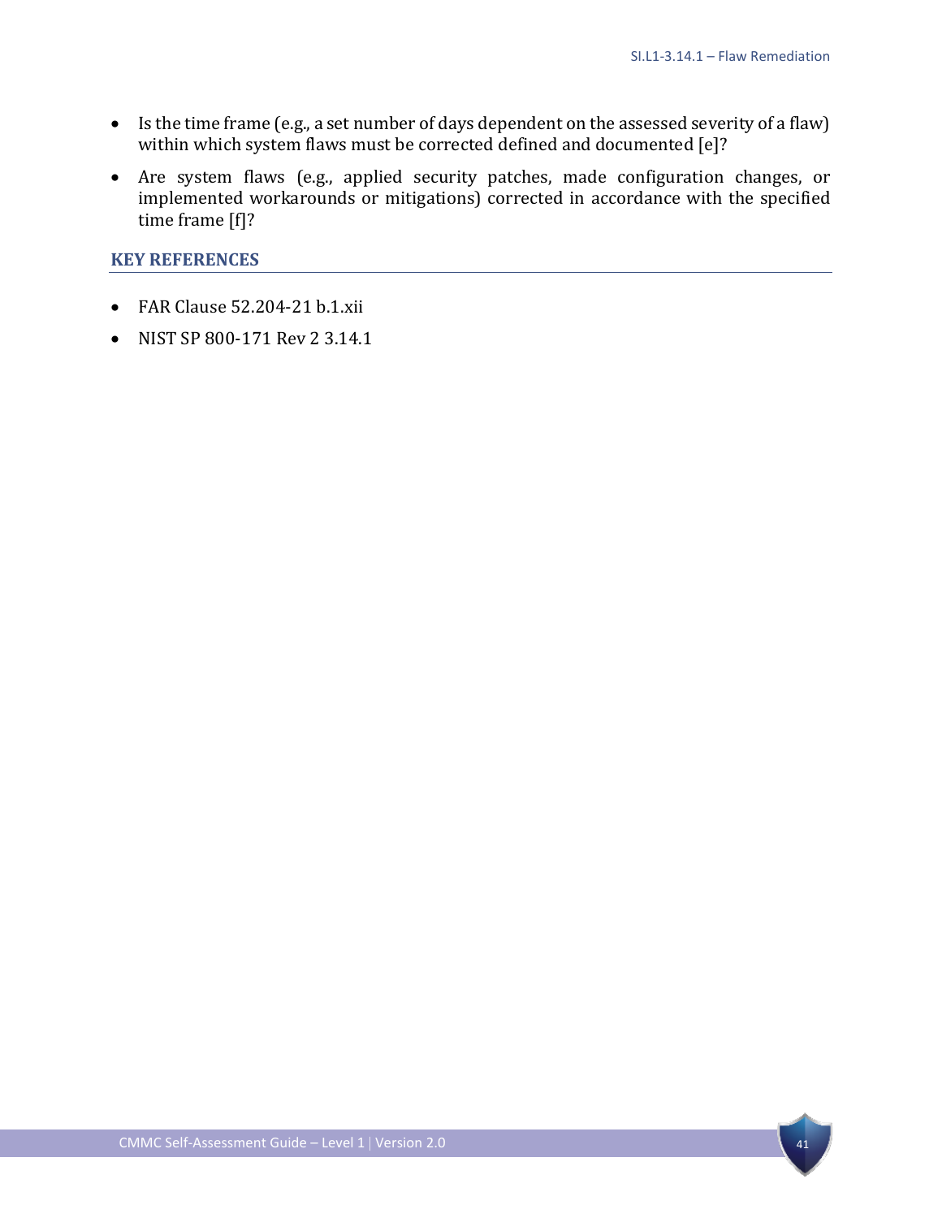- Is the time frame (e.g., a set number of days dependent on the assessed severity of a flaw) within which system flaws must be corrected defined and documented [e]?
- Are system flaws (e.g., applied security patches, made configuration changes, or implemented workarounds or mitigations) corrected in accordance with the specified time frame [f]?

## KEY REFERENCES

- FAR Clause 52.204-21 b.1.xii
- NIST SP 800-171 Rev 2 3.14.1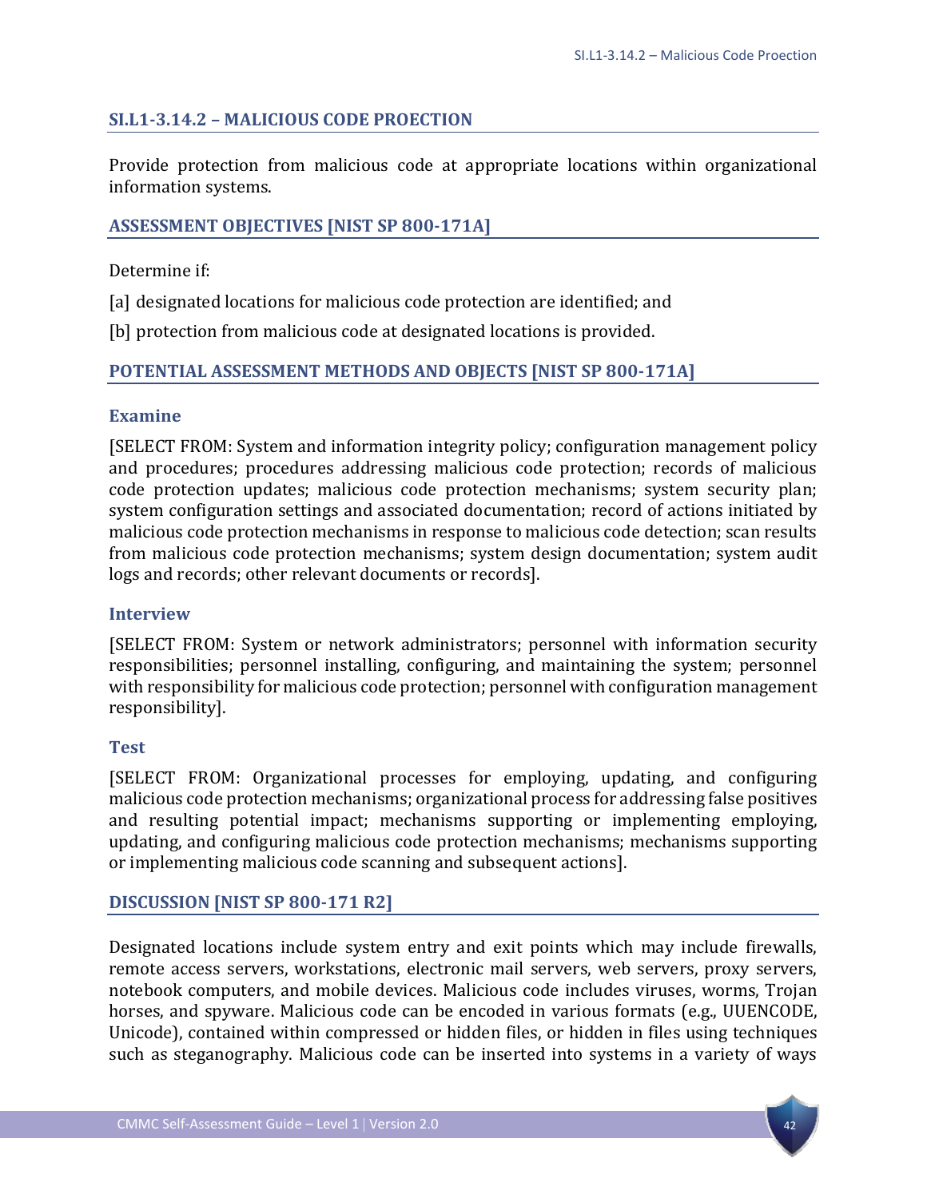## SI.L1-3.14.2 – MALICIOUS CODE PROECTION

Provide protection from malicious code at appropriate locations within organizational information systems.

### ASSESSMENT OBJECTIVES [NIST SP 800-171A]

Determine if:

[a] designated locations for malicious code protection are identified; and

[b] protection from malicious code at designated locations is provided.

### POTENTIAL ASSESSMENT METHODS AND OBJECTS [NIST SP 800-171A]

#### Examine

[SELECT FROM: System and information integrity policy; configuration management policy and procedures; procedures addressing malicious code protection; records of malicious code protection updates; malicious code protection mechanisms; system security plan; system configuration settings and associated documentation; record of actions initiated by malicious code protection mechanisms in response to malicious code detection; scan results from malicious code protection mechanisms; system design documentation; system audit logs and records; other relevant documents or records].

#### Interview

[SELECT FROM: System or network administrators; personnel with information security responsibilities; personnel installing, configuring, and maintaining the system; personnel with responsibility for malicious code protection; personnel with configuration management responsibility].

#### Test

[SELECT FROM: Organizational processes for employing, updating, and configuring malicious code protection mechanisms; organizational process for addressing false positives and resulting potential impact; mechanisms supporting or implementing employing, updating, and configuring malicious code protection mechanisms; mechanisms supporting or implementing malicious code scanning and subsequent actions].

### DISCUSSION [NIST SP 800-171 R2]

Designated locations include system entry and exit points which may include firewalls, remote access servers, workstations, electronic mail servers, web servers, proxy servers, notebook computers, and mobile devices. Malicious code includes viruses, worms, Trojan horses, and spyware. Malicious code can be encoded in various formats (e.g., UUENCODE, Unicode), contained within compressed or hidden files, or hidden in files using techniques such as steganography. Malicious code can be inserted into systems in a variety of ways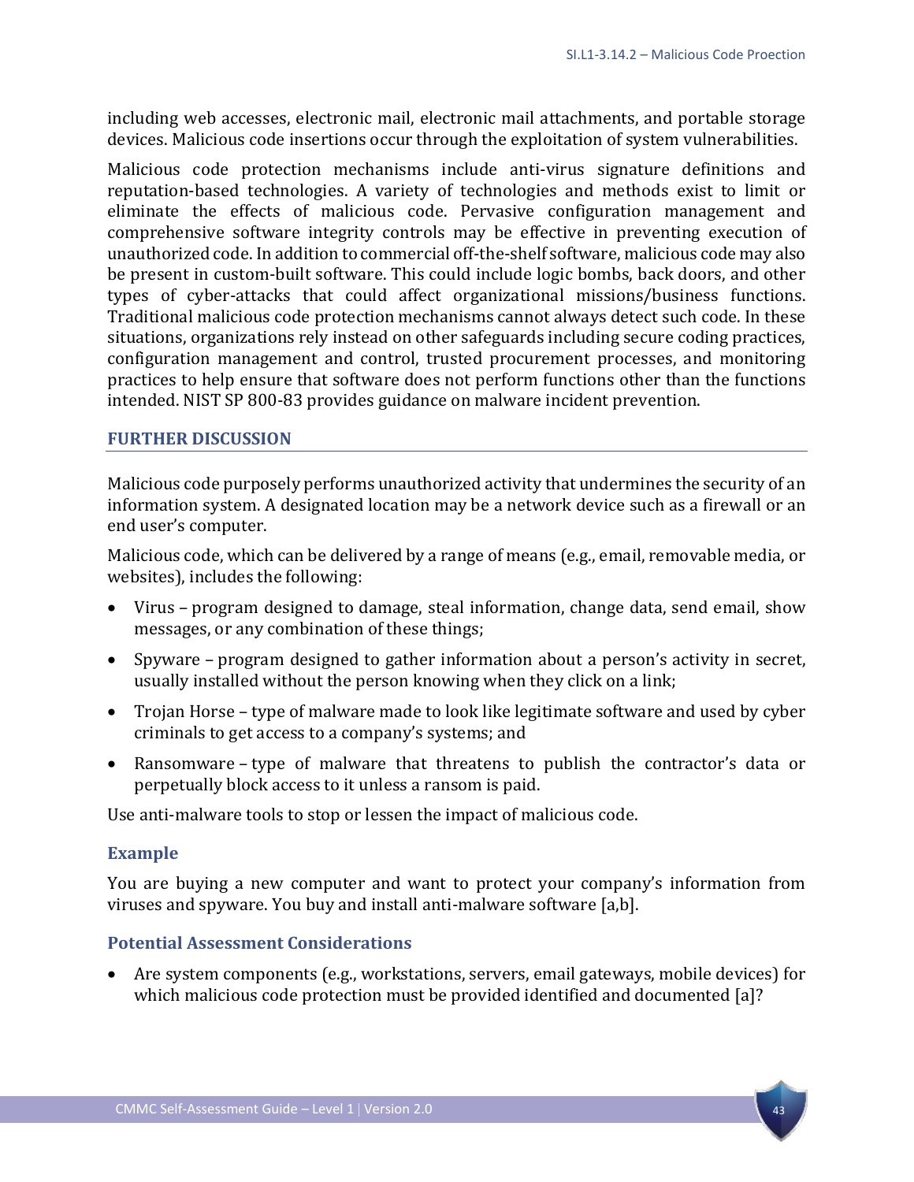including web accesses, electronic mail, electronic mail attachments, and portable storage devices. Malicious code insertions occur through the exploitation of system vulnerabilities.

Malicious code protection mechanisms include anti-virus signature definitions and reputation-based technologies. A variety of technologies and methods exist to limit or eliminate the effects of malicious code. Pervasive configuration management and comprehensive software integrity controls may be effective in preventing execution of unauthorized code. In addition to commercial off-the-shelf software, malicious code may also be present in custom-built software. This could include logic bombs, back doors, and other types of cyber-attacks that could affect organizational missions/business functions. Traditional malicious code protection mechanisms cannot always detect such code. In these situations, organizations rely instead on other safeguards including secure coding practices, configuration management and control, trusted procurement processes, and monitoring practices to help ensure that software does not perform functions other than the functions intended. NIST SP 800-83 provides guidance on malware incident prevention.

## FURTHER DISCUSSION

Malicious code purposely performs unauthorized activity that undermines the security of an information system. A designated location may be a network device such as a firewall or an end user's computer.

Malicious code, which can be delivered by a range of means (e.g., email, removable media, or websites), includes the following:

- Virus – program designed to damage, steal information, change data, send email, show messages, or any combination of these things;
- Spyware – program designed to gather information about a person's activity in secret, usually installed without the person knowing when they click on a link;
- Trojan Horse – type of malware made to look like legitimate software and used by cyber criminals to get access to a company's systems; and
- Ransomware – type of malware that threatens to publish the contractor's data or perpetually block access to it unless a ransom is paid.

Use anti-malware tools to stop or lessen the impact of malicious code.

### Example

You are buying a new computer and want to protect your company's information from viruses and spyware. You buy and install anti-malware software [a,b].

### Potential Assessment Considerations

- Are system components (e.g., workstations, servers, email gateways, mobile devices) for which malicious code protection must be provided identified and documented [a]?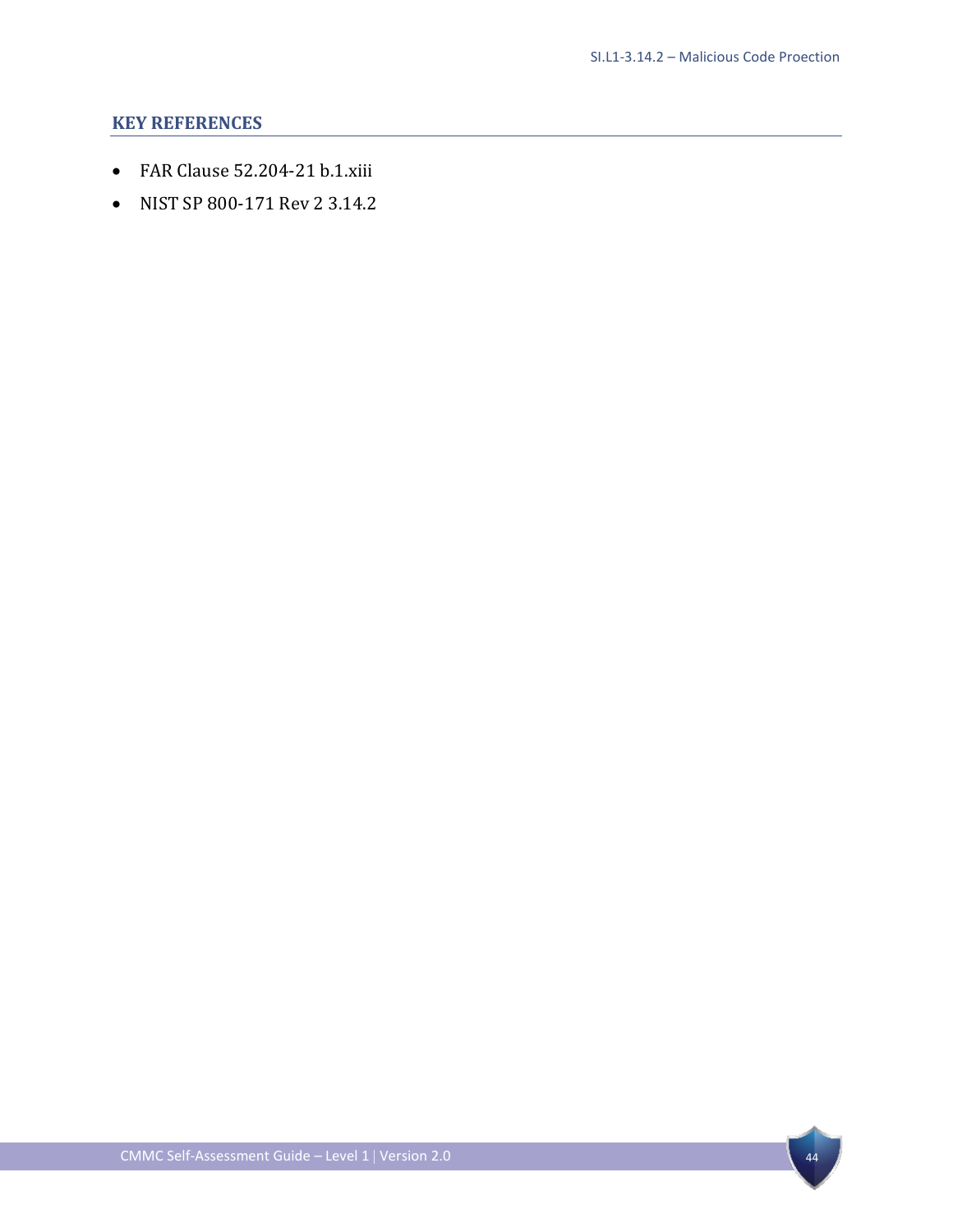## KEY REFERENCES

- FAR Clause 52.204-21 b.1.xiii
- NIST SP 800-171 Rev 2 3.14.2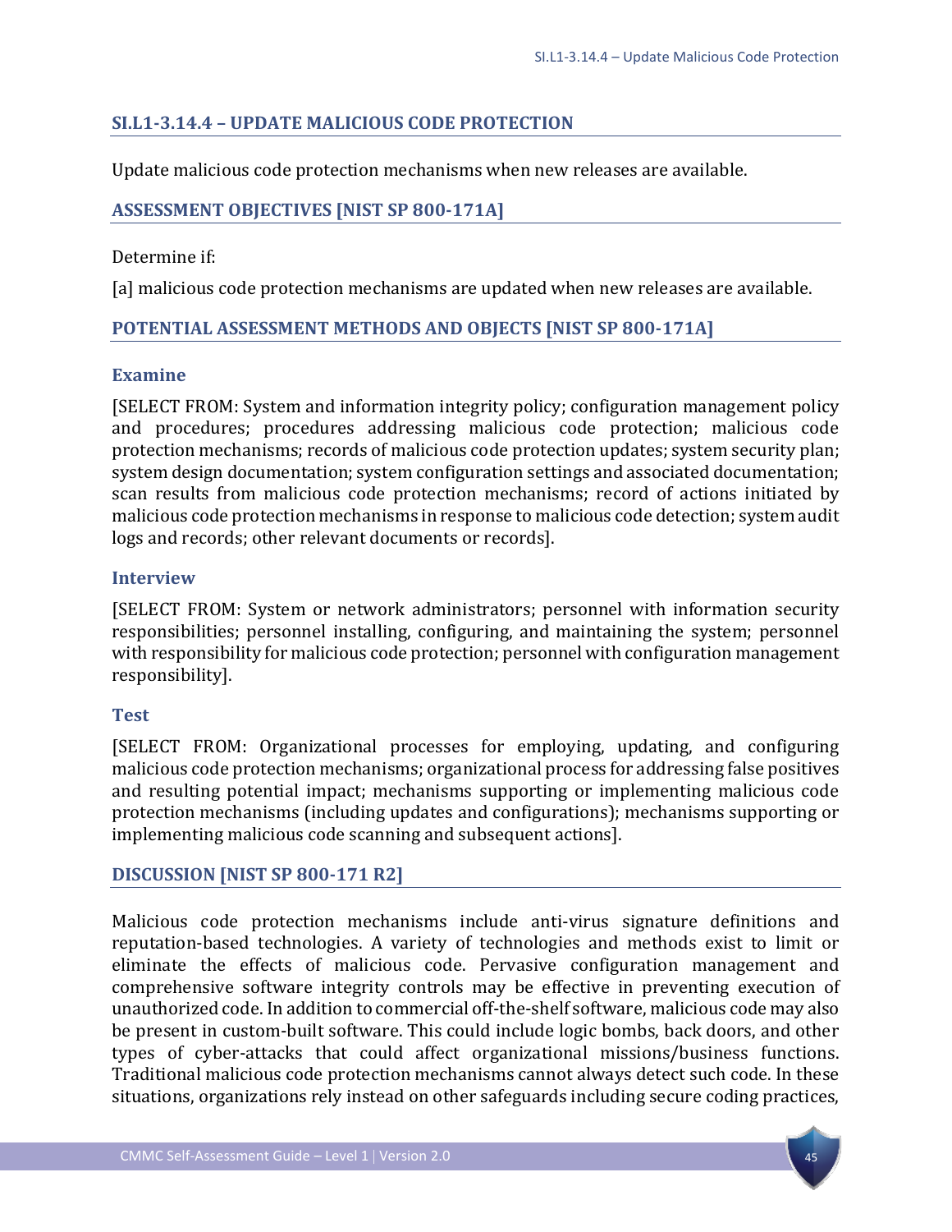## SI.L1-3.14.4 – UPDATE MALICIOUS CODE PROTECTION

Update malicious code protection mechanisms when new releases are available.

### ASSESSMENT OBJECTIVES [NIST SP 800-171A]

Determine if:

[a] malicious code protection mechanisms are updated when new releases are available.

### POTENTIAL ASSESSMENT METHODS AND OBJECTS [NIST SP 800-171A]

#### Examine

[SELECT FROM: System and information integrity policy; configuration management policy and procedures; procedures addressing malicious code protection; malicious code protection mechanisms; records of malicious code protection updates; system security plan; system design documentation; system configuration settings and associated documentation; scan results from malicious code protection mechanisms; record of actions initiated by malicious code protection mechanisms in response to malicious code detection; system audit logs and records; other relevant documents or records].

#### Interview

[SELECT FROM: System or network administrators; personnel with information security responsibilities; personnel installing, configuring, and maintaining the system; personnel with responsibility for malicious code protection; personnel with configuration management responsibility].

#### Test

[SELECT FROM: Organizational processes for employing, updating, and configuring malicious code protection mechanisms; organizational process for addressing false positives and resulting potential impact; mechanisms supporting or implementing malicious code protection mechanisms (including updates and configurations); mechanisms supporting or implementing malicious code scanning and subsequent actions].

### DISCUSSION [NIST SP 800-171 R2]

Malicious code protection mechanisms include anti-virus signature definitions and reputation-based technologies. A variety of technologies and methods exist to limit or eliminate the effects of malicious code. Pervasive configuration management and comprehensive software integrity controls may be effective in preventing execution of unauthorized code. In addition to commercial off-the-shelf software, malicious code may also be present in custom-built software. This could include logic bombs, back doors, and other types of cyber-attacks that could affect organizational missions/business functions. Traditional malicious code protection mechanisms cannot always detect such code. In these situations, organizations rely instead on other safeguards including secure coding practices,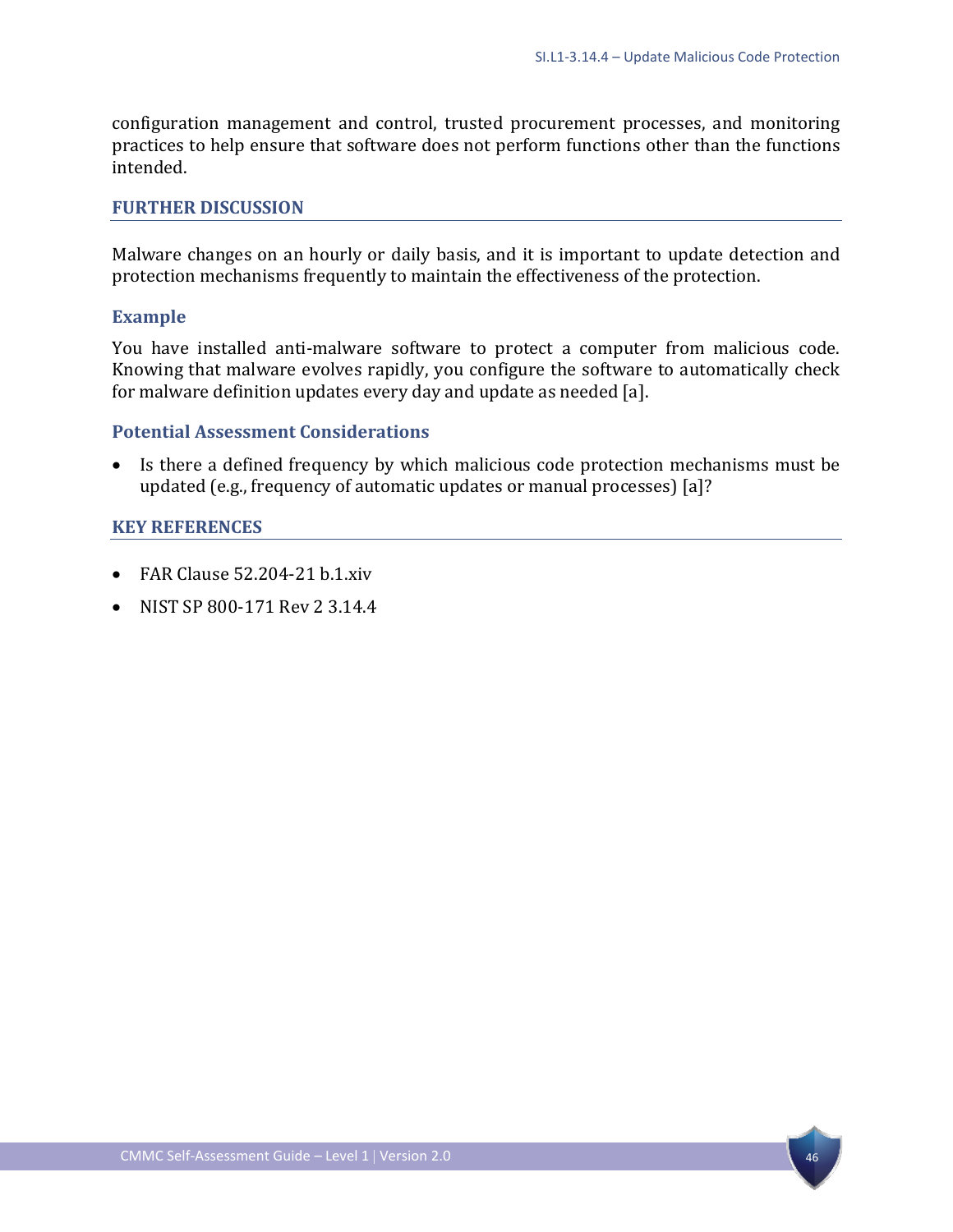configuration management and control, trusted procurement processes, and monitoring practices to help ensure that software does not perform functions other than the functions intended.

## FURTHER DISCUSSION

Malware changes on an hourly or daily basis, and it is important to update detection and protection mechanisms frequently to maintain the effectiveness of the protection.

### Example

You have installed anti-malware software to protect a computer from malicious code. Knowing that malware evolves rapidly, you configure the software to automatically check for malware definition updates every day and update as needed [a].

### Potential Assessment Considerations

- Is there a defined frequency by which malicious code protection mechanisms must be updated (e.g., frequency of automatic updates or manual processes) [a]?

## KEY REFERENCES

- FAR Clause 52.204-21 b.1.xiv
- NIST SP 800-171 Rev 2 3.14.4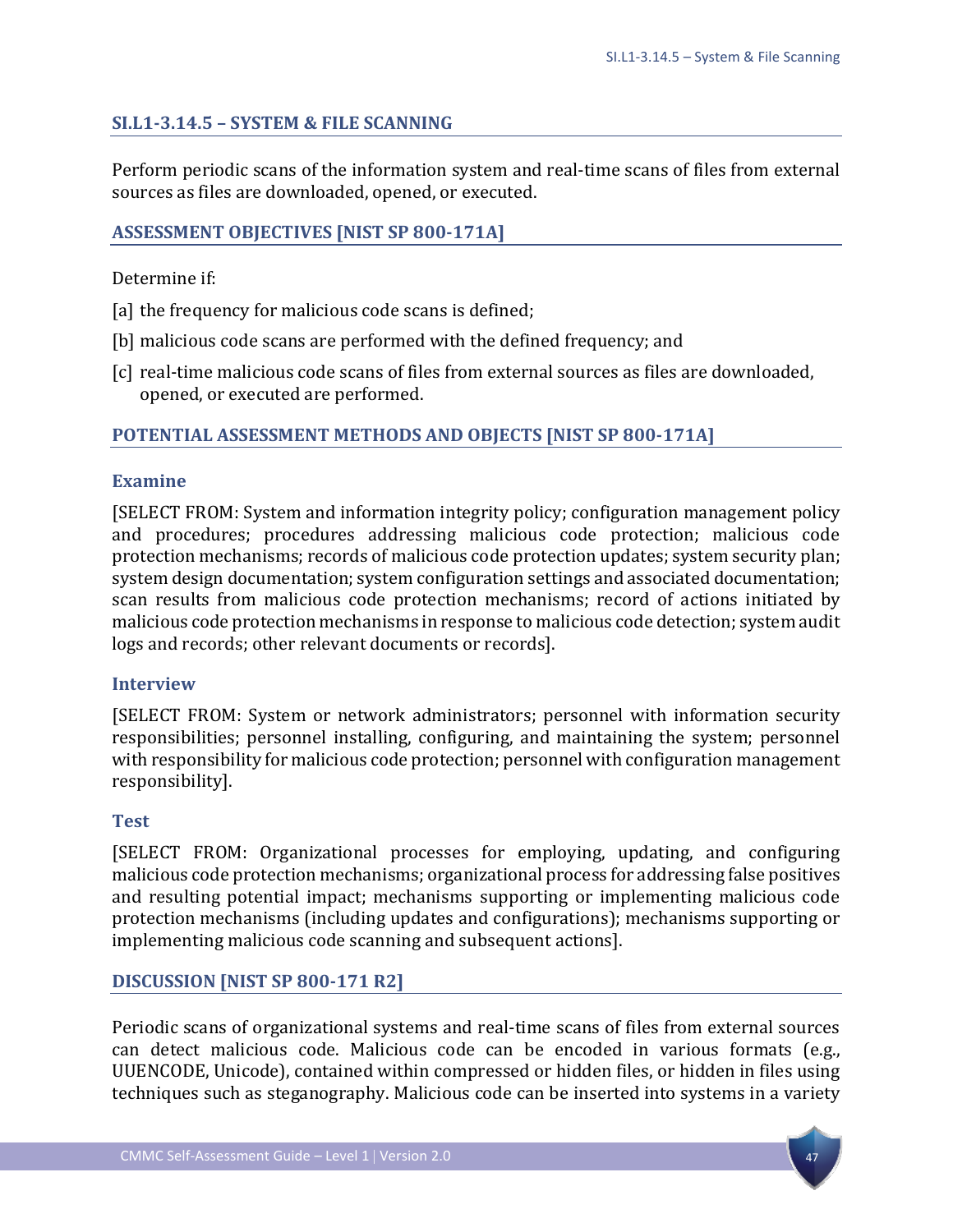## SI.L1-3.14.5 – SYSTEM & FILE SCANNING

Perform periodic scans of the information system and real-time scans of files from external sources as files are downloaded, opened, or executed.

### ASSESSMENT OBJECTIVES [NIST SP 800-171A]

Determine if:

[a] the frequency for malicious code scans is defined;

[b] malicious code scans are performed with the defined frequency; and

[c] real-time malicious code scans of files from external sources as files are downloaded, opened, or executed are performed.

### POTENTIAL ASSESSMENT METHODS AND OBJECTS [NIST SP 800-171A]

#### Examine

[SELECT FROM: System and information integrity policy; configuration management policy and procedures; procedures addressing malicious code protection; malicious code protection mechanisms; records of malicious code protection updates; system security plan; system design documentation; system configuration settings and associated documentation; scan results from malicious code protection mechanisms; record of actions initiated by malicious code protection mechanisms in response to malicious code detection; system audit logs and records; other relevant documents or records].

#### Interview

[SELECT FROM: System or network administrators; personnel with information security responsibilities; personnel installing, configuring, and maintaining the system; personnel with responsibility for malicious code protection; personnel with configuration management responsibility].

#### Test

[SELECT FROM: Organizational processes for employing, updating, and configuring malicious code protection mechanisms; organizational process for addressing false positives and resulting potential impact; mechanisms supporting or implementing malicious code protection mechanisms (including updates and configurations); mechanisms supporting or implementing malicious code scanning and subsequent actions].

### DISCUSSION [NIST SP 800-171 R2]

Periodic scans of organizational systems and real-time scans of files from external sources can detect malicious code. Malicious code can be encoded in various formats (e.g., UUENCODE, Unicode), contained within compressed or hidden files, or hidden in files using techniques such as steganography. Malicious code can be inserted into systems in a variety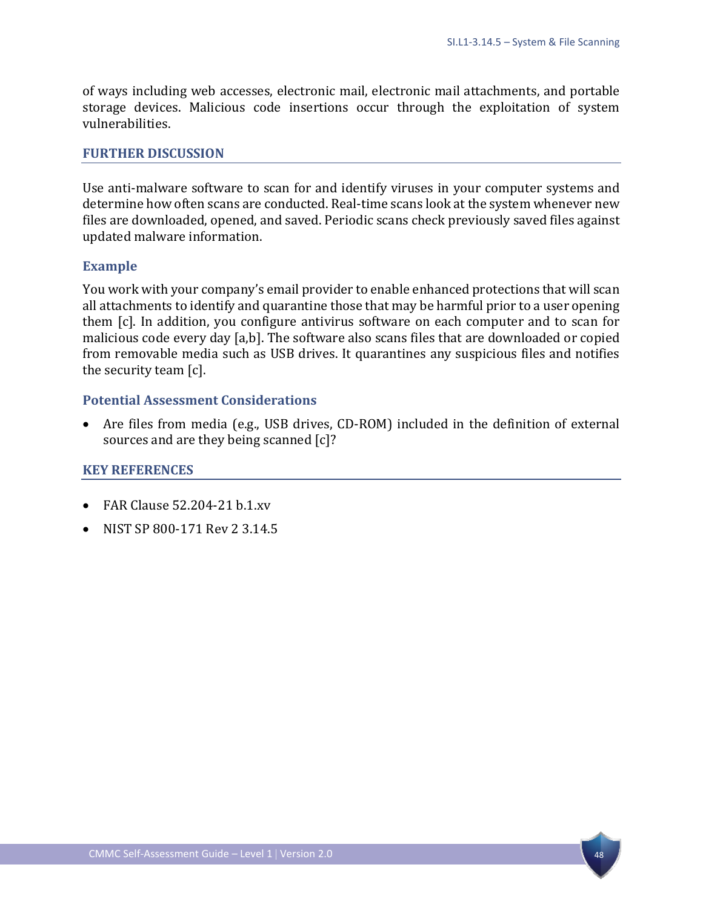of ways including web accesses, electronic mail, electronic mail attachments, and portable storage devices. Malicious code insertions occur through the exploitation of system vulnerabilities.

## FURTHER DISCUSSION

Use anti-malware software to scan for and identify viruses in your computer systems and determine how often scans are conducted. Real-time scans look at the system whenever new files are downloaded, opened, and saved. Periodic scans check previously saved files against updated malware information.

### Example

You work with your company's email provider to enable enhanced protections that will scan all attachments to identify and quarantine those that may be harmful prior to a user opening them [c]. In addition, you configure antivirus software on each computer and to scan for malicious code every day [a,b]. The software also scans files that are downloaded or copied from removable media such as USB drives. It quarantines any suspicious files and notifies the security team [c].

### Potential Assessment Considerations

- Are files from media (e.g., USB drives, CD-ROM) included in the definition of external sources and are they being scanned [c]?

## KEY REFERENCES

- FAR Clause 52.204-21 b.1.xv
- NIST SP 800-171 Rev 2 3.14.5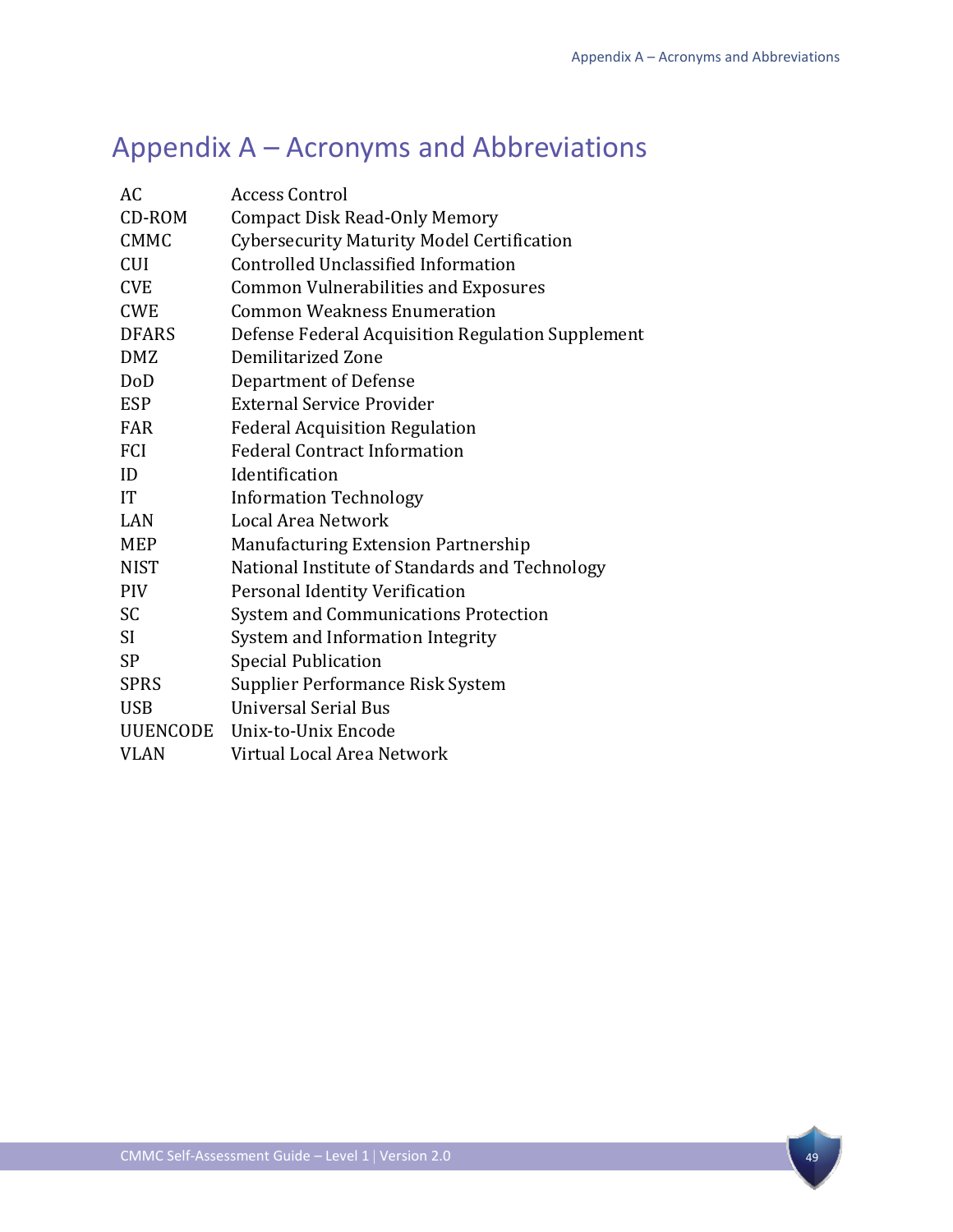# Appendix A – Acronyms and Abbreviations

| | |
|---|---|
| AC | Access Control |
| CD-ROM | Compact Disk Read-Only Memory |
| CMMC | Cybersecurity Maturity Model Certification |
| CUI | Controlled Unclassified Information |
| CVE | Common Vulnerabilities and Exposures |
| CWE | Common Weakness Enumeration |
| DFARS | Defense Federal Acquisition Regulation Supplement |
| DMZ | Demilitarized Zone |
| DoD | Department of Defense |
| ESP | External Service Provider |
| FAR | Federal Acquisition Regulation |
| FCI | Federal Contract Information |
| ID | Identification |
| IT | Information Technology |
| LAN | Local Area Network |
| MEP | Manufacturing Extension Partnership |
| NIST | National Institute of Standards and Technology |
| PIV | Personal Identity Verification |
| SC | System and Communications Protection |
| SI | System and Information Integrity |
| SP | Special Publication |
| SPRS | Supplier Performance Risk System |
| USB | Universal Serial Bus |
| UUENCODE | Unix-to-Unix Encode |
| VLAN | Virtual Local Area Network |